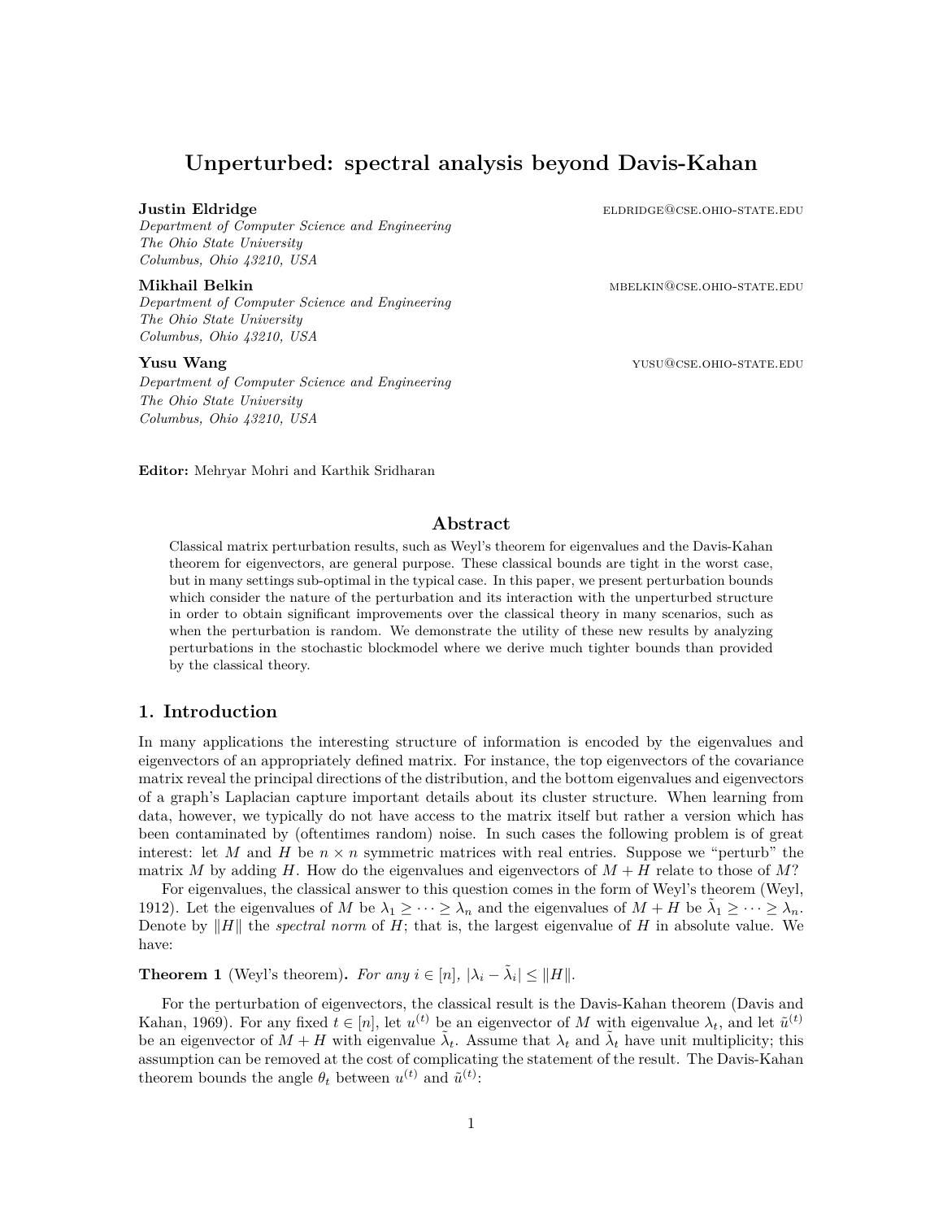# Unperturbed: spectral analysis beyond Davis-Kahan

**Justin Eldridge** eldridge@cse.ohio-state.edu
*Department of Computer Science and Engineering*
*The Ohio State University*
*Columbus, Ohio 43210, USA*

**Mikhail Belkin** mbelkin@cse.ohio-state.edu
*Department of Computer Science and Engineering*
*The Ohio State University*
*Columbus, Ohio 43210, USA*

**Yusu Wang** yusu@cse.ohio-state.edu
*Department of Computer Science and Engineering*
*The Ohio State University*
*Columbus, Ohio 43210, USA*

**Editor:** Mehryar Mohri and Karthik Sridharan

## Abstract

Classical matrix perturbation results, such as Weyl's theorem for eigenvalues and the Davis-Kahan theorem for eigenvectors, are general purpose. These classical bounds are tight in the worst case, but in many settings sub-optimal in the typical case. In this paper, we present perturbation bounds which consider the nature of the perturbation and its interaction with the unperturbed structure in order to obtain significant improvements over the classical theory in many scenarios, such as when the perturbation is random. We demonstrate the utility of these new results by analyzing perturbations in the stochastic blockmodel where we derive much tighter bounds than provided by the classical theory.

## 1. Introduction

In many applications the interesting structure of information is encoded by the eigenvalues and eigenvectors of an appropriately defined matrix. For instance, the top eigenvectors of the covariance matrix reveal the principal directions of the distribution, and the bottom eigenvalues and eigenvectors of a graph's Laplacian capture important details about its cluster structure. When learning from data, however, we typically do not have access to the matrix itself but rather a version which has been contaminated by (oftentimes random) noise. In such cases the following problem is of great interest: let $M$ and $H$ be $n \times n$ symmetric matrices with real entries. Suppose we "perturb" the matrix $M$ by adding $H$. How do the eigenvalues and eigenvectors of $M + H$ relate to those of $M$?

For eigenvalues, the classical answer to this question comes in the form of Weyl's theorem (Weyl, 1912). Let the eigenvalues of $M$ be $\lambda_1 \geq \cdots \geq \lambda_n$ and the eigenvalues of $M + H$ be $\tilde{\lambda}_1 \geq \cdots \geq \lambda_n$. Denote by $\|H\|$ the *spectral norm* of $H$; that is, the largest eigenvalue of $H$ in absolute value. We have:

**Theorem 1** (Weyl's theorem)**.** *For any $i \in [n]$, $|\lambda_i - \tilde{\lambda}_i| \leq \|H\|$.*

For the perturbation of eigenvectors, the classical result is the Davis-Kahan theorem (Davis and Kahan, 1969). For any fixed $t \in [n]$, let $u^{(t)}$ be an eigenvector of $M$ with eigenvalue $\lambda_t$, and let $\tilde{u}^{(t)}$ be an eigenvector of $M + H$ with eigenvalue $\tilde{\lambda}_t$. Assume that $\lambda_t$ and $\tilde{\lambda}_t$ have unit multiplicity; this assumption can be removed at the cost of complicating the statement of the result. The Davis-Kahan theorem bounds the angle $\theta_t$ between $u^{(t)}$ and $\tilde{u}^{(t)}$: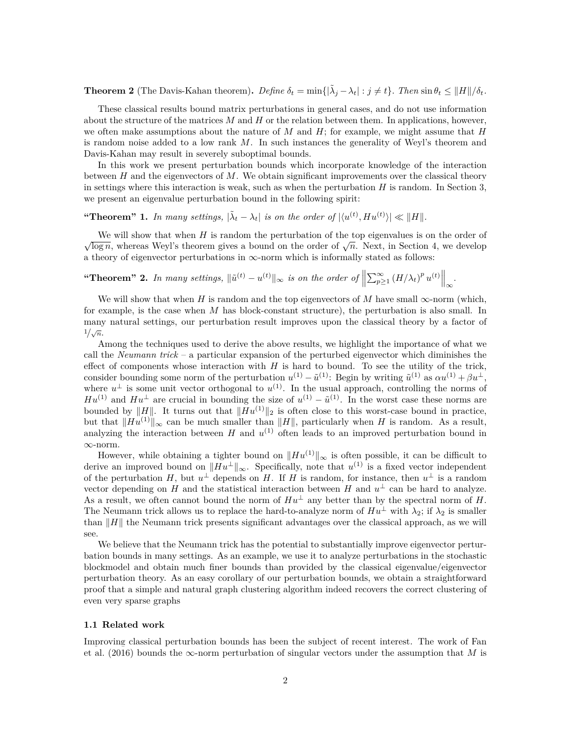**Theorem 2** (The Davis-Kahan theorem)**.** *Define* $\delta_t = \min\{|\tilde{\lambda}_j - \lambda_t| : j \neq t\}$*. Then* $\sin\theta_t \leq \|H\|/\delta_t$*.*

These classical results bound matrix perturbations in general cases, and do not use information about the structure of the matrices $M$ and $H$ or the relation between them. In applications, however, we often make assumptions about the nature of $M$ and $H$; for example, we might assume that $H$ is random noise added to a low rank $M$. In such instances the generality of Weyl's theorem and Davis-Kahan may result in severely suboptimal bounds.

In this work we present perturbation bounds which incorporate knowledge of the interaction between $H$ and the eigenvectors of $M$. We obtain significant improvements over the classical theory in settings where this interaction is weak, such as when the perturbation $H$ is random. In Section 3, we present an eigenvalue perturbation bound in the following spirit:

**"Theorem" 1.** *In many settings,* $|\tilde{\lambda}_t - \lambda_t|$ *is on the order of* $|\langle u^{(t)}, Hu^{(t)}\rangle| \ll \|H\|$*.*

We will show that when $H$ is random the perturbation of the top eigenvalues is on the order of $\sqrt{\log n}$, whereas Weyl's theorem gives a bound on the order of $\sqrt{n}$. Next, in Section 4, we develop a theory of eigenvector perturbations in $\infty$-norm which is informally stated as follows:

**"Theorem" 2.** *In many settings,* $\|\tilde{u}^{(t)} - u^{(t)}\|_\infty$ *is on the order of* $\left\|\sum_{p\geq 1}^{\infty} (H/\lambda_t)^p u^{(t)}\right\|_\infty$*.*

We will show that when $H$ is random and the top eigenvectors of $M$ have small $\infty$-norm (which, for example, is the case when $M$ has block-constant structure), the perturbation is also small. In many natural settings, our perturbation result improves upon the classical theory by a factor of $1/\sqrt{n}$.

Among the techniques used to derive the above results, we highlight the importance of what we call the *Neumann trick* – a particular expansion of the perturbed eigenvector which diminishes the effect of components whose interaction with $H$ is hard to bound. To see the utility of the trick, consider bounding some norm of the perturbation $u^{(1)} - \tilde{u}^{(1)}$: Begin by writing $\tilde{u}^{(1)}$ as $\alpha u^{(1)} + \beta u^{\perp}$, where $u^{\perp}$ is some unit vector orthogonal to $u^{(1)}$. In the usual approach, controlling the norms of $Hu^{(1)}$ and $Hu^{\perp}$ are crucial in bounding the size of $u^{(1)} - \tilde{u}^{(1)}$. In the worst case these norms are bounded by $\|H\|$. It turns out that $\|Hu^{(1)}\|_2$ is often close to this worst-case bound in practice, but that $\|Hu^{(1)}\|_\infty$ can be much smaller than $\|H\|$, particularly when $H$ is random. As a result, analyzing the interaction between $H$ and $u^{(1)}$ often leads to an improved perturbation bound in $\infty$-norm.

However, while obtaining a tighter bound on $\|Hu^{(1)}\|_\infty$ is often possible, it can be difficult to derive an improved bound on $\|Hu^{\perp}\|_\infty$. Specifically, note that $u^{(1)}$ is a fixed vector independent of the perturbation $H$, but $u^{\perp}$ depends on $H$. If $H$ is random, for instance, then $u^{\perp}$ is a random vector depending on $H$ and the statistical interaction between $H$ and $u^{\perp}$ can be hard to analyze. As a result, we often cannot bound the norm of $Hu^{\perp}$ any better than by the spectral norm of $H$. The Neumann trick allows us to replace the hard-to-analyze norm of $Hu^{\perp}$ with $\lambda_2$; if $\lambda_2$ is smaller than $\|H\|$ the Neumann trick presents significant advantages over the classical approach, as we will see.

We believe that the Neumann trick has the potential to substantially improve eigenvector perturbation bounds in many settings. As an example, we use it to analyze perturbations in the stochastic blockmodel and obtain much finer bounds than provided by the classical eigenvalue/eigenvector perturbation theory. As an easy corollary of our perturbation bounds, we obtain a straightforward proof that a simple and natural graph clustering algorithm indeed recovers the correct clustering of even very sparse graphs

### 1.1 Related work

Improving classical perturbation bounds has been the subject of recent interest. The work of Fan et al. (2016) bounds the $\infty$-norm perturbation of singular vectors under the assumption that $M$ is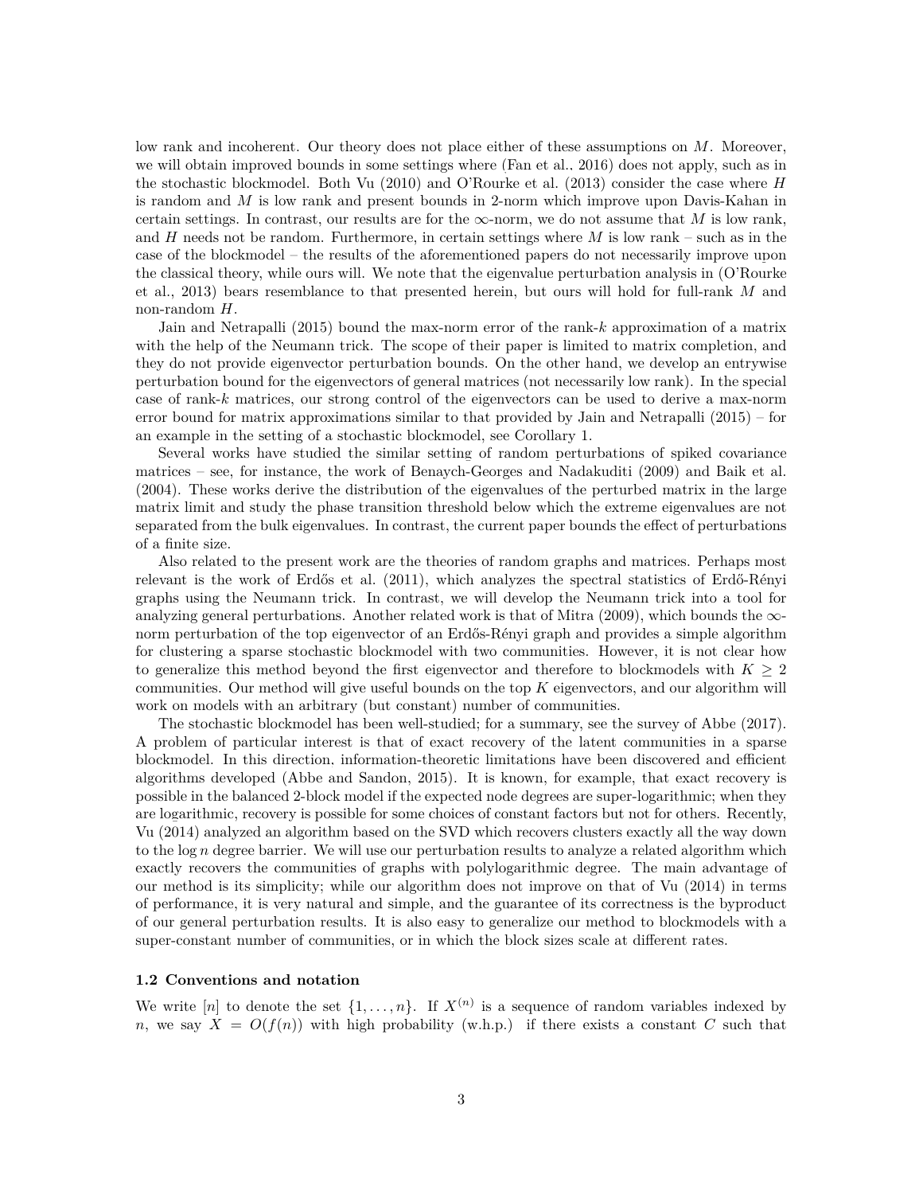low rank and incoherent. Our theory does not place either of these assumptions on $M$. Moreover, we will obtain improved bounds in some settings where (Fan et al., 2016) does not apply, such as in the stochastic blockmodel. Both Vu (2010) and O'Rourke et al. (2013) consider the case where $H$ is random and $M$ is low rank and present bounds in 2-norm which improve upon Davis-Kahan in certain settings. In contrast, our results are for the $\infty$-norm, we do not assume that $M$ is low rank, and $H$ needs not be random. Furthermore, in certain settings where $M$ is low rank – such as in the case of the blockmodel – the results of the aforementioned papers do not necessarily improve upon the classical theory, while ours will. We note that the eigenvalue perturbation analysis in (O'Rourke et al., 2013) bears resemblance to that presented herein, but ours will hold for full-rank $M$ and non-random $H$.

Jain and Netrapalli (2015) bound the max-norm error of the rank-$k$ approximation of a matrix with the help of the Neumann trick. The scope of their paper is limited to matrix completion, and they do not provide eigenvector perturbation bounds. On the other hand, we develop an entrywise perturbation bound for the eigenvectors of general matrices (not necessarily low rank). In the special case of rank-$k$ matrices, our strong control of the eigenvectors can be used to derive a max-norm error bound for matrix approximations similar to that provided by Jain and Netrapalli (2015) – for an example in the setting of a stochastic blockmodel, see Corollary 1.

Several works have studied the similar setting of random perturbations of spiked covariance matrices – see, for instance, the work of Benaych-Georges and Nadakuditi (2009) and Baik et al. (2004). These works derive the distribution of the eigenvalues of the perturbed matrix in the large matrix limit and study the phase transition threshold below which the extreme eigenvalues are not separated from the bulk eigenvalues. In contrast, the current paper bounds the effect of perturbations of a finite size.

Also related to the present work are the theories of random graphs and matrices. Perhaps most relevant is the work of Erdős et al. (2011), which analyzes the spectral statistics of Erdő-Rényi graphs using the Neumann trick. In contrast, we will develop the Neumann trick into a tool for analyzing general perturbations. Another related work is that of Mitra (2009), which bounds the $\infty$-norm perturbation of the top eigenvector of an Erdős-Rényi graph and provides a simple algorithm for clustering a sparse stochastic blockmodel with two communities. However, it is not clear how to generalize this method beyond the first eigenvector and therefore to blockmodels with $K \geq 2$ communities. Our method will give useful bounds on the top $K$ eigenvectors, and our algorithm will work on models with an arbitrary (but constant) number of communities.

The stochastic blockmodel has been well-studied; for a summary, see the survey of Abbe (2017). A problem of particular interest is that of exact recovery of the latent communities in a sparse blockmodel. In this direction, information-theoretic limitations have been discovered and efficient algorithms developed (Abbe and Sandon, 2015). It is known, for example, that exact recovery is possible in the balanced 2-block model if the expected node degrees are super-logarithmic; when they are logarithmic, recovery is possible for some choices of constant factors but not for others. Recently, Vu (2014) analyzed an algorithm based on the SVD which recovers clusters exactly all the way down to the $\log n$ degree barrier. We will use our perturbation results to analyze a related algorithm which exactly recovers the communities of graphs with polylogarithmic degree. The main advantage of our method is its simplicity; while our algorithm does not improve on that of Vu (2014) in terms of performance, it is very natural and simple, and the guarantee of its correctness is the byproduct of our general perturbation results. It is also easy to generalize our method to blockmodels with a super-constant number of communities, or in which the block sizes scale at different rates.

### 1.2 Conventions and notation

We write $[n]$ to denote the set $\{1, \ldots, n\}$. If $X^{(n)}$ is a sequence of random variables indexed by $n$, we say $X = O(f(n))$ with high probability (w.h.p.) if there exists a constant $C$ such that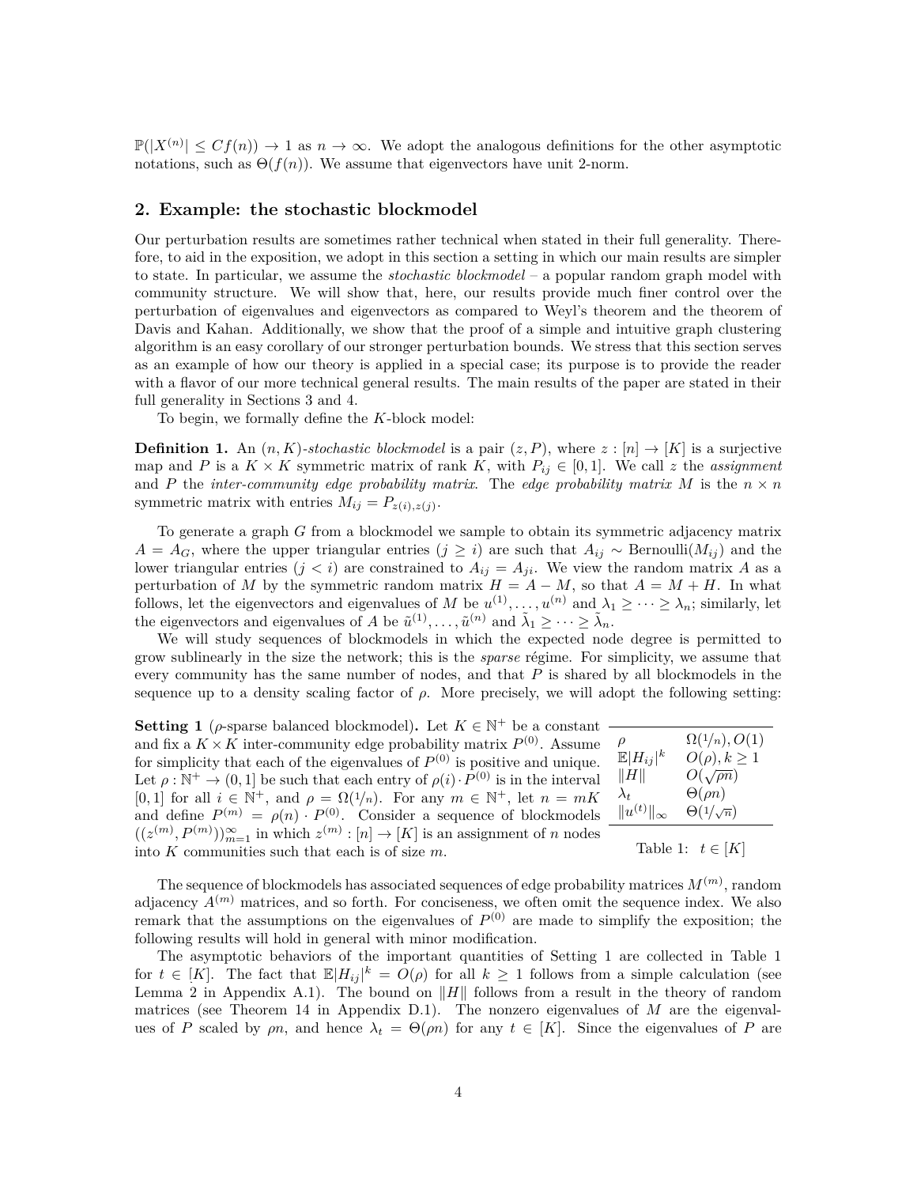$\mathbb{P}(|X^{(n)}| \leq Cf(n)) \to 1$ as $n \to \infty$. We adopt the analogous definitions for the other asymptotic notations, such as $\Theta(f(n))$. We assume that eigenvectors have unit 2-norm.

## 2. Example: the stochastic blockmodel

Our perturbation results are sometimes rather technical when stated in their full generality. Therefore, to aid in the exposition, we adopt in this section a setting in which our main results are simpler to state. In particular, we assume the *stochastic blockmodel* – a popular random graph model with community structure. We will show that, here, our results provide much finer control over the perturbation of eigenvalues and eigenvectors as compared to Weyl's theorem and the theorem of Davis and Kahan. Additionally, we show that the proof of a simple and intuitive graph clustering algorithm is an easy corollary of our stronger perturbation bounds. We stress that this section serves as an example of how our theory is applied in a special case; its purpose is to provide the reader with a flavor of our more technical general results. The main results of the paper are stated in their full generality in Sections 3 and 4.

To begin, we formally define the $K$-block model:

**Definition 1.** An $(n, K)$-*stochastic blockmodel* is a pair $(z, P)$, where $z : [n] \to [K]$ is a surjective map and $P$ is a $K \times K$ symmetric matrix of rank $K$, with $P_{ij} \in [0, 1]$. We call $z$ the *assignment* and $P$ the *inter-community edge probability matrix*. The *edge probability matrix* $M$ is the $n \times n$ symmetric matrix with entries $M_{ij} = P_{z(i),z(j)}$.

To generate a graph $G$ from a blockmodel we sample to obtain its symmetric adjacency matrix $A = A_G$, where the upper triangular entries ($j \geq i$) are such that $A_{ij} \sim \text{Bernoulli}(M_{ij})$ and the lower triangular entries ($j < i$) are constrained to $A_{ij} = A_{ji}$. We view the random matrix $A$ as a perturbation of $M$ by the symmetric random matrix $H = A - M$, so that $A = M + H$. In what follows, let the eigenvectors and eigenvalues of $M$ be $u^{(1)}, \ldots, u^{(n)}$ and $\lambda_1 \geq \cdots \geq \lambda_n$; similarly, let the eigenvectors and eigenvalues of $A$ be $\tilde{u}^{(1)}, \ldots, \tilde{u}^{(n)}$ and $\tilde{\lambda}_1 \geq \cdots \geq \tilde{\lambda}_n$.

We will study sequences of blockmodels in which the expected node degree is permitted to grow sublinearly in the size the network; this is the *sparse* régime. For simplicity, we assume that every community has the same number of nodes, and that $P$ is shared by all blockmodels in the sequence up to a density scaling factor of $\rho$. More precisely, we will adopt the following setting:

**Setting 1** ($\rho$-sparse balanced blockmodel)**.** Let $K \in \mathbb{N}^+$ be a constant and fix a $K \times K$ inter-community edge probability matrix $P^{(0)}$. Assume for simplicity that each of the eigenvalues of $P^{(0)}$ is positive and unique. Let $\rho : \mathbb{N}^+ \to (0, 1]$ be such that each entry of $\rho(i) \cdot P^{(0)}$ is in the interval $[0, 1]$ for all $i \in \mathbb{N}^+$, and $\rho = \Omega(1/n)$. For any $m \in \mathbb{N}^+$, let $n = mK$ and define $P^{(m)} = \rho(n) \cdot P^{(0)}$. Consider a sequence of blockmodels $((z^{(m)}, P^{(m)}))_{m=1}^{\infty}$ in which $z^{(m)} : [n] \to [K]$ is an assignment of $n$ nodes into $K$ communities such that each is of size $m$.

| | |
|---|---|
| $\rho$ | $\Omega(1/n), O(1)$ |
| $\mathbb{E}\lvert H_{ij}\rvert^k$ | $O(\rho), k \geq 1$ |
| $\lVert H\rVert$ | $O(\sqrt{\rho n})$ |
| $\lambda_t$ | $\Theta(\rho n)$ |
| $\lVert u^{(t)}\rVert_\infty$ | $\Theta(1/\sqrt{n})$ |

Table 1: $t \in [K]$

The sequence of blockmodels has associated sequences of edge probability matrices $M^{(m)}$, random adjacency $A^{(m)}$ matrices, and so forth. For conciseness, we often omit the sequence index. We also remark that the assumptions on the eigenvalues of $P^{(0)}$ are made to simplify the exposition; the following results will hold in general with minor modification.

The asymptotic behaviors of the important quantities of Setting 1 are collected in Table 1 for $t \in [K]$. The fact that $\mathbb{E}|H_{ij}|^k = O(\rho)$ for all $k \geq 1$ follows from a simple calculation (see Lemma 2 in Appendix A.1). The bound on $\|H\|$ follows from a result in the theory of random matrices (see Theorem 14 in Appendix D.1). The nonzero eigenvalues of $M$ are the eigenvalues of $P$ scaled by $\rho n$, and hence $\lambda_t = \Theta(\rho n)$ for any $t \in [K]$. Since the eigenvalues of $P$ are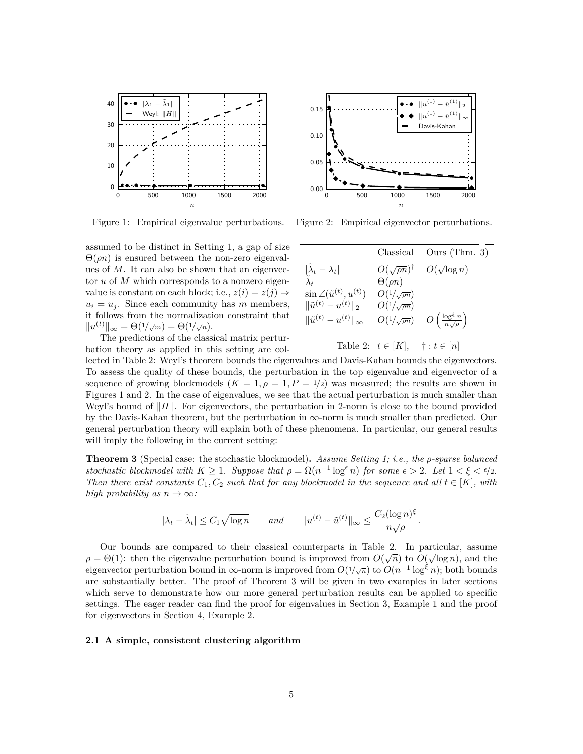Figure 1: Empirical eigenvalue perturbations.

Figure 2: Empirical eigenvector perturbations.

assumed to be distinct in Setting 1, a gap of size $\Theta(\rho n)$ is ensured between the non-zero eigenvalues of $M$. It can also be shown that an eigenvector $u$ of $M$ which corresponds to a nonzero eigenvalue is constant on each block; i.e., $z(i) = z(j) \Rightarrow u_i = u_j$. Since each community has $m$ members, it follows from the normalization constraint that $\|u^{(t)}\|_\infty = \Theta(1/\sqrt{m}) = \Theta(1/\sqrt{n})$.

The predictions of the classical matrix perturbation theory as applied in this setting are collected in Table 2: Weyl's theorem bounds the eigenvalues and Davis-Kahan bounds the eigenvectors. To assess the quality of these bounds, the perturbation in the top eigenvalue and eigenvector of a sequence of growing blockmodels ($K = 1, \rho = 1, P = 1/2$) was measured; the results are shown in Figures 1 and 2. In the case of eigenvalues, we see that the actual perturbation is much smaller than Weyl's bound of $\|H\|$. For eigenvectors, the perturbation in 2-norm is close to the bound provided by the Davis-Kahan theorem, but the perturbation in $\infty$-norm is much smaller than predicted. Our general perturbation theory will explain both of these phenomena. In particular, our general results will imply the following in the current setting:

| | Classical | Ours (Thm. 3) |
|---|---|---|
| $\lvert\tilde{\lambda}_t - \lambda_t\rvert$ | $O(\sqrt{\rho n})^\dagger$ | $O(\sqrt{\log n})$ |
| $\tilde{\lambda}_t$ | $\Theta(\rho n)$ | |
| $\sin\angle(\tilde{u}^{(t)}, u^{(t)})$ | $O(1/\sqrt{\rho n})$ | |
| $\|\tilde{u}^{(t)} - u^{(t)}\|_2$ | $O(1/\sqrt{\rho n})$ | |
| $\|\tilde{u}^{(t)} - u^{(t)}\|_\infty$ | $O(1/\sqrt{\rho n})$ | $O\left(\frac{\log^\xi n}{n\sqrt{\rho}}\right)$ |

Table 2: $t \in [K]$, $\dagger : t \in [n]$

**Theorem 3** (Special case: the stochastic blockmodel)**.** *Assume Setting 1; i.e., the $\rho$-sparse balanced stochastic blockmodel with $K \geq 1$. Suppose that $\rho = \Omega(n^{-1} \log^\epsilon n)$ for some $\epsilon > 2$. Let $1 < \xi < \epsilon/2$. Then there exist constants $C_1, C_2$ such that for any blockmodel in the sequence and all $t \in [K]$, with high probability as $n \to \infty$:*

$$|\lambda_t - \tilde{\lambda}_t| \leq C_1 \sqrt{\log n} \qquad \text{and} \qquad \|u^{(t)} - \tilde{u}^{(t)}\|_\infty \leq \frac{C_2 (\log n)^\xi}{n\sqrt{\rho}}.$$

Our bounds are compared to their classical counterparts in Table 2. In particular, assume $\rho = \Theta(1)$: then the eigenvalue perturbation bound is improved from $O(\sqrt{n})$ to $O(\sqrt{\log n})$, and the eigenvector perturbation bound in $\infty$-norm is improved from $O(1/\sqrt{n})$ to $O(n^{-1} \log^\xi n)$; both bounds are substantially better. The proof of Theorem 3 will be given in two examples in later sections which serve to demonstrate how our more general perturbation results can be applied to specific settings. The eager reader can find the proof for eigenvalues in Section 3, Example 1 and the proof for eigenvectors in Section 4, Example 2.

### 2.1 A simple, consistent clustering algorithm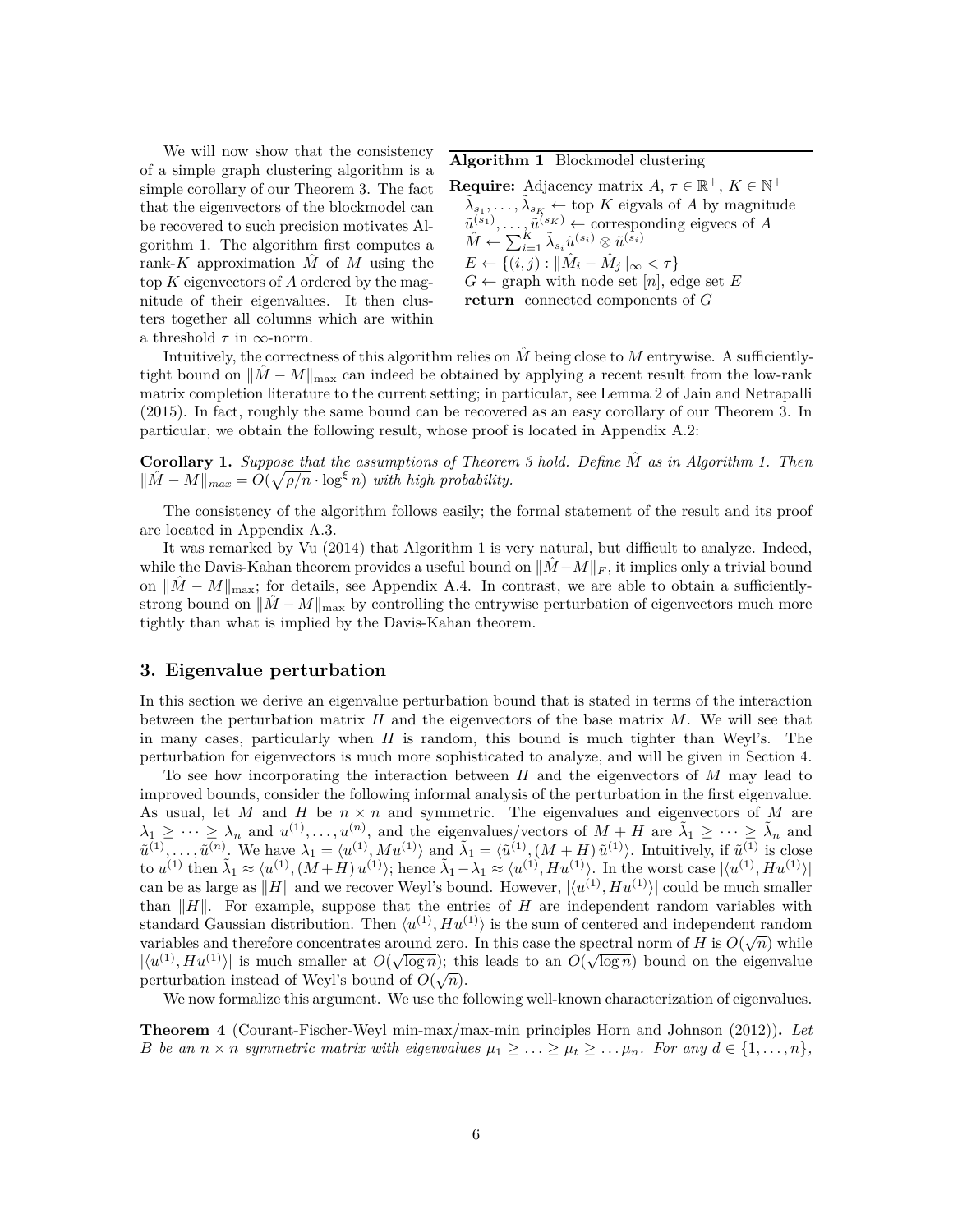We will now show that the consistency of a simple graph clustering algorithm is a simple corollary of our Theorem 3. The fact that the eigenvectors of the blockmodel can be recovered to such precision motivates Algorithm 1. The algorithm first computes a rank-$K$ approximation $\hat{M}$ of $M$ using the top $K$ eigenvectors of $A$ ordered by the magnitude of their eigenvalues. It then clusters together all columns which are within a threshold $\tau$ in $\infty$-norm.

**Algorithm 1** Blockmodel clustering

**Require:** Adjacency matrix $A$, $\tau \in \mathbb{R}^+$, $K \in \mathbb{N}^+$
- $\tilde{\lambda}_{s_1}, \dots, \tilde{\lambda}_{s_K} \leftarrow$ top $K$ eigvals of $A$ by magnitude
- $\tilde{u}^{(s_1)}, \dots, \tilde{u}^{(s_K)} \leftarrow$ corresponding eigvecs of $A$
- $\hat{M} \leftarrow \sum_{i=1}^{K} \tilde{\lambda}_{s_i} \tilde{u}^{(s_i)} \otimes \tilde{u}^{(s_i)}$
- $E \leftarrow \{(i,j) : \|\hat{M}_i - \hat{M}_j\|_\infty < \tau\}$
- $G \leftarrow$ graph with node set $[n]$, edge set $E$
- **return** connected components of $G$

Intuitively, the correctness of this algorithm relies on $\hat{M}$ being close to $M$ entrywise. A sufficiently-tight bound on $\|\hat{M} - M\|_{\max}$ can indeed be obtained by applying a recent result from the low-rank matrix completion literature to the current setting; in particular, see Lemma 2 of Jain and Netrapalli (2015). In fact, roughly the same bound can be recovered as an easy corollary of our Theorem 3. In particular, we obtain the following result, whose proof is located in Appendix A.2:

**Corollary 1.** *Suppose that the assumptions of Theorem 5 hold. Define $\hat{M}$ as in Algorithm 1. Then $\|\hat{M} - M\|_{max} = O(\sqrt{\rho/n} \cdot \log^{\xi} n)$ with high probability.*

The consistency of the algorithm follows easily; the formal statement of the result and its proof are located in Appendix A.3.

It was remarked by Vu (2014) that Algorithm 1 is very natural, but difficult to analyze. Indeed, while the Davis-Kahan theorem provides a useful bound on $\|\hat{M} - M\|_F$, it implies only a trivial bound on $\|\hat{M} - M\|_{\max}$; for details, see Appendix A.4. In contrast, we are able to obtain a sufficiently-strong bound on $\|\hat{M} - M\|_{\max}$ by controlling the entrywise perturbation of eigenvectors much more tightly than what is implied by the Davis-Kahan theorem.

## 3. Eigenvalue perturbation

In this section we derive an eigenvalue perturbation bound that is stated in terms of the interaction between the perturbation matrix $H$ and the eigenvectors of the base matrix $M$. We will see that in many cases, particularly when $H$ is random, this bound is much tighter than Weyl's. The perturbation for eigenvectors is much more sophisticated to analyze, and will be given in Section 4.

To see how incorporating the interaction between $H$ and the eigenvectors of $M$ may lead to improved bounds, consider the following informal analysis of the perturbation in the first eigenvalue. As usual, let $M$ and $H$ be $n \times n$ and symmetric. The eigenvalues and eigenvectors of $M$ are $\lambda_1 \geq \cdots \geq \lambda_n$ and $u^{(1)}, \dots, u^{(n)}$, and the eigenvalues/vectors of $M + H$ are $\tilde{\lambda}_1 \geq \cdots \geq \tilde{\lambda}_n$ and $\tilde{u}^{(1)}, \dots, \tilde{u}^{(n)}$. We have $\lambda_1 = \langle u^{(1)}, M u^{(1)} \rangle$ and $\tilde{\lambda}_1 = \langle \tilde{u}^{(1)}, (M + H)\, \tilde{u}^{(1)} \rangle$. Intuitively, if $\tilde{u}^{(1)}$ is close to $u^{(1)}$ then $\tilde{\lambda}_1 \approx \langle u^{(1)}, (M+H)\, u^{(1)} \rangle$; hence $\tilde{\lambda}_1 - \lambda_1 \approx \langle u^{(1)}, H u^{(1)} \rangle$. In the worst case $|\langle u^{(1)}, H u^{(1)} \rangle|$ can be as large as $\|H\|$ and we recover Weyl's bound. However, $|\langle u^{(1)}, H u^{(1)} \rangle|$ could be much smaller than $\|H\|$. For example, suppose that the entries of $H$ are independent random variables with standard Gaussian distribution. Then $\langle u^{(1)}, H u^{(1)} \rangle$ is the sum of centered and independent random variables and therefore concentrates around zero. In this case the spectral norm of $H$ is $O(\sqrt{n})$ while $|\langle u^{(1)}, H u^{(1)} \rangle|$ is much smaller at $O(\sqrt{\log n})$; this leads to an $O(\sqrt{\log n})$ bound on the eigenvalue perturbation instead of Weyl's bound of $O(\sqrt{n})$.

We now formalize this argument. We use the following well-known characterization of eigenvalues.

**Theorem 4** (Courant-Fischer-Weyl min-max/max-min principles Horn and Johnson (2012))**.** *Let $B$ be an $n \times n$ symmetric matrix with eigenvalues $\mu_1 \geq \ldots \geq \mu_t \geq \ldots \mu_n$. For any $d \in \{1, \ldots, n\}$,*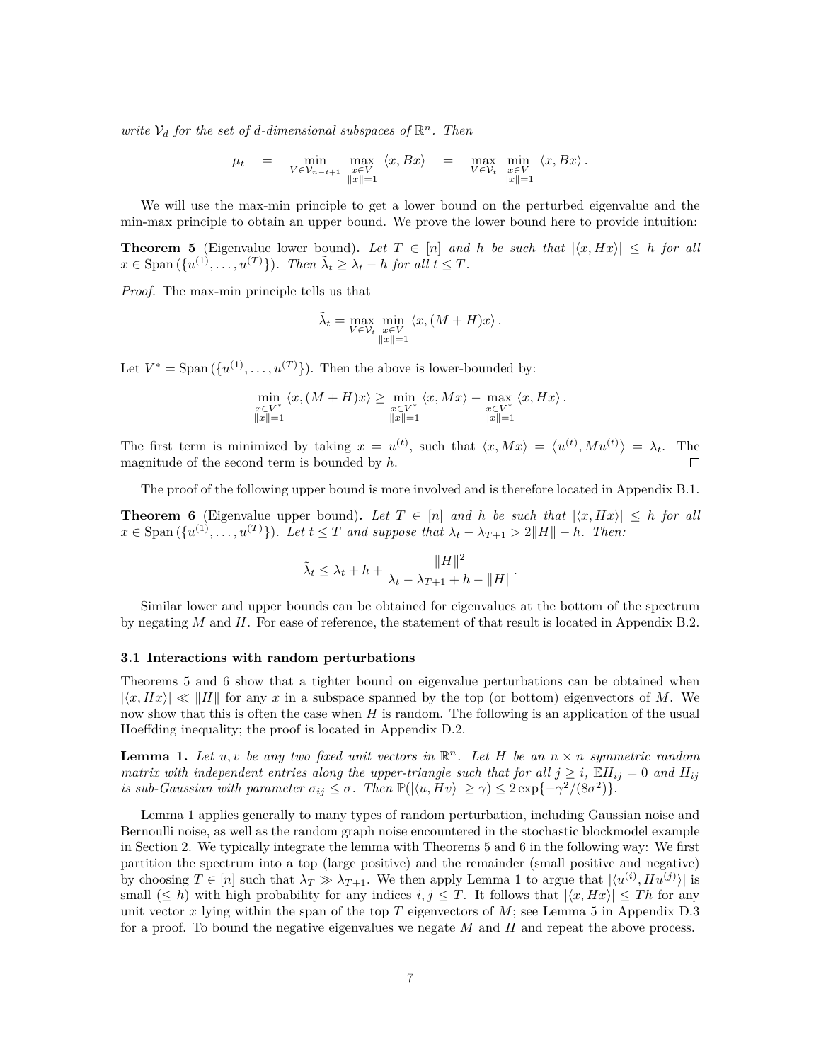*write $\mathcal{V}_d$ for the set of $d$-dimensional subspaces of $\mathbb{R}^n$. Then*

$$\mu_t \quad = \quad \min_{V \in \mathcal{V}_{n-t+1}} \max_{\substack{x \in V \\ \|x\|=1}} \langle x, Bx \rangle \quad = \quad \max_{V \in \mathcal{V}_t} \min_{\substack{x \in V \\ \|x\|=1}} \langle x, Bx \rangle .$$

We will use the max-min principle to get a lower bound on the perturbed eigenvalue and the min-max principle to obtain an upper bound. We prove the lower bound here to provide intuition:

**Theorem 5** (Eigenvalue lower bound)**.** *Let $T \in [n]$ and $h$ be such that $|\langle x, Hx \rangle| \leq h$ for all $x \in \operatorname{Span}(\{u^{(1)}, \ldots, u^{(T)}\})$. Then $\tilde{\lambda}_t \geq \lambda_t - h$ for all $t \leq T$.*

*Proof.* The max-min principle tells us that

$$\tilde{\lambda}_t = \max_{V \in \mathcal{V}_t} \min_{\substack{x \in V \\ \|x\|=1}} \langle x, (M+H)x \rangle .$$

Let $V^* = \operatorname{Span}(\{u^{(1)}, \ldots, u^{(T)}\})$. Then the above is lower-bounded by:

$$\min_{\substack{x \in V^* \\ \|x\|=1}} \langle x, (M+H)x \rangle \geq \min_{\substack{x \in V^* \\ \|x\|=1}} \langle x, Mx \rangle - \max_{\substack{x \in V^* \\ \|x\|=1}} \langle x, Hx \rangle .$$

The first term is minimized by taking $x = u^{(t)}$, such that $\langle x, Mx \rangle = \left\langle u^{(t)}, Mu^{(t)} \right\rangle = \lambda_t$. The magnitude of the second term is bounded by $h$. $\square$

The proof of the following upper bound is more involved and is therefore located in Appendix B.1.

**Theorem 6** (Eigenvalue upper bound)**.** *Let $T \in [n]$ and $h$ be such that $|\langle x, Hx \rangle| \leq h$ for all $x \in \operatorname{Span}(\{u^{(1)}, \ldots, u^{(T)}\})$. Let $t \leq T$ and suppose that $\lambda_t - \lambda_{T+1} > 2\|H\| - h$. Then:*

$$\tilde{\lambda}_t \leq \lambda_t + h + \frac{\|H\|^2}{\lambda_t - \lambda_{T+1} + h - \|H\|}.$$

Similar lower and upper bounds can be obtained for eigenvalues at the bottom of the spectrum by negating $M$ and $H$. For ease of reference, the statement of that result is located in Appendix B.2.

### 3.1 Interactions with random perturbations

Theorems 5 and 6 show that a tighter bound on eigenvalue perturbations can be obtained when $|\langle x, Hx \rangle| \ll \|H\|$ for any $x$ in a subspace spanned by the top (or bottom) eigenvectors of $M$. We now show that this is often the case when $H$ is random. The following is an application of the usual Hoeffding inequality; the proof is located in Appendix D.2.

**Lemma 1.** *Let $u, v$ be any two fixed unit vectors in $\mathbb{R}^n$. Let $H$ be an $n \times n$ symmetric random matrix with independent entries along the upper-triangle such that for all $j \geq i$, $\mathbb{E}H_{ij} = 0$ and $H_{ij}$ is sub-Gaussian with parameter $\sigma_{ij} \leq \sigma$. Then $\mathbb{P}(|\langle u, Hv \rangle| \geq \gamma) \leq 2\exp\{-\gamma^2/(8\sigma^2)\}$.*

Lemma 1 applies generally to many types of random perturbation, including Gaussian noise and Bernoulli noise, as well as the random graph noise encountered in the stochastic blockmodel example in Section 2. We typically integrate the lemma with Theorems 5 and 6 in the following way: We first partition the spectrum into a top (large positive) and the remainder (small positive and negative) by choosing $T \in [n]$ such that $\lambda_T \gg \lambda_{T+1}$. We then apply Lemma 1 to argue that $|\langle u^{(i)}, Hu^{(j)} \rangle|$ is small ($\leq h$) with high probability for any indices $i, j \leq T$. It follows that $|\langle x, Hx \rangle| \leq Th$ for any unit vector $x$ lying within the span of the top $T$ eigenvectors of $M$; see Lemma 5 in Appendix D.3 for a proof. To bound the negative eigenvalues we negate $M$ and $H$ and repeat the above process.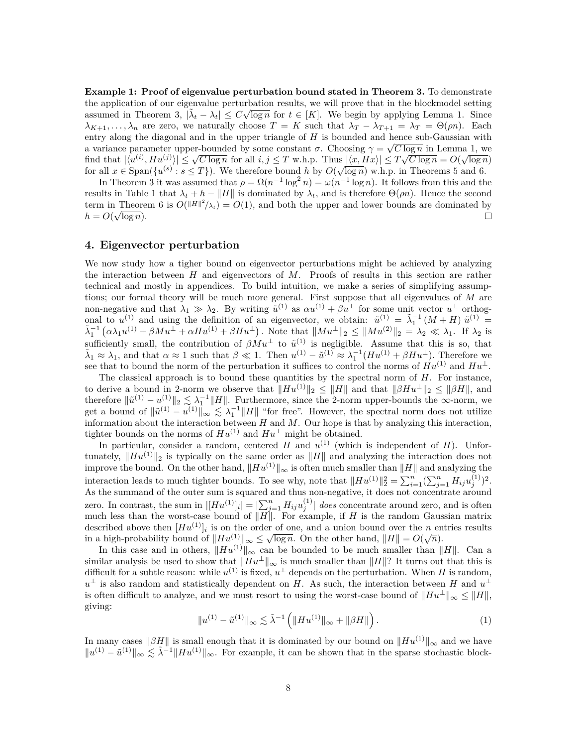**Example 1: Proof of eigenvalue perturbation bound stated in Theorem 3.** To demonstrate the application of our eigenvalue perturbation results, we will prove that in the blockmodel setting assumed in Theorem 3, $|\tilde{\lambda}_t - \lambda_t| \leq C\sqrt{\log n}$ for $t \in [K]$. We begin by applying Lemma 1. Since $\lambda_{K+1}, \ldots, \lambda_n$ are zero, we naturally choose $T = K$ such that $\lambda_T - \lambda_{T+1} = \lambda_T = \Theta(\rho n)$. Each entry along the diagonal and in the upper triangle of $H$ is bounded and hence sub-Gaussian with a variance parameter upper-bounded by some constant $\sigma$. Choosing $\gamma = \sqrt{C \log n}$ in Lemma 1, we find that $|\langle u^{(i)}, Hu^{(j)} \rangle| \leq \sqrt{C \log n}$ for all $i, j \leq T$ w.h.p. Thus $|\langle x, Hx \rangle| \leq T\sqrt{C \log n} = O(\sqrt{\log n})$ for all $x \in \text{Span}(\{u^{(s)} : s \leq T\})$. We therefore bound $h$ by $O(\sqrt{\log n})$ w.h.p. in Theorems 5 and 6.

In Theorem 3 it was assumed that $\rho = \Omega(n^{-1} \log^2 n) = \omega(n^{-1} \log n)$. It follows from this and the results in Table 1 that $\lambda_t + h - \|H\|$ is dominated by $\lambda_t$, and is therefore $\Theta(\rho n)$. Hence the second term in Theorem 6 is $O(\|H\|^2/\lambda_t) = O(1)$, and both the upper and lower bounds are dominated by $h = O(\sqrt{\log n})$. □

## 4. Eigenvector perturbation

We now study how a tigher bound on eigenvector perturbations might be achieved by analyzing the interaction between $H$ and eigenvectors of $M$. Proofs of results in this section are rather technical and mostly in appendices. To build intuition, we make a series of simplifying assumptions; our formal theory will be much more general. First suppose that all eigenvalues of $M$ are non-negative and that $\lambda_1 \gg \lambda_2$. By writing $\tilde{u}^{(1)}$ as $\alpha u^{(1)} + \beta u^{\perp}$ for some unit vector $u^{\perp}$ orthogonal to $u^{(1)}$ and using the definition of an eigenvector, we obtain: $\tilde{u}^{(1)} = \tilde{\lambda}_1^{-1} (M + H) \tilde{u}^{(1)} = \tilde{\lambda}_1^{-1} \left( \alpha \lambda_1 u^{(1)} + \beta M u^{\perp} + \alpha H u^{(1)} + \beta H u^{\perp} \right)$. Note that $\|Mu^{\perp}\|_2 \leq \|Mu^{(2)}\|_2 = \lambda_2 \ll \lambda_1$. If $\lambda_2$ is sufficiently small, the contribution of $\beta M u^{\perp}$ to $\tilde{u}^{(1)}$ is negligible. Assume that this is so, that $\tilde{\lambda}_1 \approx \lambda_1$, and that $\alpha \approx 1$ such that $\beta \ll 1$. Then $u^{(1)} - \tilde{u}^{(1)} \approx \lambda_1^{-1}(Hu^{(1)} + \beta H u^{\perp})$. Therefore we see that to bound the norm of the perturbation it suffices to control the norms of $Hu^{(1)}$ and $Hu^{\perp}$.

The classical approach is to bound these quantities by the spectral norm of $H$. For instance, to derive a bound in 2-norm we observe that $\|Hu^{(1)}\|_2 \leq \|H\|$ and that $\|\beta H u^{\perp}\|_2 \leq \|\beta H\|$, and therefore $\|\tilde{u}^{(1)} - u^{(1)}\|_2 \lesssim \lambda_1^{-1}\|H\|$. Furthermore, since the 2-norm upper-bounds the $\infty$-norm, we get a bound of $\|\tilde{u}^{(1)} - u^{(1)}\|_\infty \lesssim \lambda_1^{-1}\|H\|$ "for free". However, the spectral norm does not utilize information about the interaction between $H$ and $M$. Our hope is that by analyzing this interaction, tighter bounds on the norms of $Hu^{(1)}$ and $Hu^{\perp}$ might be obtained.

In particular, consider a random, centered $H$ and $u^{(1)}$ (which is independent of $H$). Unfortunately, $\|Hu^{(1)}\|_2$ is typically on the same order as $\|H\|$ and analyzing the interaction does not improve the bound. On the other hand, $\|Hu^{(1)}\|_\infty$ is often much smaller than $\|H\|$ and analyzing the interaction leads to much tighter bounds. To see why, note that $\|Hu^{(1)}\|_2^2 = \sum_{i=1}^n (\sum_{j=1}^n H_{ij} u_j^{(1)})^2$. As the summand of the outer sum is squared and thus non-negative, it does not concentrate around zero. In contrast, the sum in $|[Hu^{(1)}]_i| = |\sum_{j=1}^n H_{ij} u_j^{(1)}|$ *does* concentrate around zero, and is often much less than the worst-case bound of $\|H\|$. For example, if $H$ is the random Gaussian matrix described above then $[Hu^{(1)}]_i$ is on the order of one, and a union bound over the $n$ entries results in a high-probability bound of $\|Hu^{(1)}\|_\infty \leq \sqrt{\log n}$. On the other hand, $\|H\| = O(\sqrt{n})$.

In this case and in others, $\|Hu^{(1)}\|_\infty$ can be bounded to be much smaller than $\|H\|$. Can a similar analysis be used to show that $\|Hu^{\perp}\|_\infty$ is much smaller than $\|H\|$? It turns out that this is difficult for a subtle reason: while $u^{(1)}$ is fixed, $u^{\perp}$ depends on the perturbation. When $H$ is random, $u^{\perp}$ is also random and statistically dependent on $H$. As such, the interaction between $H$ and $u^{\perp}$ is often difficult to analyze, and we must resort to using the worst-case bound of $\|Hu^{\perp}\|_\infty \leq \|H\|$, giving:

$$\|u^{(1)} - \tilde{u}^{(1)}\|_\infty \lesssim \tilde{\lambda}^{-1} \left( \|Hu^{(1)}\|_\infty + \|\beta H\| \right). \tag{1}$$

In many cases $\|\beta H\|$ is small enough that it is dominated by our bound on $\|Hu^{(1)}\|_\infty$ and we have $\|u^{(1)} - \tilde{u}^{(1)}\|_\infty \lesssim \tilde{\lambda}^{-1}\|Hu^{(1)}\|_\infty$. For example, it can be shown that in the sparse stochastic block-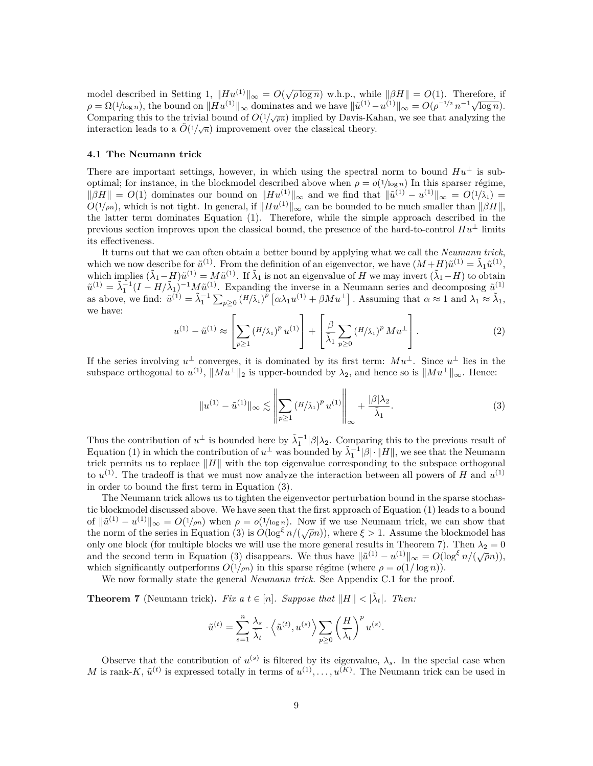model described in Setting 1, $\|Hu^{(1)}\|_\infty = O(\sqrt{\rho \log n})$ w.h.p., while $\|\beta H\| = O(1)$. Therefore, if $\rho = \Omega(1/\log n)$, the bound on $\|Hu^{(1)}\|_\infty$ dominates and we have $\|\tilde{u}^{(1)} - u^{(1)}\|_\infty = O(\rho^{-1/2}\, n^{-1}\sqrt{\log n})$. Comparing this to the trivial bound of $O(1/\sqrt{\rho n})$ implied by Davis-Kahan, we see that analyzing the interaction leads to a $\tilde{O}(1/\sqrt{n})$ improvement over the classical theory.

### 4.1 The Neumann trick

There are important settings, however, in which using the spectral norm to bound $Hu^\perp$ is sub-optimal; for instance, in the blockmodel described above when $\rho = o(1/\log n)$ In this sparser régime, $\|\beta H\| = O(1)$ dominates our bound on $\|Hu^{(1)}\|_\infty$ and we find that $\|\tilde{u}^{(1)} - u^{(1)}\|_\infty = O(1/\tilde{\lambda}_1) = O(1/\rho n)$, which is not tight. In general, if $\|Hu^{(1)}\|_\infty$ can be bounded to be much smaller than $\|\beta H\|$, the latter term dominates Equation (1). Therefore, while the simple approach described in the previous section improves upon the classical bound, the presence of the hard-to-control $Hu^\perp$ limits its effectiveness.

It turns out that we can often obtain a better bound by applying what we call the *Neumann trick*, which we now describe for $\tilde{u}^{(1)}$. From the definition of an eigenvector, we have $(M+H)\tilde{u}^{(1)} = \tilde{\lambda}_1 \tilde{u}^{(1)}$, which implies $(\tilde{\lambda}_1 - H)\tilde{u}^{(1)} = M\tilde{u}^{(1)}$. If $\tilde{\lambda}_1$ is not an eigenvalue of $H$ we may invert $(\tilde{\lambda}_1 - H)$ to obtain $\tilde{u}^{(1)} = \tilde{\lambda}_1^{-1}(I - H/\tilde{\lambda}_1)^{-1} M \tilde{u}^{(1)}$. Expanding the inverse in a Neumann series and decomposing $\tilde{u}^{(1)}$ as above, we find: $\tilde{u}^{(1)} = \tilde{\lambda}_1^{-1} \sum_{p \geq 0} (H/\tilde{\lambda}_1)^p \left[\alpha \lambda_1 u^{(1)} + \beta M u^\perp\right]$. Assuming that $\alpha \approx 1$ and $\lambda_1 \approx \tilde{\lambda}_1$, we have:

$$u^{(1)} - \tilde{u}^{(1)} \approx \left[\sum_{p \geq 1} (H/\tilde{\lambda}_1)^p\, u^{(1)}\right] + \left[\frac{\beta}{\tilde{\lambda}_1} \sum_{p \geq 0} (H/\tilde{\lambda}_1)^p\, M u^\perp\right]. \tag{2}$$

If the series involving $u^\perp$ converges, it is dominated by its first term: $Mu^\perp$. Since $u^\perp$ lies in the subspace orthogonal to $u^{(1)}$, $\|Mu^\perp\|_2$ is upper-bounded by $\lambda_2$, and hence so is $\|Mu^\perp\|_\infty$. Hence:

$$\|u^{(1)} - \tilde{u}^{(1)}\|_\infty \lesssim \left\| \sum_{p \geq 1} (H/\tilde{\lambda}_1)^p\, u^{(1)} \right\|_\infty + \frac{|\beta| \lambda_2}{\tilde{\lambda}_1}. \tag{3}$$

Thus the contribution of $u^\perp$ is bounded here by $\tilde{\lambda}_1^{-1}|\beta|\lambda_2$. Comparing this to the previous result of Equation (1) in which the contribution of $u^\perp$ was bounded by $\tilde{\lambda}_1^{-1}|\beta| \cdot \|H\|$, we see that the Neumann trick permits us to replace $\|H\|$ with the top eigenvalue corresponding to the subspace orthogonal to $u^{(1)}$. The tradeoff is that we must now analyze the interaction between all powers of $H$ and $u^{(1)}$ in order to bound the first term in Equation (3).

The Neumann trick allows us to tighten the eigenvector perturbation bound in the sparse stochastic blockmodel discussed above. We have seen that the first approach of Equation (1) leads to a bound of $\|\tilde{u}^{(1)} - u^{(1)}\|_\infty = O(1/\rho n)$ when $\rho = o(1/\log n)$. Now if we use Neumann trick, we can show that the norm of the series in Equation (3) is $O(\log^\xi n/(\sqrt{\rho} n))$, where $\xi > 1$. Assume the blockmodel has only one block (for multiple blocks we will use the more general results in Theorem 7). Then $\lambda_2 = 0$ and the second term in Equation (3) disappears. We thus have $\|\tilde{u}^{(1)} - u^{(1)}\|_\infty = O(\log^\xi n/(\sqrt{\rho} n))$, which significantly outperforms $O(1/\rho n)$ in this sparse régime (where $\rho = o(1/\log n)$).

We now formally state the general *Neumann trick*. See Appendix C.1 for the proof.

**Theorem 7** (Neumann trick)**.** *Fix a $t \in [n]$. Suppose that $\|H\| < |\tilde{\lambda}_t|$. Then:*

$$\tilde{u}^{(t)} = \sum_{s=1}^{n} \frac{\lambda_s}{\tilde{\lambda}_t} \cdot \left\langle \tilde{u}^{(t)}, u^{(s)} \right\rangle \sum_{p \geq 0} \left(\frac{H}{\tilde{\lambda}_t}\right)^p u^{(s)}.$$

Observe that the contribution of $u^{(s)}$ is filtered by its eigenvalue, $\lambda_s$. In the special case when $M$ is rank-$K$, $\tilde{u}^{(t)}$ is expressed totally in terms of $u^{(1)}, \ldots, u^{(K)}$. The Neumann trick can be used in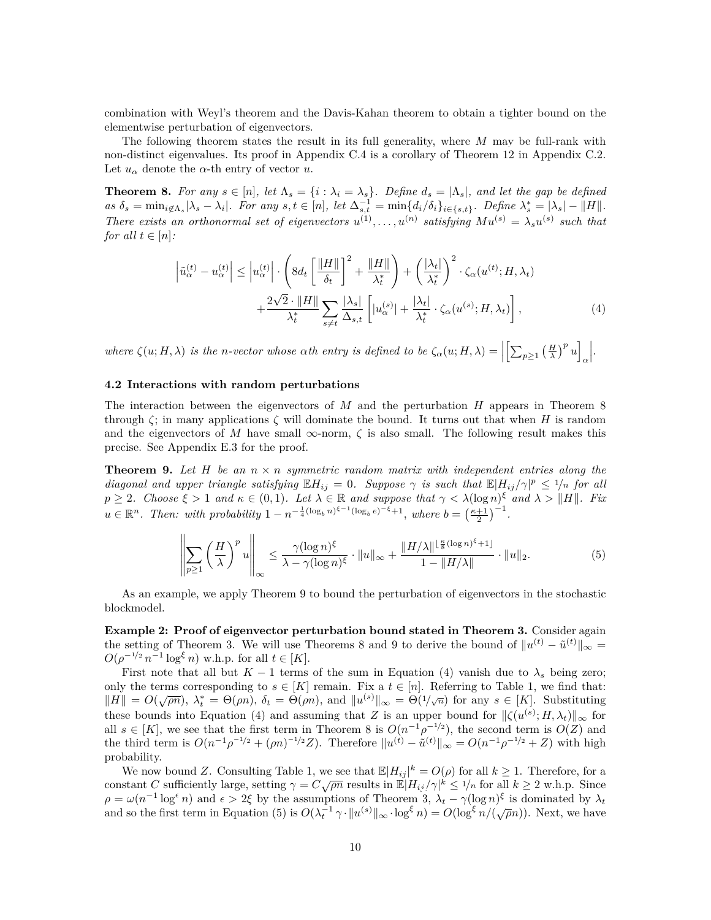combination with Weyl's theorem and the Davis-Kahan theorem to obtain a tighter bound on the elementwise perturbation of eigenvectors.

The following theorem states the result in its full generality, where $M$ may be full-rank with non-distinct eigenvalues. Its proof in Appendix C.4 is a corollary of Theorem 12 in Appendix C.2. Let $u_\alpha$ denote the $\alpha$-th entry of vector $u$.

**Theorem 8.** *For any $s \in [n]$, let $\Lambda_s = \{i : \lambda_i = \lambda_s\}$. Define $d_s = |\Lambda_s|$, and let the gap be defined as $\delta_s = \min_{i \notin \Lambda_s} |\lambda_s - \lambda_i|$. For any $s, t \in [n]$, let $\Delta_{s,t}^{-1} = \min\{d_i/\delta_i\}_{i \in \{s,t\}}$. Define $\lambda_s^* = |\lambda_s| - \|H\|$. There exists an orthonormal set of eigenvectors $u^{(1)}, \ldots, u^{(n)}$ satisfying $Mu^{(s)} = \lambda_s u^{(s)}$ such that for all $t \in [n]$:*

$$
\begin{aligned}
\left|\tilde{u}_\alpha^{(t)} - u_\alpha^{(t)}\right| \leq \left|u_\alpha^{(t)}\right| \cdot \left(8d_t \left[\frac{\|H\|}{\delta_t}\right]^2 + \frac{\|H\|}{\lambda_t^*}\right) + \left(\frac{|\lambda_t|}{\lambda_t^*}\right)^2 \cdot \zeta_\alpha(u^{(t)}; H, \lambda_t) \\
+ \frac{2\sqrt{2} \cdot \|H\|}{\lambda_t^*} \sum_{s \neq t} \frac{|\lambda_s|}{\Delta_{s,t}} \left[|u_\alpha^{(s)}| + \frac{|\lambda_t|}{\lambda_t^*} \cdot \zeta_\alpha(u^{(s)}; H, \lambda_t)\right],
\end{aligned}
\tag{4}
$$

*where $\zeta(u; H, \lambda)$ is the $n$-vector whose $\alpha$th entry is defined to be $\zeta_\alpha(u; H, \lambda) = \left|\left[\sum_{p \geq 1} \left(\frac{H}{\lambda}\right)^p u\right]_\alpha\right|$.*

### 4.2 Interactions with random perturbations

The interaction between the eigenvectors of $M$ and the perturbation $H$ appears in Theorem 8 through $\zeta$; in many applications $\zeta$ will dominate the bound. It turns out that when $H$ is random and the eigenvectors of $M$ have small $\infty$-norm, $\zeta$ is also small. The following result makes this precise. See Appendix E.3 for the proof.

**Theorem 9.** *Let $H$ be an $n \times n$ symmetric random matrix with independent entries along the diagonal and upper triangle satisfying $\mathbb{E}H_{ij} = 0$. Suppose $\gamma$ is such that $\mathbb{E}|H_{ij}/\gamma|^p \leq 1/n$ for all $p \geq 2$. Choose $\xi > 1$ and $\kappa \in (0, 1)$. Let $\lambda \in \mathbb{R}$ and suppose that $\gamma < \lambda(\log n)^\xi$ and $\lambda > \|H\|$. Fix $u \in \mathbb{R}^n$. Then: with probability $1 - n^{-\frac{1}{4}(\log_b n)^{\xi-1}(\log_b e)^{-\xi}+1}$, where $b = \left(\frac{\kappa+1}{2}\right)^{-1}$.*

$$
\left\|\sum_{p \geq 1} \left(\frac{H}{\lambda}\right)^p u\right\|_\infty \leq \frac{\gamma(\log n)^\xi}{\lambda - \gamma(\log n)^\xi} \cdot \|u\|_\infty + \frac{\|H/\lambda\|^{\lfloor \frac{\kappa}{8}(\log n)^\xi + 1\rfloor}}{1 - \|H/\lambda\|} \cdot \|u\|_2.
\tag{5}
$$

As an example, we apply Theorem 9 to bound the perturbation of eigenvectors in the stochastic blockmodel.

**Example 2: Proof of eigenvector perturbation bound stated in Theorem 3.** Consider again the setting of Theorem 3. We will use Theorems 8 and 9 to derive the bound of $\|u^{(t)} - \tilde{u}^{(t)}\|_\infty = O(\rho^{-1/2} n^{-1} \log^\xi n)$ w.h.p. for all $t \in [K]$.

First note that all but $K - 1$ terms of the sum in Equation (4) vanish due to $\lambda_s$ being zero; only the terms corresponding to $s \in [K]$ remain. Fix a $t \in [n]$. Referring to Table 1, we find that: $\|H\| = O(\sqrt{\rho n})$, $\lambda_t^* = \Theta(\rho n)$, $\delta_t = \Theta(\rho n)$, and $\|u^{(s)}\|_\infty = \Theta(1/\sqrt{n})$ for any $s \in [K]$. Substituting these bounds into Equation (4) and assuming that $Z$ is an upper bound for $\|\zeta(u^{(s)}; H, \lambda_t)\|_\infty$ for all $s \in [K]$, we see that the first term in Theorem 8 is $O(n^{-1}\rho^{-1/2})$, the second term is $O(Z)$ and the third term is $O(n^{-1}\rho^{-1/2} + (\rho n)^{-1/2} Z)$. Therefore $\|u^{(t)} - \tilde{u}^{(t)}\|_\infty = O(n^{-1}\rho^{-1/2} + Z)$ with high probability.

We now bound $Z$. Consulting Table 1, we see that $\mathbb{E}|H_{ij}|^k = O(\rho)$ for all $k \geq 1$. Therefore, for a constant $C$ sufficiently large, setting $\gamma = C\sqrt{\rho n}$ results in $\mathbb{E}|H_{ij}/\gamma|^k \leq 1/n$ for all $k \geq 2$ w.h.p. Since $\rho = \omega(n^{-1} \log^\epsilon n)$ and $\epsilon > 2\xi$ by the assumptions of Theorem 3, $\lambda_t - \gamma(\log n)^\xi$ is dominated by $\lambda_t$ and so the first term in Equation (5) is $O(\lambda_t^{-1} \gamma \cdot \|u^{(s)}\|_\infty \cdot \log^\xi n) = O(\log^\xi n/(\sqrt{\rho}n))$. Next, we have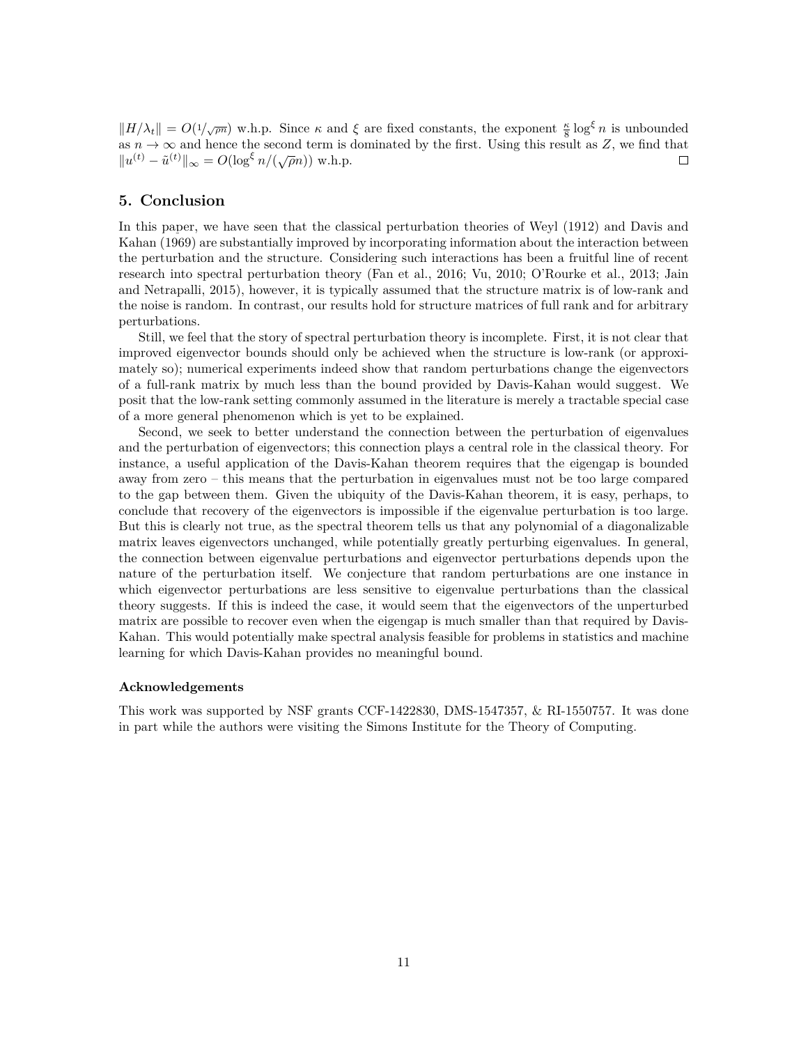$\|H/\lambda_t\| = O(1/\sqrt{\rho n})$ w.h.p. Since $\kappa$ and $\xi$ are fixed constants, the exponent $\frac{\kappa}{8}\log^{\xi} n$ is unbounded as $n \to \infty$ and hence the second term is dominated by the first. Using this result as $Z$, we find that $\|u^{(t)} - \tilde{u}^{(t)}\|_\infty = O(\log^{\xi} n/(\sqrt{\rho} n))$ w.h.p. $\square$

## 5. Conclusion

In this paper, we have seen that the classical perturbation theories of Weyl (1912) and Davis and Kahan (1969) are substantially improved by incorporating information about the interaction between the perturbation and the structure. Considering such interactions has been a fruitful line of recent research into spectral perturbation theory (Fan et al., 2016; Vu, 2010; O'Rourke et al., 2013; Jain and Netrapalli, 2015), however, it is typically assumed that the structure matrix is of low-rank and the noise is random. In contrast, our results hold for structure matrices of full rank and for arbitrary perturbations.

Still, we feel that the story of spectral perturbation theory is incomplete. First, it is not clear that improved eigenvector bounds should only be achieved when the structure is low-rank (or approximately so); numerical experiments indeed show that random perturbations change the eigenvectors of a full-rank matrix by much less than the bound provided by Davis-Kahan would suggest. We posit that the low-rank setting commonly assumed in the literature is merely a tractable special case of a more general phenomenon which is yet to be explained.

Second, we seek to better understand the connection between the perturbation of eigenvalues and the perturbation of eigenvectors; this connection plays a central role in the classical theory. For instance, a useful application of the Davis-Kahan theorem requires that the eigengap is bounded away from zero – this means that the perturbation in eigenvalues must not be too large compared to the gap between them. Given the ubiquity of the Davis-Kahan theorem, it is easy, perhaps, to conclude that recovery of the eigenvectors is impossible if the eigenvalue perturbation is too large. But this is clearly not true, as the spectral theorem tells us that any polynomial of a diagonalizable matrix leaves eigenvectors unchanged, while potentially greatly perturbing eigenvalues. In general, the connection between eigenvalue perturbations and eigenvector perturbations depends upon the nature of the perturbation itself. We conjecture that random perturbations are one instance in which eigenvector perturbations are less sensitive to eigenvalue perturbations than the classical theory suggests. If this is indeed the case, it would seem that the eigenvectors of the unperturbed matrix are possible to recover even when the eigengap is much smaller than that required by Davis-Kahan. This would potentially make spectral analysis feasible for problems in statistics and machine learning for which Davis-Kahan provides no meaningful bound.

### Acknowledgements

This work was supported by NSF grants CCF-1422830, DMS-1547357, & RI-1550757. It was done in part while the authors were visiting the Simons Institute for the Theory of Computing.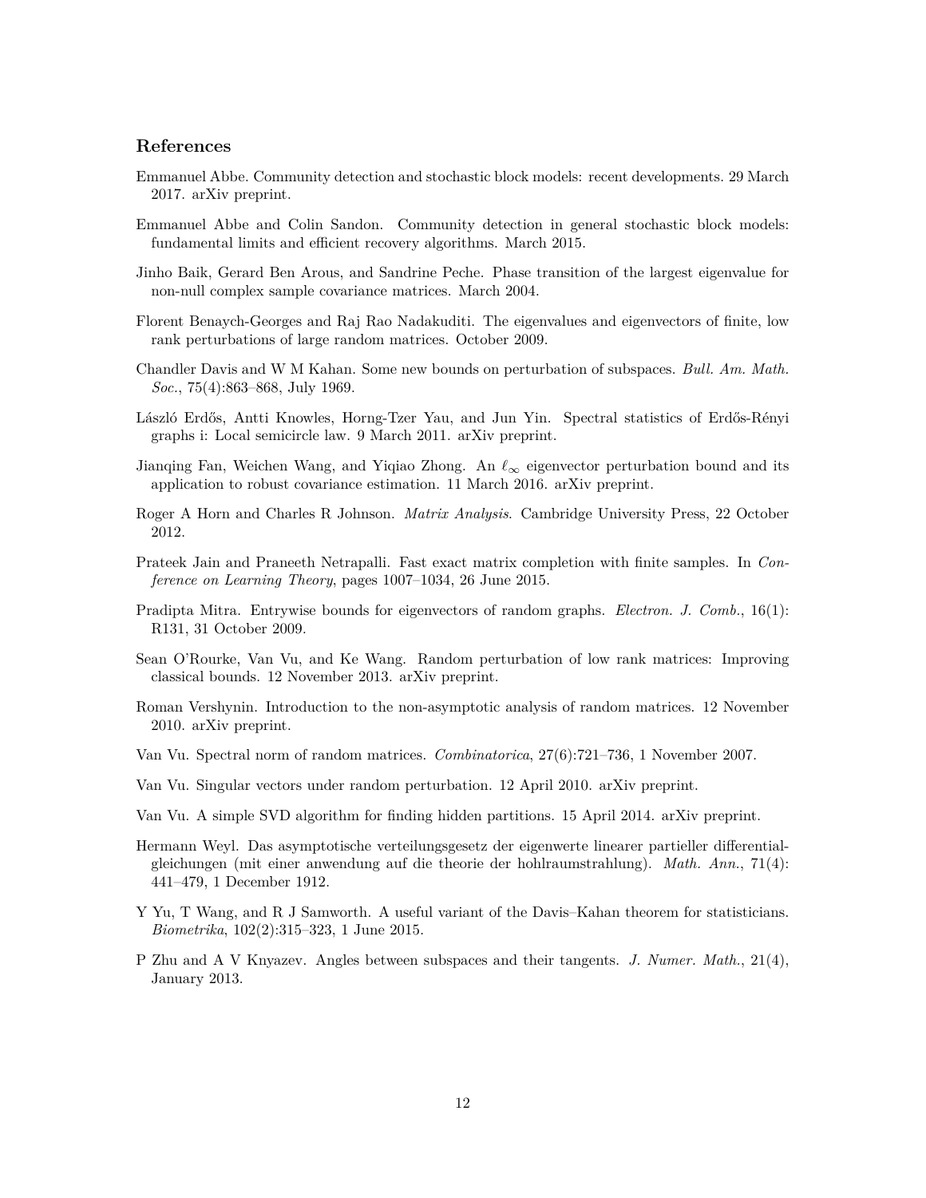## References

Emmanuel Abbe. Community detection and stochastic block models: recent developments. 29 March 2017. arXiv preprint.

Emmanuel Abbe and Colin Sandon. Community detection in general stochastic block models: fundamental limits and efficient recovery algorithms. March 2015.

Jinho Baik, Gerard Ben Arous, and Sandrine Peche. Phase transition of the largest eigenvalue for non-null complex sample covariance matrices. March 2004.

Florent Benaych-Georges and Raj Rao Nadakuditi. The eigenvalues and eigenvectors of finite, low rank perturbations of large random matrices. October 2009.

Chandler Davis and W M Kahan. Some new bounds on perturbation of subspaces. *Bull. Am. Math. Soc.*, 75(4):863–868, July 1969.

László Erdős, Antti Knowles, Horng-Tzer Yau, and Jun Yin. Spectral statistics of Erdős-Rényi graphs i: Local semicircle law. 9 March 2011. arXiv preprint.

Jianqing Fan, Weichen Wang, and Yiqiao Zhong. An $\ell_\infty$ eigenvector perturbation bound and its application to robust covariance estimation. 11 March 2016. arXiv preprint.

Roger A Horn and Charles R Johnson. *Matrix Analysis*. Cambridge University Press, 22 October 2012.

Prateek Jain and Praneeth Netrapalli. Fast exact matrix completion with finite samples. In *Conference on Learning Theory*, pages 1007–1034, 26 June 2015.

Pradipta Mitra. Entrywise bounds for eigenvectors of random graphs. *Electron. J. Comb.*, 16(1): R131, 31 October 2009.

Sean O'Rourke, Van Vu, and Ke Wang. Random perturbation of low rank matrices: Improving classical bounds. 12 November 2013. arXiv preprint.

Roman Vershynin. Introduction to the non-asymptotic analysis of random matrices. 12 November 2010. arXiv preprint.

Van Vu. Spectral norm of random matrices. *Combinatorica*, 27(6):721–736, 1 November 2007.

Van Vu. Singular vectors under random perturbation. 12 April 2010. arXiv preprint.

Van Vu. A simple SVD algorithm for finding hidden partitions. 15 April 2014. arXiv preprint.

Hermann Weyl. Das asymptotische verteilungsgesetz der eigenwerte linearer partieller differentialgleichungen (mit einer anwendung auf die theorie der hohlraumstrahlung). *Math. Ann.*, 71(4): 441–479, 1 December 1912.

Y Yu, T Wang, and R J Samworth. A useful variant of the Davis–Kahan theorem for statisticians. *Biometrika*, 102(2):315–323, 1 June 2015.

P Zhu and A V Knyazev. Angles between subspaces and their tangents. *J. Numer. Math.*, 21(4), January 2013.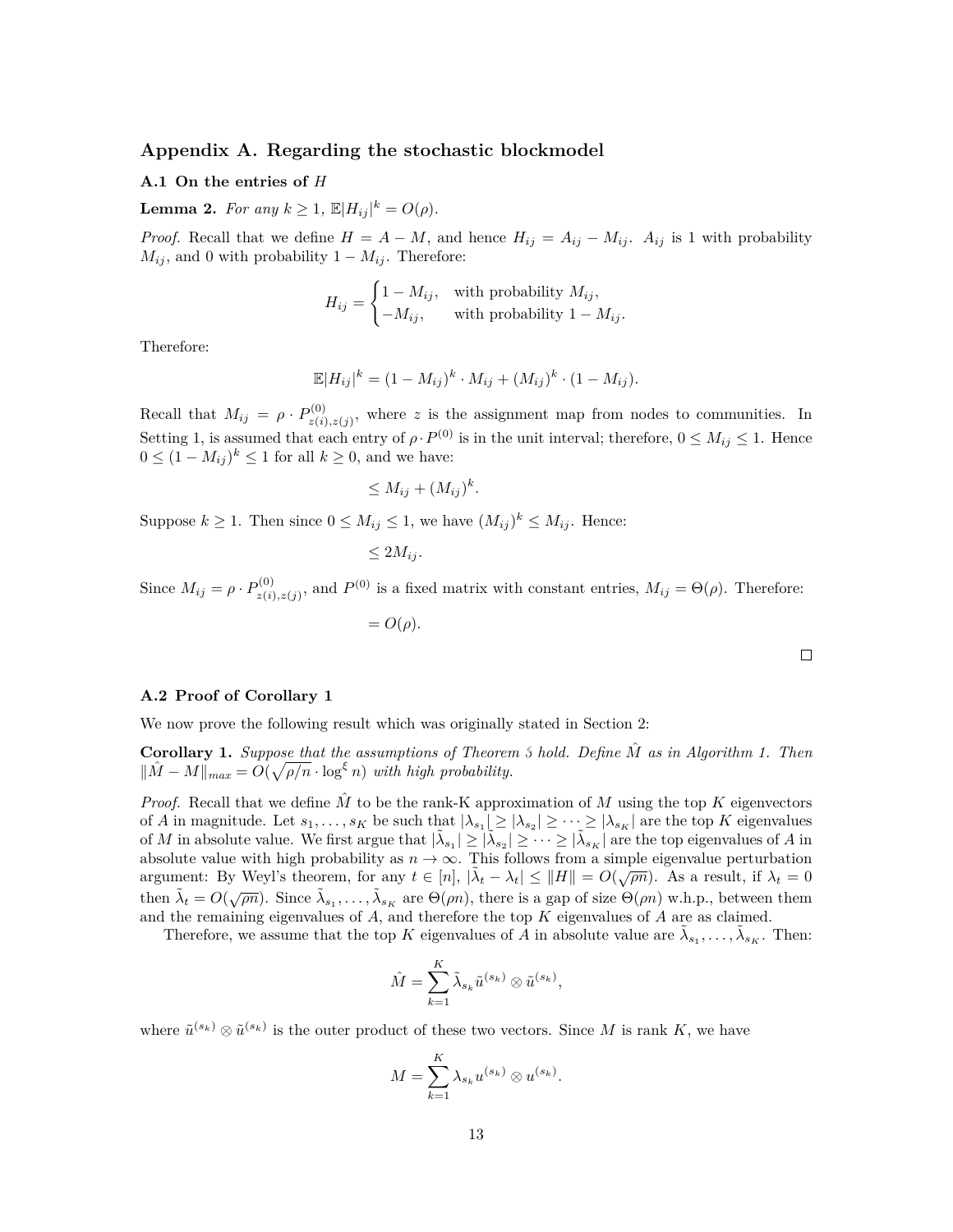# Appendix A. Regarding the stochastic blockmodel

## A.1 On the entries of $H$

**Lemma 2.** *For any $k \geq 1$, $\mathbb{E}|H_{ij}|^k = O(\rho)$.*

*Proof.* Recall that we define $H = A - M$, and hence $H_{ij} = A_{ij} - M_{ij}$. $A_{ij}$ is 1 with probability $M_{ij}$, and 0 with probability $1 - M_{ij}$. Therefore:

$$H_{ij} = \begin{cases} 1 - M_{ij}, & \text{with probability } M_{ij}, \\ -M_{ij}, & \text{with probability } 1 - M_{ij}. \end{cases}$$

Therefore:

$$\mathbb{E}|H_{ij}|^k = (1 - M_{ij})^k \cdot M_{ij} + (M_{ij})^k \cdot (1 - M_{ij}).$$

Recall that $M_{ij} = \rho \cdot P^{(0)}_{z(i),z(j)}$, where $z$ is the assignment map from nodes to communities. In Setting 1, is assumed that each entry of $\rho \cdot P^{(0)}$ is in the unit interval; therefore, $0 \leq M_{ij} \leq 1$. Hence $0 \leq (1 - M_{ij})^k \leq 1$ for all $k \geq 0$, and we have:

$$\leq M_{ij} + (M_{ij})^k.$$

Suppose $k \geq 1$. Then since $0 \leq M_{ij} \leq 1$, we have $(M_{ij})^k \leq M_{ij}$. Hence:

$$\leq 2M_{ij}.$$

Since $M_{ij} = \rho \cdot P^{(0)}_{z(i),z(j)}$, and $P^{(0)}$ is a fixed matrix with constant entries, $M_{ij} = \Theta(\rho)$. Therefore:

$$= O(\rho).$$

□

## A.2 Proof of Corollary 1

We now prove the following result which was originally stated in Section 2:

**Corollary 1.** *Suppose that the assumptions of Theorem 5 hold. Define $\hat{M}$ as in Algorithm 1. Then $\|\hat{M} - M\|_{max} = O(\sqrt{\rho/n} \cdot \log^{\xi} n)$ with high probability.*

*Proof.* Recall that we define $\hat{M}$ to be the rank-K approximation of $M$ using the top $K$ eigenvectors of $A$ in magnitude. Let $s_1, \ldots, s_K$ be such that $|\lambda_{s_1}| \geq |\lambda_{s_2}| \geq \cdots \geq |\lambda_{s_K}|$ are the top $K$ eigenvalues of $M$ in absolute value. We first argue that $|\tilde{\lambda}_{s_1}| \geq |\tilde{\lambda}_{s_2}| \geq \cdots \geq |\tilde{\lambda}_{s_K}|$ are the top eigenvalues of $A$ in absolute value with high probability as $n \to \infty$. This follows from a simple eigenvalue perturbation argument: By Weyl's theorem, for any $t \in [n]$, $|\tilde{\lambda}_t - \lambda_t| \leq \|H\| = O(\sqrt{\rho n})$. As a result, if $\lambda_t = 0$ then $\tilde{\lambda}_t = O(\sqrt{\rho n})$. Since $\tilde{\lambda}_{s_1}, \ldots, \tilde{\lambda}_{s_K}$ are $\Theta(\rho n)$, there is a gap of size $\Theta(\rho n)$ w.h.p., between them and the remaining eigenvalues of $A$, and therefore the top $K$ eigenvalues of $A$ are as claimed.

Therefore, we assume that the top $K$ eigenvalues of $A$ in absolute value are $\tilde{\lambda}_{s_1}, \ldots, \tilde{\lambda}_{s_K}$. Then:

$$\hat{M} = \sum_{k=1}^{K} \tilde{\lambda}_{s_k} \tilde{u}^{(s_k)} \otimes \tilde{u}^{(s_k)},$$

where $\tilde{u}^{(s_k)} \otimes \tilde{u}^{(s_k)}$ is the outer product of these two vectors. Since $M$ is rank $K$, we have

$$M = \sum_{k=1}^{K} \lambda_{s_k} u^{(s_k)} \otimes u^{(s_k)}.$$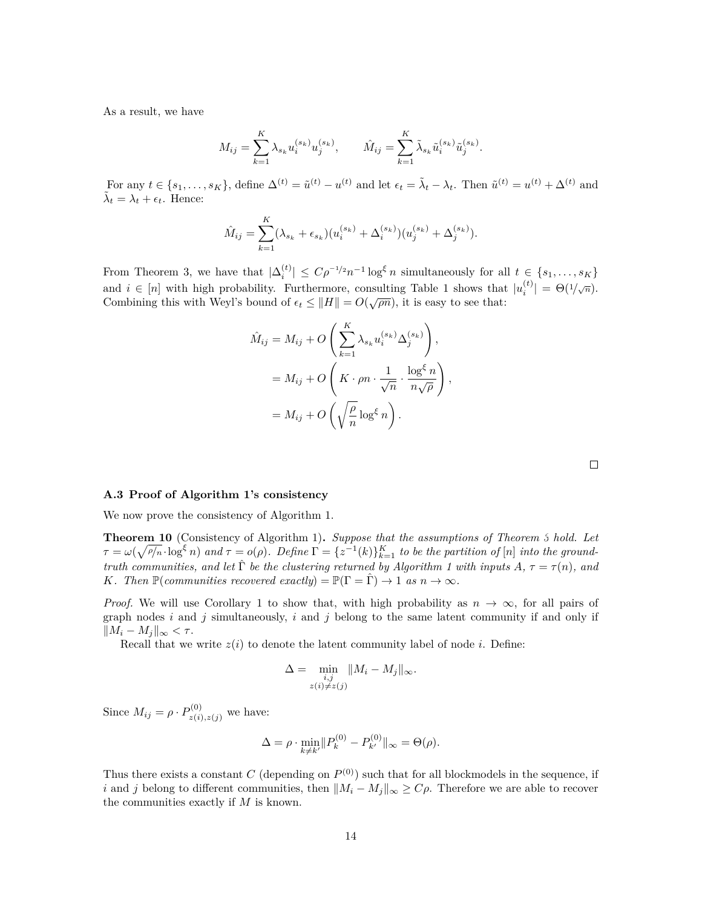As a result, we have

$$M_{ij} = \sum_{k=1}^{K} \lambda_{s_k} u_i^{(s_k)} u_j^{(s_k)}, \qquad \hat{M}_{ij} = \sum_{k=1}^{K} \tilde{\lambda}_{s_k} \tilde{u}_i^{(s_k)} \tilde{u}_j^{(s_k)}.$$

For any $t \in \{s_1, \dots, s_K\}$, define $\Delta^{(t)} = \tilde{u}^{(t)} - u^{(t)}$ and let $\epsilon_t = \tilde{\lambda}_t - \lambda_t$. Then $\tilde{u}^{(t)} = u^{(t)} + \Delta^{(t)}$ and $\tilde{\lambda}_t = \lambda_t + \epsilon_t$. Hence:

$$\hat{M}_{ij} = \sum_{k=1}^{K} (\lambda_{s_k} + \epsilon_{s_k})(u_i^{(s_k)} + \Delta_i^{(s_k)})(u_j^{(s_k)} + \Delta_j^{(s_k)}).$$

From Theorem 3, we have that $|\Delta_i^{(t)}| \leq C\rho^{-1/2} n^{-1} \log^{\xi} n$ simultaneously for all $t \in \{s_1, \dots, s_K\}$ and $i \in [n]$ with high probability. Furthermore, consulting Table 1 shows that $|u_i^{(t)}| = \Theta(1/\sqrt{n})$. Combining this with Weyl's bound of $\epsilon_t \leq \|H\| = O(\sqrt{\rho n})$, it is easy to see that:

$$\begin{aligned}
\hat{M}_{ij} &= M_{ij} + O\left( \sum_{k=1}^{K} \lambda_{s_k} u_i^{(s_k)} \Delta_j^{(s_k)} \right), \\
&= M_{ij} + O\left( K \cdot \rho n \cdot \frac{1}{\sqrt{n}} \cdot \frac{\log^{\xi} n}{n\sqrt{\rho}} \right), \\
&= M_{ij} + O\left( \sqrt{\frac{\rho}{n}} \log^{\xi} n \right).
\end{aligned}$$

□

### A.3 Proof of Algorithm 1's consistency

We now prove the consistency of Algorithm 1.

**Theorem 10** (Consistency of Algorithm 1)**.** *Suppose that the assumptions of Theorem 5 hold. Let $\tau = \omega(\sqrt{\rho/n} \cdot \log^{\xi} n)$ and $\tau = o(\rho)$. Define $\Gamma = \{z^{-1}(k)\}_{k=1}^{K}$ to be the partition of $[n]$ into the ground-truth communities, and let $\hat{\Gamma}$ be the clustering returned by Algorithm 1 with inputs $A$, $\tau = \tau(n)$, and $K$. Then $\mathbb{P}(\text{communities recovered exactly}) = \mathbb{P}(\Gamma = \hat{\Gamma}) \to 1$ as $n \to \infty$.*

*Proof.* We will use Corollary 1 to show that, with high probability as $n \to \infty$, for all pairs of graph nodes $i$ and $j$ simultaneously, $i$ and $j$ belong to the same latent community if and only if $\|M_i - M_j\|_\infty < \tau$.

Recall that we write $z(i)$ to denote the latent community label of node $i$. Define:

$$\Delta = \min_{\substack{i,j \\ z(i) \neq z(j)}} \|M_i - M_j\|_\infty.$$

Since $M_{ij} = \rho \cdot P^{(0)}_{z(i),z(j)}$ we have:

$$\Delta = \rho \cdot \min_{k \neq k'} \|P_k^{(0)} - P_{k'}^{(0)}\|_\infty = \Theta(\rho).$$

Thus there exists a constant $C$ (depending on $P^{(0)}$) such that for all blockmodels in the sequence, if $i$ and $j$ belong to different communities, then $\|M_i - M_j\|_\infty \geq C\rho$. Therefore we are able to recover the communities exactly if $M$ is known.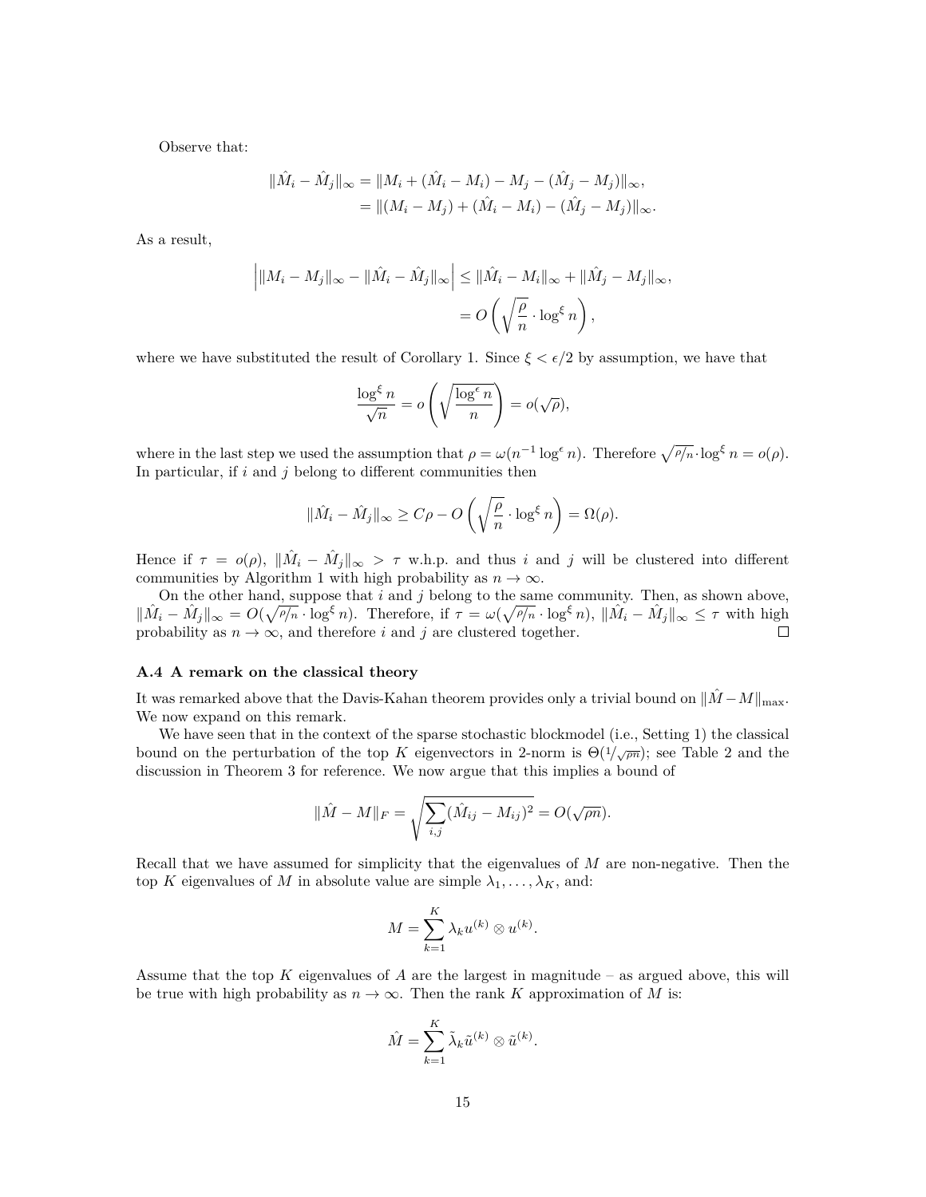Observe that:

$$\|\hat{M}_i - \hat{M}_j\|_\infty = \|M_i + (\hat{M}_i - M_i) - M_j - (\hat{M}_j - M_j)\|_\infty,$$
$$= \|(M_i - M_j) + (\hat{M}_i - M_i) - (\hat{M}_j - M_j)\|_\infty.$$

As a result,

$$\left| \|M_i - M_j\|_\infty - \|\hat{M}_i - \hat{M}_j\|_\infty \right| \leq \|\hat{M}_i - M_i\|_\infty + \|\hat{M}_j - M_j\|_\infty,$$
$$= O\left(\sqrt{\frac{\rho}{n}} \cdot \log^\xi n\right),$$

where we have substituted the result of Corollary 1. Since $\xi < \epsilon/2$ by assumption, we have that

$$\frac{\log^\xi n}{\sqrt{n}} = o\left(\sqrt{\frac{\log^\epsilon n}{n}}\right) = o(\sqrt{\rho}),$$

where in the last step we used the assumption that $\rho = \omega(n^{-1} \log^\epsilon n)$. Therefore $\sqrt{\rho/n} \cdot \log^\xi n = o(\rho)$. In particular, if $i$ and $j$ belong to different communities then

$$\|\hat{M}_i - \hat{M}_j\|_\infty \geq C\rho - O\left(\sqrt{\frac{\rho}{n}} \cdot \log^\xi n\right) = \Omega(\rho).$$

Hence if $\tau = o(\rho)$, $\|\hat{M}_i - \hat{M}_j\|_\infty > \tau$ w.h.p. and thus $i$ and $j$ will be clustered into different communities by Algorithm 1 with high probability as $n \to \infty$.

On the other hand, suppose that $i$ and $j$ belong to the same community. Then, as shown above, $\|\hat{M}_i - \hat{M}_j\|_\infty = O(\sqrt{\rho/n} \cdot \log^\xi n)$. Therefore, if $\tau = \omega(\sqrt{\rho/n} \cdot \log^\xi n)$, $\|\hat{M}_i - \hat{M}_j\|_\infty \leq \tau$ with high probability as $n \to \infty$, and therefore $i$ and $j$ are clustered together. □

### A.4 A remark on the classical theory

It was remarked above that the Davis-Kahan theorem provides only a trivial bound on $\|\hat{M} - M\|_{\max}$. We now expand on this remark.

We have seen that in the context of the sparse stochastic blockmodel (i.e., Setting 1) the classical bound on the perturbation of the top $K$ eigenvectors in 2-norm is $\Theta(1/\sqrt{\rho n})$; see Table 2 and the discussion in Theorem 3 for reference. We now argue that this implies a bound of

$$\|\hat{M} - M\|_F = \sqrt{\sum_{i,j} (\hat{M}_{ij} - M_{ij})^2} = O(\sqrt{\rho n}).$$

Recall that we have assumed for simplicity that the eigenvalues of $M$ are non-negative. Then the top $K$ eigenvalues of $M$ in absolute value are simple $\lambda_1, \ldots, \lambda_K$, and:

$$M = \sum_{k=1}^{K} \lambda_k u^{(k)} \otimes u^{(k)}.$$

Assume that the top $K$ eigenvalues of $A$ are the largest in magnitude – as argued above, this will be true with high probability as $n \to \infty$. Then the rank $K$ approximation of $M$ is:

$$\hat{M} = \sum_{k=1}^{K} \tilde{\lambda}_k \tilde{u}^{(k)} \otimes \tilde{u}^{(k)}.$$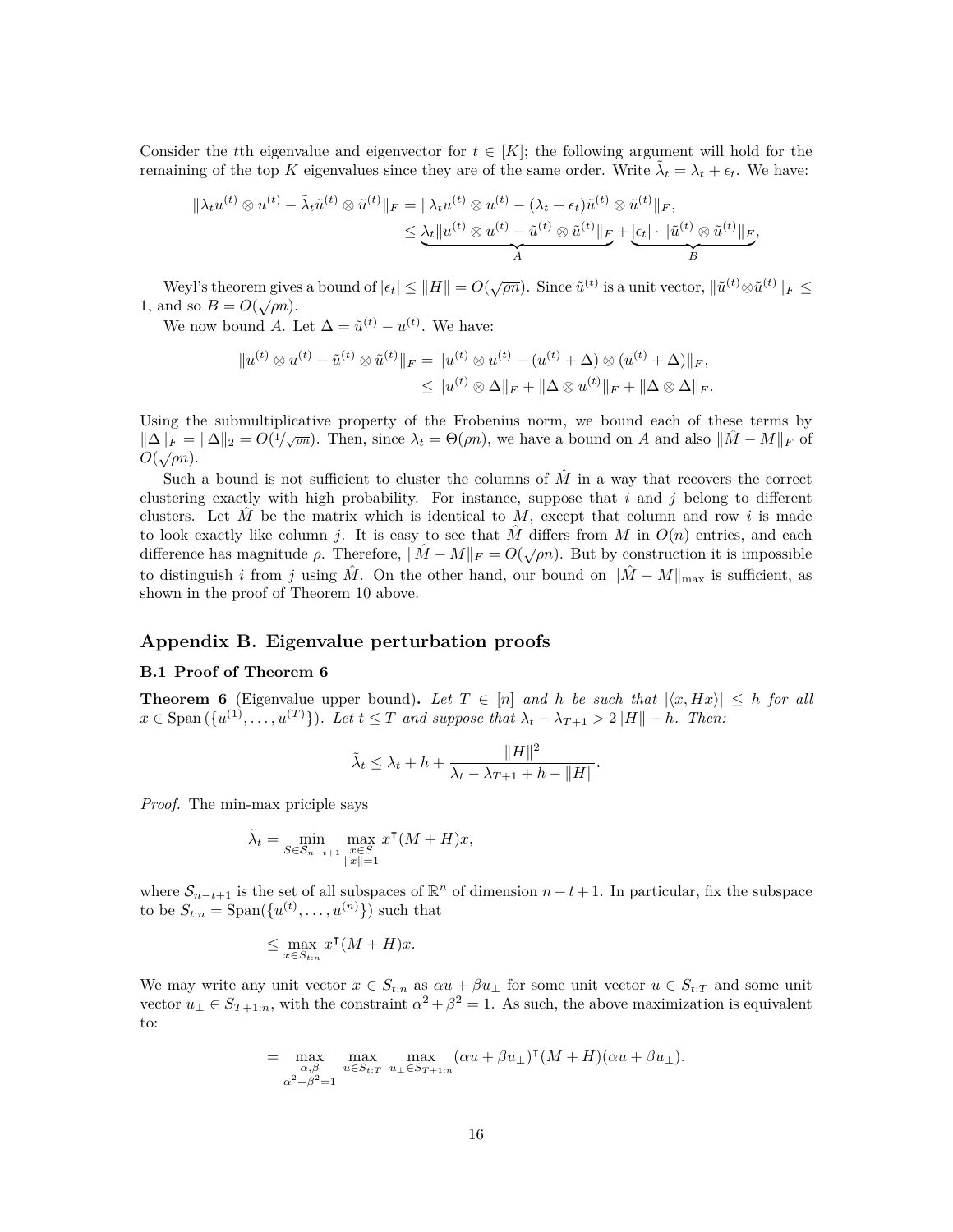Consider the $t$th eigenvalue and eigenvector for $t \in [K]$; the following argument will hold for the remaining of the top $K$ eigenvalues since they are of the same order. Write $\tilde{\lambda}_t = \lambda_t + \epsilon_t$. We have:

$$
\begin{aligned}
\|\lambda_t u^{(t)} \otimes u^{(t)} - \tilde{\lambda}_t \tilde{u}^{(t)} \otimes \tilde{u}^{(t)}\|_F &= \|\lambda_t u^{(t)} \otimes u^{(t)} - (\lambda_t + \epsilon_t) \tilde{u}^{(t)} \otimes \tilde{u}^{(t)}\|_F, \\
&\leq \underbrace{\lambda_t \|u^{(t)} \otimes u^{(t)} - \tilde{u}^{(t)} \otimes \tilde{u}^{(t)}\|_F}_{A} + \underbrace{|\epsilon_t| \cdot \|\tilde{u}^{(t)} \otimes \tilde{u}^{(t)}\|_F}_{B},
\end{aligned}
$$

Weyl's theorem gives a bound of $|\epsilon_t| \leq \|H\| = O(\sqrt{\rho n})$. Since $\tilde{u}^{(t)}$ is a unit vector, $\|\tilde{u}^{(t)} \otimes \tilde{u}^{(t)}\|_F \leq 1$, and so $B = O(\sqrt{\rho n})$.

We now bound $A$. Let $\Delta = \tilde{u}^{(t)} - u^{(t)}$. We have:

$$
\begin{aligned}
\|u^{(t)} \otimes u^{(t)} - \tilde{u}^{(t)} \otimes \tilde{u}^{(t)}\|_F &= \|u^{(t)} \otimes u^{(t)} - (u^{(t)} + \Delta) \otimes (u^{(t)} + \Delta)\|_F, \\
&\leq \|u^{(t)} \otimes \Delta\|_F + \|\Delta \otimes u^{(t)}\|_F + \|\Delta \otimes \Delta\|_F.
\end{aligned}
$$

Using the submultiplicative property of the Frobenius norm, we bound each of these terms by $\|\Delta\|_F = \|\Delta\|_2 = O(1/\sqrt{\rho n})$. Then, since $\lambda_t = \Theta(\rho n)$, we have a bound on $A$ and also $\|\hat{M} - M\|_F$ of $O(\sqrt{\rho n})$.

Such a bound is not sufficient to cluster the columns of $\hat{M}$ in a way that recovers the correct clustering exactly with high probability. For instance, suppose that $i$ and $j$ belong to different clusters. Let $\hat{M}$ be the matrix which is identical to $M$, except that column and row $i$ is made to look exactly like column $j$. It is easy to see that $\hat{M}$ differs from $M$ in $O(n)$ entries, and each difference has magnitude $\rho$. Therefore, $\|\hat{M} - M\|_F = O(\sqrt{\rho n})$. But by construction it is impossible to distinguish $i$ from $j$ using $\hat{M}$. On the other hand, our bound on $\|\hat{M} - M\|_{\max}$ is sufficient, as shown in the proof of Theorem 10 above.

## Appendix B. Eigenvalue perturbation proofs

### B.1 Proof of Theorem 6

**Theorem 6** (Eigenvalue upper bound)**.** *Let $T \in [n]$ and $h$ be such that $|\langle x, Hx \rangle| \leq h$ for all $x \in \operatorname{Span}(\{u^{(1)}, \ldots, u^{(T)}\})$. Let $t \leq T$ and suppose that $\lambda_t - \lambda_{T+1} > 2\|H\| - h$. Then:*

$$
\tilde{\lambda}_t \leq \lambda_t + h + \frac{\|H\|^2}{\lambda_t - \lambda_{T+1} + h - \|H\|}.
$$

*Proof.* The min-max priciple says

$$
\tilde{\lambda}_t = \min_{S \in \mathcal{S}_{n-t+1}} \max_{\substack{x \in S \\ \|x\|=1}} x^\intercal (M + H) x,
$$

where $\mathcal{S}_{n-t+1}$ is the set of all subspaces of $\mathbb{R}^n$ of dimension $n - t + 1$. In particular, fix the subspace to be $S_{t:n} = \operatorname{Span}(\{u^{(t)}, \ldots, u^{(n)}\})$ such that

$$
\leq \max_{x \in S_{t:n}} x^\intercal (M + H) x.
$$

We may write any unit vector $x \in S_{t:n}$ as $\alpha u + \beta u_\perp$ for some unit vector $u \in S_{t:T}$ and some unit vector $u_\perp \in S_{T+1:n}$, with the constraint $\alpha^2 + \beta^2 = 1$. As such, the above maximization is equivalent to:

$$
= \max_{\substack{\alpha, \beta \\ \alpha^2 + \beta^2 = 1}} \max_{u \in S_{t:T}} \max_{u_\perp \in S_{T+1:n}} (\alpha u + \beta u_\perp)^\intercal (M + H)(\alpha u + \beta u_\perp).
$$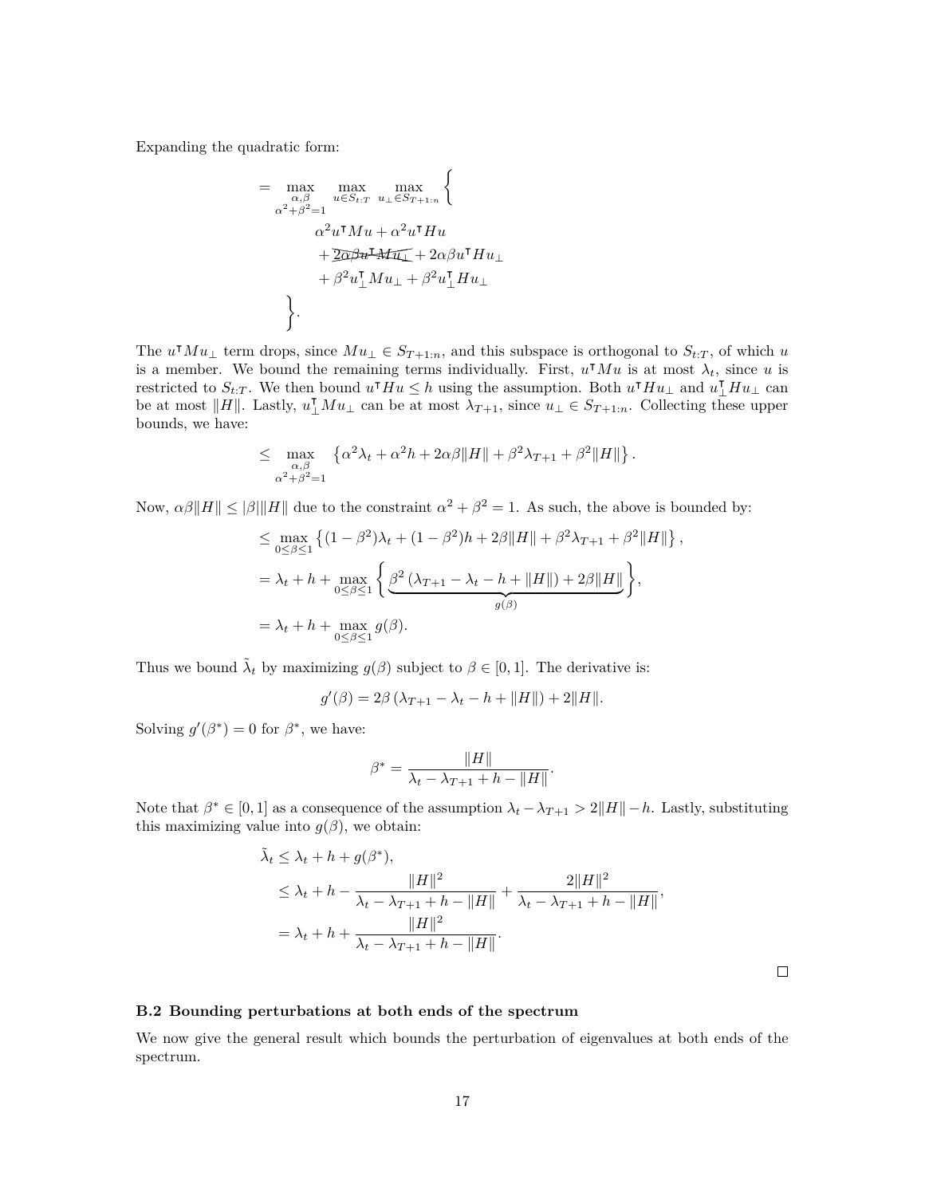Expanding the quadratic form:

$$
\begin{aligned}
= \max_{\substack{\alpha,\beta \\ \alpha^2+\beta^2=1}} \max_{u\in S_{t:T}} \max_{u_\perp \in S_{T+1:n}} \Bigg\{ \\
&\alpha^2 u^\intercal M u + \alpha^2 u^\intercal H u \\
&+ \cancel{2\alpha\beta u^\intercal M u_\perp} + 2\alpha\beta u^\intercal H u_\perp \\
&+ \beta^2 u_\perp^\intercal M u_\perp + \beta^2 u_\perp^\intercal H u_\perp \\
\Bigg\}.
\end{aligned}
$$

The $u^\intercal M u_\perp$ term drops, since $Mu_\perp \in S_{T+1:n}$, and this subspace is orthogonal to $S_{t:T}$, of which $u$ is a member. We bound the remaining terms individually. First, $u^\intercal M u$ is at most $\lambda_t$, since $u$ is restricted to $S_{t:T}$. We then bound $u^\intercal H u \leq h$ using the assumption. Both $u^\intercal H u_\perp$ and $u_\perp^\intercal H u_\perp$ can be at most $\|H\|$. Lastly, $u_\perp^\intercal M u_\perp$ can be at most $\lambda_{T+1}$, since $u_\perp \in S_{T+1:n}$. Collecting these upper bounds, we have:

$$
\leq \max_{\substack{\alpha,\beta \\ \alpha^2+\beta^2=1}} \left\{ \alpha^2\lambda_t + \alpha^2 h + 2\alpha\beta\|H\| + \beta^2\lambda_{T+1} + \beta^2\|H\| \right\}.
$$

Now, $\alpha\beta\|H\| \leq |\beta|\|H\|$ due to the constraint $\alpha^2+\beta^2=1$. As such, the above is bounded by:

$$
\begin{aligned}
&\leq \max_{0\leq\beta\leq 1} \left\{ (1-\beta^2)\lambda_t + (1-\beta^2)h + 2\beta\|H\| + \beta^2\lambda_{T+1} + \beta^2\|H\| \right\}, \\
&= \lambda_t + h + \max_{0\leq\beta\leq 1} \Bigg\{ \underbrace{\beta^2\left(\lambda_{T+1} - \lambda_t - h + \|H\|\right) + 2\beta\|H\|}_{g(\beta)} \Bigg\}, \\
&= \lambda_t + h + \max_{0\leq\beta\leq 1} g(\beta).
\end{aligned}
$$

Thus we bound $\tilde{\lambda}_t$ by maximizing $g(\beta)$ subject to $\beta \in [0,1]$. The derivative is:

$$
g'(\beta) = 2\beta\left(\lambda_{T+1} - \lambda_t - h + \|H\|\right) + 2\|H\|.
$$

Solving $g'(\beta^*) = 0$ for $\beta^*$, we have:

$$
\beta^* = \frac{\|H\|}{\lambda_t - \lambda_{T+1} + h - \|H\|}.
$$

Note that $\beta^* \in [0,1]$ as a consequence of the assumption $\lambda_t - \lambda_{T+1} > 2\|H\| - h$. Lastly, substituting this maximizing value into $g(\beta)$, we obtain:

$$
\begin{aligned}
\tilde{\lambda}_t &\leq \lambda_t + h + g(\beta^*), \\
&\leq \lambda_t + h - \frac{\|H\|^2}{\lambda_t - \lambda_{T+1} + h - \|H\|} + \frac{2\|H\|^2}{\lambda_t - \lambda_{T+1} + h - \|H\|}, \\
&= \lambda_t + h + \frac{\|H\|^2}{\lambda_t - \lambda_{T+1} + h - \|H\|}.
\end{aligned}
$$

□

### B.2 Bounding perturbations at both ends of the spectrum

We now give the general result which bounds the perturbation of eigenvalues at both ends of the spectrum.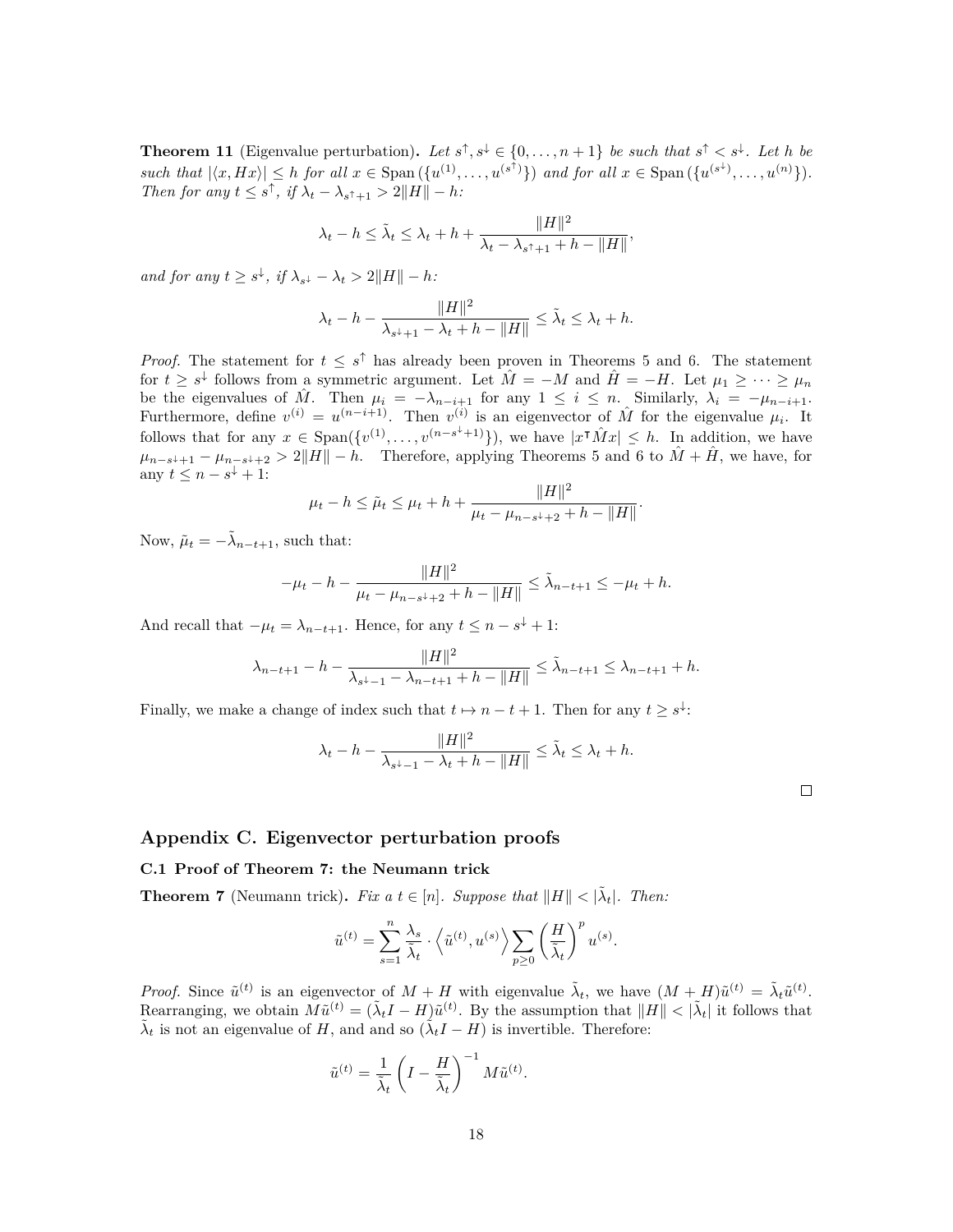**Theorem 11** (Eigenvalue perturbation)**.** *Let $s^\uparrow, s^\downarrow \in \{0, \ldots, n+1\}$ be such that $s^\uparrow < s^\downarrow$. Let $h$ be such that $|\langle x, Hx \rangle| \le h$ for all $x \in \operatorname{Span}(\{u^{(1)}, \ldots, u^{(s^\uparrow)}\})$ and for all $x \in \operatorname{Span}(\{u^{(s^\downarrow)}, \ldots, u^{(n)}\})$. Then for any $t \le s^\uparrow$, if $\lambda_t - \lambda_{s^\uparrow+1} > 2\|H\| - h$:*

$$\lambda_t - h \le \tilde{\lambda}_t \le \lambda_t + h + \frac{\|H\|^2}{\lambda_t - \lambda_{s^\uparrow+1} + h - \|H\|},$$

*and for any $t \ge s^\downarrow$, if $\lambda_{s^\downarrow} - \lambda_t > 2\|H\| - h$:*

$$\lambda_t - h - \frac{\|H\|^2}{\lambda_{s^\downarrow+1} - \lambda_t + h - \|H\|} \le \tilde{\lambda}_t \le \lambda_t + h.$$

*Proof.* The statement for $t \le s^\uparrow$ has already been proven in Theorems 5 and 6. The statement for $t \ge s^\downarrow$ follows from a symmetric argument. Let $\hat{M} = -M$ and $\hat{H} = -H$. Let $\mu_1 \ge \cdots \ge \mu_n$ be the eigenvalues of $\hat{M}$. Then $\mu_i = -\lambda_{n-i+1}$ for any $1 \le i \le n$. Similarly, $\lambda_i = -\mu_{n-i+1}$. Furthermore, define $v^{(i)} = u^{(n-i+1)}$. Then $v^{(i)}$ is an eigenvector of $\hat{M}$ for the eigenvalue $\mu_i$. It follows that for any $x \in \operatorname{Span}(\{v^{(1)}, \ldots, v^{(n-s^\downarrow+1)}\})$, we have $|x^\intercal \hat{M} x| \le h$. In addition, we have $\mu_{n-s^\downarrow+1} - \mu_{n-s^\downarrow+2} > 2\|H\| - h$. Therefore, applying Theorems 5 and 6 to $\hat{M} + \hat{H}$, we have, for any $t \le n - s^\downarrow + 1$:

$$\mu_t - h \le \tilde{\mu}_t \le \mu_t + h + \frac{\|H\|^2}{\mu_t - \mu_{n-s^\downarrow+2} + h - \|H\|}.$$

Now, $\tilde{\mu}_t = -\tilde{\lambda}_{n-t+1}$, such that:

$$-\mu_t - h - \frac{\|H\|^2}{\mu_t - \mu_{n-s^\downarrow+2} + h - \|H\|} \le \tilde{\lambda}_{n-t+1} \le -\mu_t + h.$$

And recall that $-\mu_t = \lambda_{n-t+1}$. Hence, for any $t \le n - s^\downarrow + 1$:

$$\lambda_{n-t+1} - h - \frac{\|H\|^2}{\lambda_{s^\downarrow-1} - \lambda_{n-t+1} + h - \|H\|} \le \tilde{\lambda}_{n-t+1} \le \lambda_{n-t+1} + h.$$

Finally, we make a change of index such that $t \mapsto n - t + 1$. Then for any $t \ge s^\downarrow$:

$$\lambda_t - h - \frac{\|H\|^2}{\lambda_{s^\downarrow-1} - \lambda_t + h - \|H\|} \le \tilde{\lambda}_t \le \lambda_t + h.$$

$\square$

## Appendix C. Eigenvector perturbation proofs

### C.1 Proof of Theorem 7: the Neumann trick

**Theorem 7** (Neumann trick)**.** *Fix a $t \in [n]$. Suppose that $\|H\| < |\tilde{\lambda}_t|$. Then:*

$$\tilde{u}^{(t)} = \sum_{s=1}^{n} \frac{\lambda_s}{\tilde{\lambda}_t} \cdot \left\langle \tilde{u}^{(t)}, u^{(s)} \right\rangle \sum_{p \ge 0} \left( \frac{H}{\tilde{\lambda}_t} \right)^p u^{(s)}.$$

*Proof.* Since $\tilde{u}^{(t)}$ is an eigenvector of $M + H$ with eigenvalue $\tilde{\lambda}_t$, we have $(M + H)\tilde{u}^{(t)} = \tilde{\lambda}_t \tilde{u}^{(t)}$. Rearranging, we obtain $M\tilde{u}^{(t)} = (\tilde{\lambda}_t I - H)\tilde{u}^{(t)}$. By the assumption that $\|H\| < |\tilde{\lambda}_t|$ it follows that $\tilde{\lambda}_t$ is not an eigenvalue of $H$, and and so $(\tilde{\lambda}_t I - H)$ is invertible. Therefore:

$$\tilde{u}^{(t)} = \frac{1}{\tilde{\lambda}_t} \left( I - \frac{H}{\tilde{\lambda}_t} \right)^{-1} M \tilde{u}^{(t)}.$$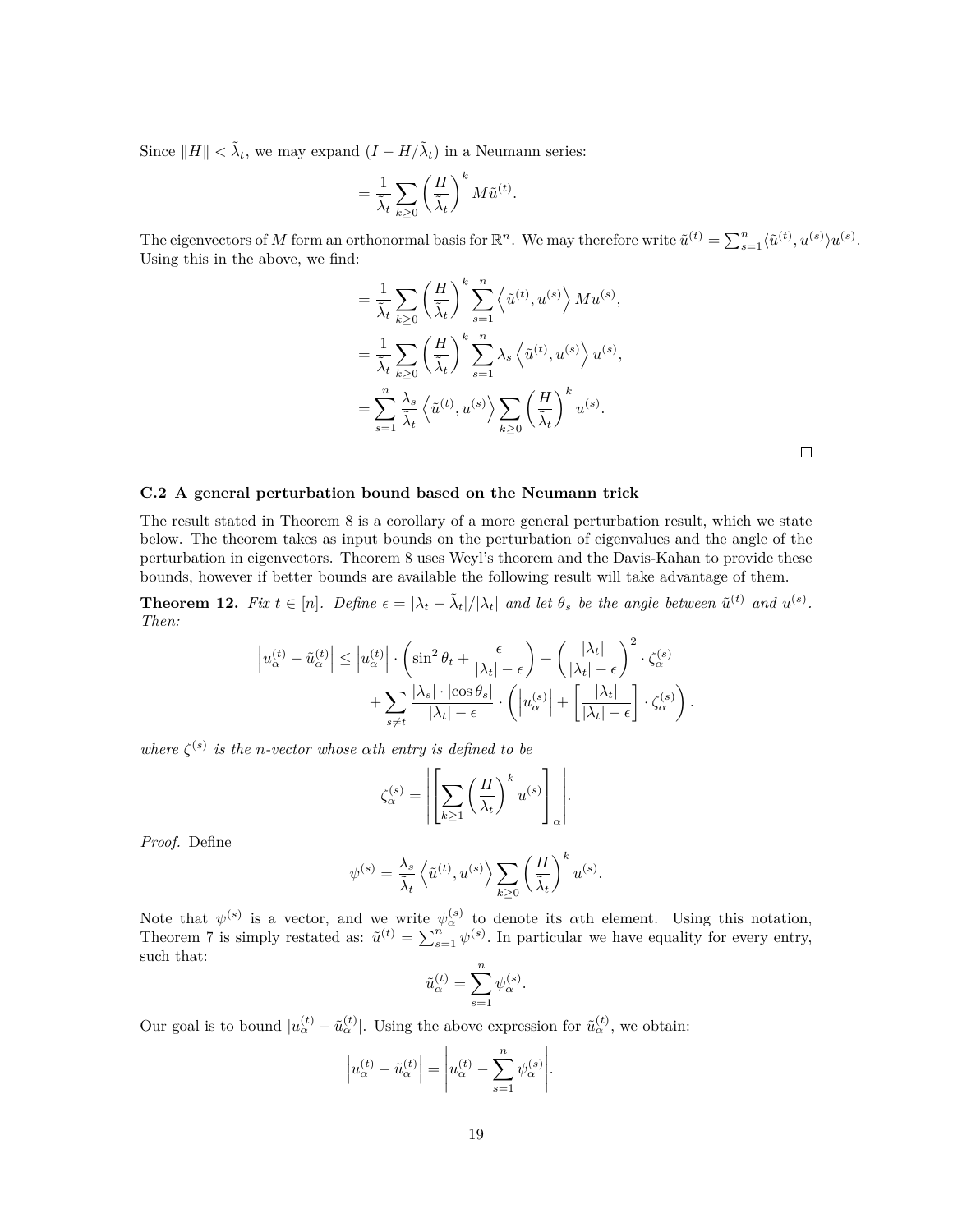Since $\|H\| < \tilde{\lambda}_t$, we may expand $(I - H/\tilde{\lambda}_t)$ in a Neumann series:

$$= \frac{1}{\tilde{\lambda}_t} \sum_{k \geq 0} \left( \frac{H}{\tilde{\lambda}_t} \right)^k M \tilde{u}^{(t)}.$$

The eigenvectors of $M$ form an orthonormal basis for $\mathbb{R}^n$. We may therefore write $\tilde{u}^{(t)} = \sum_{s=1}^n \langle \tilde{u}^{(t)}, u^{(s)} \rangle u^{(s)}$. Using this in the above, we find:

$$\begin{aligned}
&= \frac{1}{\tilde{\lambda}_t} \sum_{k \geq 0} \left( \frac{H}{\tilde{\lambda}_t} \right)^k \sum_{s=1}^n \left\langle \tilde{u}^{(t)}, u^{(s)} \right\rangle M u^{(s)}, \\
&= \frac{1}{\tilde{\lambda}_t} \sum_{k \geq 0} \left( \frac{H}{\tilde{\lambda}_t} \right)^k \sum_{s=1}^n \lambda_s \left\langle \tilde{u}^{(t)}, u^{(s)} \right\rangle u^{(s)}, \\
&= \sum_{s=1}^n \frac{\lambda_s}{\tilde{\lambda}_t} \left\langle \tilde{u}^{(t)}, u^{(s)} \right\rangle \sum_{k \geq 0} \left( \frac{H}{\tilde{\lambda}_t} \right)^k u^{(s)}.
\end{aligned}$$

□

### C.2 A general perturbation bound based on the Neumann trick

The result stated in Theorem 8 is a corollary of a more general perturbation result, which we state below. The theorem takes as input bounds on the perturbation of eigenvalues and the angle of the perturbation in eigenvectors. Theorem 8 uses Weyl's theorem and the Davis-Kahan to provide these bounds, however if better bounds are available the following result will take advantage of them.

**Theorem 12.** *Fix $t \in [n]$. Define $\epsilon = |\lambda_t - \tilde{\lambda}_t|/|\lambda_t|$ and let $\theta_s$ be the angle between $\tilde{u}^{(t)}$ and $u^{(s)}$. Then:*

$$\begin{aligned}
\left| u_\alpha^{(t)} - \tilde{u}_\alpha^{(t)} \right| \leq \left| u_\alpha^{(t)} \right| \cdot \left( \sin^2 \theta_t + \frac{\epsilon}{|\lambda_t| - \epsilon} \right) + \left( \frac{|\lambda_t|}{|\lambda_t| - \epsilon} \right)^2 \cdot \zeta_\alpha^{(s)} \\
+ \sum_{s \neq t} \frac{|\lambda_s| \cdot |\cos \theta_s|}{|\lambda_t| - \epsilon} \cdot \left( \left| u_\alpha^{(s)} \right| + \left[ \frac{|\lambda_t|}{|\lambda_t| - \epsilon} \right] \cdot \zeta_\alpha^{(s)} \right).
\end{aligned}$$

*where $\zeta^{(s)}$ is the $n$-vector whose $\alpha$th entry is defined to be*

$$\zeta_\alpha^{(s)} = \left| \left[ \sum_{k \geq 1} \left( \frac{H}{\lambda_t} \right)^k u^{(s)} \right]_\alpha \right|.$$

*Proof.* Define

$$\psi^{(s)} = \frac{\lambda_s}{\tilde{\lambda}_t} \left\langle \tilde{u}^{(t)}, u^{(s)} \right\rangle \sum_{k \geq 0} \left( \frac{H}{\tilde{\lambda}_t} \right)^k u^{(s)}.$$

Note that $\psi^{(s)}$ is a vector, and we write $\psi_\alpha^{(s)}$ to denote its $\alpha$th element. Using this notation, Theorem 7 is simply restated as: $\tilde{u}^{(t)} = \sum_{s=1}^n \psi^{(s)}$. In particular we have equality for every entry, such that:

$$\tilde{u}_\alpha^{(t)} = \sum_{s=1}^n \psi_\alpha^{(s)}.$$

Our goal is to bound $|u_\alpha^{(t)} - \tilde{u}_\alpha^{(t)}|$. Using the above expression for $\tilde{u}_\alpha^{(t)}$, we obtain:

$$\left| u_\alpha^{(t)} - \tilde{u}_\alpha^{(t)} \right| = \left| u_\alpha^{(t)} - \sum_{s=1}^n \psi_\alpha^{(s)} \right|.$$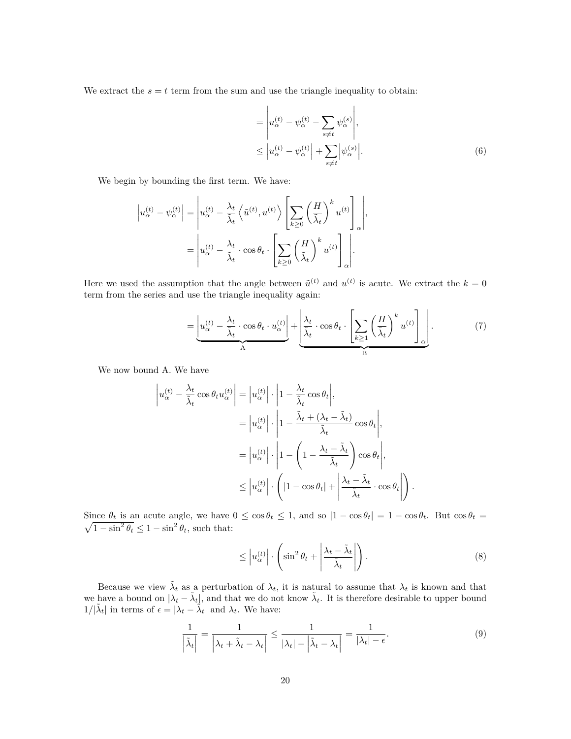We extract the $s = t$ term from the sum and use the triangle inequality to obtain:

$$
\begin{aligned}
&= \left| u_\alpha^{(t)} - \psi_\alpha^{(t)} - \sum_{s \neq t} \psi_\alpha^{(s)} \right|, \\
&\leq \left| u_\alpha^{(t)} - \psi_\alpha^{(t)} \right| + \sum_{s \neq t} \left| \psi_\alpha^{(s)} \right|.
\end{aligned} \tag{6}
$$

We begin by bounding the first term. We have:

$$
\begin{aligned}
\left| u_\alpha^{(t)} - \psi_\alpha^{(t)} \right| &= \left| u_\alpha^{(t)} - \frac{\lambda_t}{\tilde{\lambda}_t} \left\langle \tilde{u}^{(t)}, u^{(t)} \right\rangle \left[ \sum_{k \geq 0} \left( \frac{H}{\tilde{\lambda}_t} \right)^k u^{(t)} \right]_\alpha \right|, \\
&= \left| u_\alpha^{(t)} - \frac{\lambda_t}{\tilde{\lambda}_t} \cdot \cos\theta_t \cdot \left[ \sum_{k \geq 0} \left( \frac{H}{\tilde{\lambda}_t} \right)^k u^{(t)} \right]_\alpha \right|.
\end{aligned}
$$

Here we used the assumption that the angle between $\tilde{u}^{(t)}$ and $u^{(t)}$ is acute. We extract the $k = 0$ term from the series and use the triangle inequality again:

$$
= \underbrace{\left| u_\alpha^{(t)} - \frac{\lambda_t}{\tilde{\lambda}_t} \cdot \cos\theta_t \cdot u_\alpha^{(t)} \right|}_{\text{A}} + \underbrace{\left| \frac{\lambda_t}{\tilde{\lambda}_t} \cdot \cos\theta_t \cdot \left[ \sum_{k \geq 1} \left( \frac{H}{\tilde{\lambda}_t} \right)^k u^{(t)} \right]_\alpha \right|}_{\text{B}}. \tag{7}
$$

We now bound A. We have

$$
\begin{aligned}
\left| u_\alpha^{(t)} - \frac{\lambda_t}{\tilde{\lambda}_t} \cos\theta_t u_\alpha^{(t)} \right| &= \left| u_\alpha^{(t)} \right| \cdot \left| 1 - \frac{\lambda_t}{\tilde{\lambda}_t} \cos\theta_t \right|, \\
&= \left| u_\alpha^{(t)} \right| \cdot \left| 1 - \frac{\tilde{\lambda}_t + (\lambda_t - \tilde{\lambda}_t)}{\tilde{\lambda}_t} \cos\theta_t \right|, \\
&= \left| u_\alpha^{(t)} \right| \cdot \left| 1 - \left( 1 - \frac{\lambda_t - \tilde{\lambda}_t}{\tilde{\lambda}_t} \right) \cos\theta_t \right|, \\
&\leq \left| u_\alpha^{(t)} \right| \cdot \left( |1 - \cos\theta_t| + \left| \frac{\lambda_t - \tilde{\lambda}_t}{\tilde{\lambda}_t} \cdot \cos\theta_t \right| \right).
\end{aligned}
$$

Since $\theta_t$ is an acute angle, we have $0 \leq \cos\theta_t \leq 1$, and so $|1 - \cos\theta_t| = 1 - \cos\theta_t$. But $\cos\theta_t = \sqrt{1 - \sin^2\theta_t} \leq 1 - \sin^2\theta_t$, such that:

$$
\leq \left| u_\alpha^{(t)} \right| \cdot \left( \sin^2\theta_t + \left| \frac{\lambda_t - \tilde{\lambda}_t}{\tilde{\lambda}_t} \right| \right). \tag{8}
$$

Because we view $\tilde{\lambda}_t$ as a perturbation of $\lambda_t$, it is natural to assume that $\lambda_t$ is known and that we have a bound on $|\lambda_t - \tilde{\lambda}_t|$, and that we do not know $\tilde{\lambda}_t$. It is therefore desirable to upper bound $1/|\tilde{\lambda}_t|$ in terms of $\epsilon = |\lambda_t - \tilde{\lambda}_t|$ and $\lambda_t$. We have:

$$
\frac{1}{\left| \tilde{\lambda}_t \right|} = \frac{1}{\left| \lambda_t + \tilde{\lambda}_t - \lambda_t \right|} \leq \frac{1}{|\lambda_t| - \left| \tilde{\lambda}_t - \lambda_t \right|} = \frac{1}{|\lambda_t| - \epsilon}. \tag{9}
$$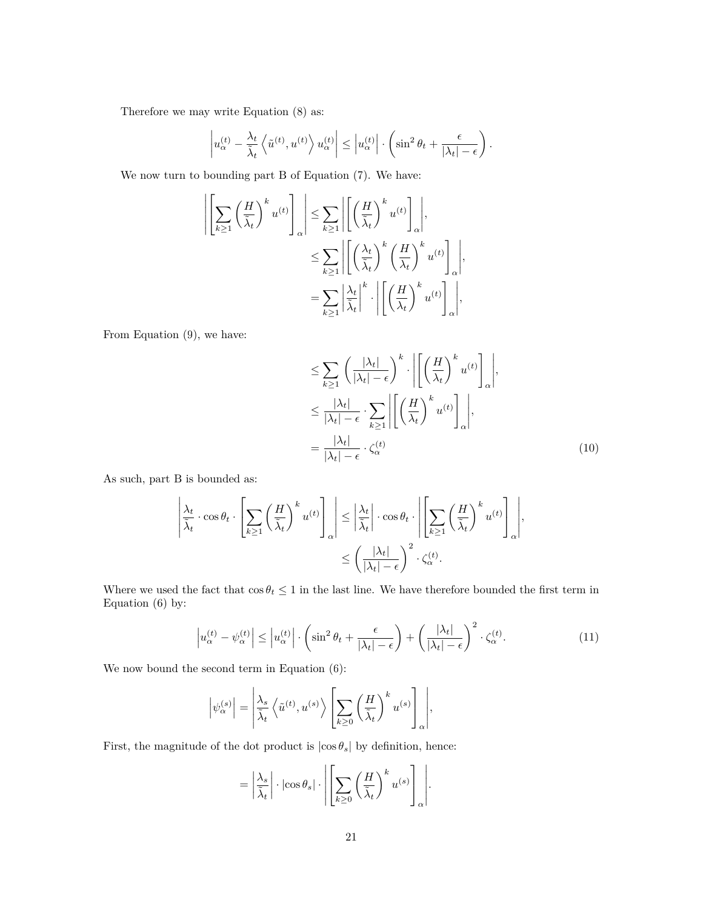Therefore we may write Equation (8) as:

$$\left| u_\alpha^{(t)} - \frac{\lambda_t}{\tilde{\lambda}_t} \left\langle \tilde{u}^{(t)}, u^{(t)} \right\rangle u_\alpha^{(t)} \right| \leq \left| u_\alpha^{(t)} \right| \cdot \left( \sin^2 \theta_t + \frac{\epsilon}{|\lambda_t| - \epsilon} \right).$$

We now turn to bounding part B of Equation (7). We have:

$$\begin{aligned}
\left| \left[ \sum_{k \geq 1} \left( \frac{H}{\tilde{\lambda}_t} \right)^k u^{(t)} \right]_\alpha \right| &\leq \sum_{k \geq 1} \left| \left[ \left( \frac{H}{\tilde{\lambda}_t} \right)^k u^{(t)} \right]_\alpha \right|, \\
&\leq \sum_{k \geq 1} \left| \left[ \left( \frac{\lambda_t}{\tilde{\lambda}_t} \right)^k \left( \frac{H}{\lambda_t} \right)^k u^{(t)} \right]_\alpha \right|, \\
&= \sum_{k \geq 1} \left| \frac{\lambda_t}{\tilde{\lambda}_t} \right|^k \cdot \left| \left[ \left( \frac{H}{\lambda_t} \right)^k u^{(t)} \right]_\alpha \right|,
\end{aligned}$$

From Equation (9), we have:

$$\begin{aligned}
&\leq \sum_{k \geq 1} \left( \frac{|\lambda_t|}{|\lambda_t| - \epsilon} \right)^k \cdot \left| \left[ \left( \frac{H}{\lambda_t} \right)^k u^{(t)} \right]_\alpha \right|, \\
&\leq \frac{|\lambda_t|}{|\lambda_t| - \epsilon} \cdot \sum_{k \geq 1} \left| \left[ \left( \frac{H}{\lambda_t} \right)^k u^{(t)} \right]_\alpha \right|, \\
&= \frac{|\lambda_t|}{|\lambda_t| - \epsilon} \cdot \zeta_\alpha^{(t)} \qquad (10)
\end{aligned}$$

As such, part B is bounded as:

$$\begin{aligned}
\left| \frac{\lambda_t}{\tilde{\lambda}_t} \cdot \cos \theta_t \cdot \left[ \sum_{k \geq 1} \left( \frac{H}{\tilde{\lambda}_t} \right)^k u^{(t)} \right]_\alpha \right| &\leq \left| \frac{\lambda_t}{\tilde{\lambda}_t} \right| \cdot \cos \theta_t \cdot \left| \left[ \sum_{k \geq 1} \left( \frac{H}{\tilde{\lambda}_t} \right)^k u^{(t)} \right]_\alpha \right|, \\
&\leq \left( \frac{|\lambda_t|}{|\lambda_t| - \epsilon} \right)^2 \cdot \zeta_\alpha^{(t)}.
\end{aligned}$$

Where we used the fact that $\cos \theta_t \leq 1$ in the last line. We have therefore bounded the first term in Equation (6) by:

$$\left| u_\alpha^{(t)} - \psi_\alpha^{(t)} \right| \leq \left| u_\alpha^{(t)} \right| \cdot \left( \sin^2 \theta_t + \frac{\epsilon}{|\lambda_t| - \epsilon} \right) + \left( \frac{|\lambda_t|}{|\lambda_t| - \epsilon} \right)^2 \cdot \zeta_\alpha^{(t)}. \qquad (11)$$

We now bound the second term in Equation (6):

$$\left| \psi_\alpha^{(s)} \right| = \left| \frac{\lambda_s}{\tilde{\lambda}_t} \left\langle \tilde{u}^{(t)}, u^{(s)} \right\rangle \left[ \sum_{k \geq 0} \left( \frac{H}{\tilde{\lambda}_t} \right)^k u^{(s)} \right]_\alpha \right|,$$

First, the magnitude of the dot product is $|\cos \theta_s|$ by definition, hence:

$$= \left| \frac{\lambda_s}{\tilde{\lambda}_t} \right| \cdot |\cos \theta_s| \cdot \left| \left[ \sum_{k \geq 0} \left( \frac{H}{\tilde{\lambda}_t} \right)^k u^{(s)} \right]_\alpha \right|.$$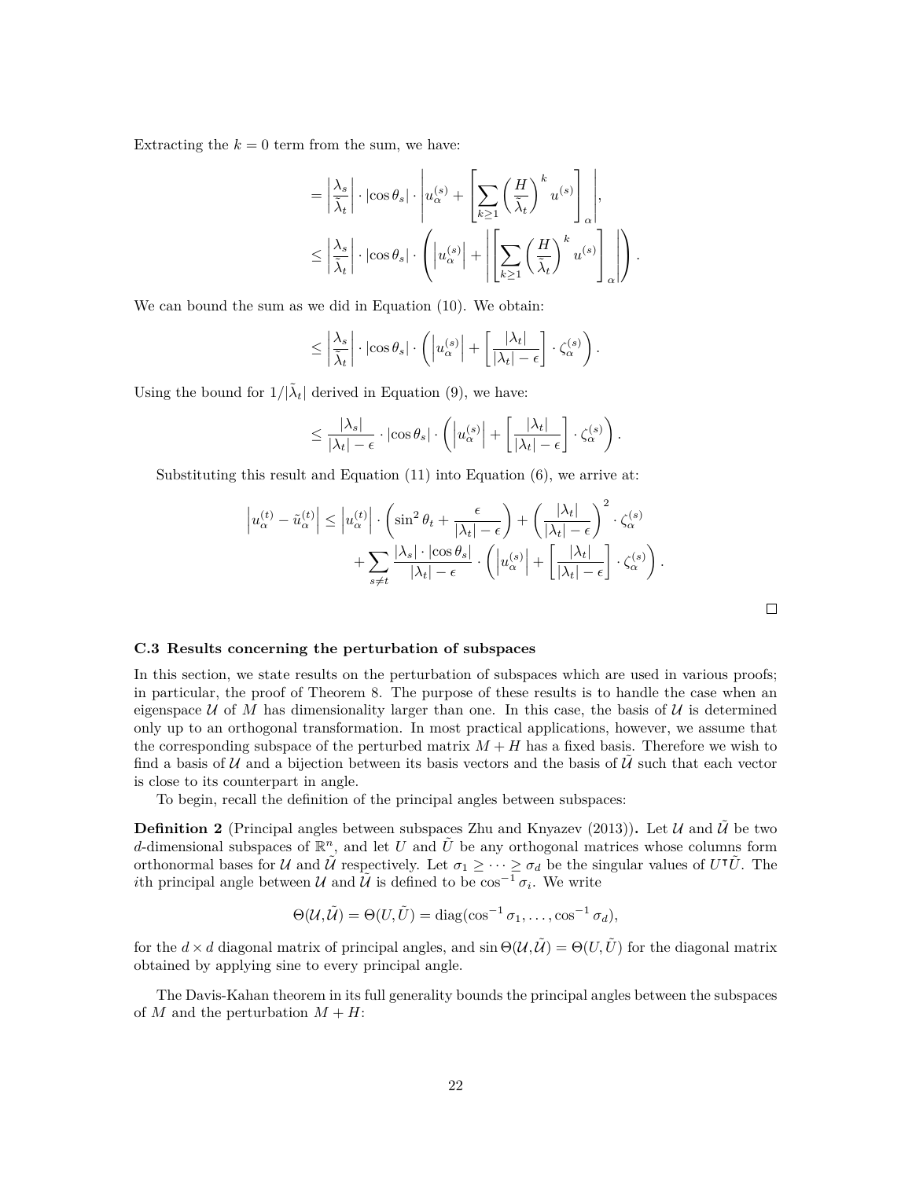Extracting the $k = 0$ term from the sum, we have:

$$
\begin{aligned}
&= \left| \frac{\lambda_s}{\tilde{\lambda}_t} \right| \cdot |\cos \theta_s| \cdot \left| u_\alpha^{(s)} + \left[ \sum_{k \geq 1} \left( \frac{H}{\tilde{\lambda}_t} \right)^k u^{(s)} \right]_\alpha \right|, \\
&\leq \left| \frac{\lambda_s}{\tilde{\lambda}_t} \right| \cdot |\cos \theta_s| \cdot \left( \left| u_\alpha^{(s)} \right| + \left| \left[ \sum_{k \geq 1} \left( \frac{H}{\tilde{\lambda}_t} \right)^k u^{(s)} \right]_\alpha \right| \right).
\end{aligned}
$$

We can bound the sum as we did in Equation (10). We obtain:

$$
\leq \left| \frac{\lambda_s}{\tilde{\lambda}_t} \right| \cdot |\cos \theta_s| \cdot \left( \left| u_\alpha^{(s)} \right| + \left[ \frac{|\lambda_t|}{|\lambda_t| - \epsilon} \right] \cdot \zeta_\alpha^{(s)} \right).
$$

Using the bound for $1/|\tilde{\lambda}_t|$ derived in Equation (9), we have:

$$
\leq \frac{|\lambda_s|}{|\lambda_t| - \epsilon} \cdot |\cos \theta_s| \cdot \left( \left| u_\alpha^{(s)} \right| + \left[ \frac{|\lambda_t|}{|\lambda_t| - \epsilon} \right] \cdot \zeta_\alpha^{(s)} \right).
$$

Substituting this result and Equation (11) into Equation (6), we arrive at:

$$
\begin{aligned}
\left| u_\alpha^{(t)} - \tilde{u}_\alpha^{(t)} \right| \leq \left| u_\alpha^{(t)} \right| \cdot \left( \sin^2 \theta_t + \frac{\epsilon}{|\lambda_t| - \epsilon} \right) + \left( \frac{|\lambda_t|}{|\lambda_t| - \epsilon} \right)^2 \cdot \zeta_\alpha^{(s)} \\
+ \sum_{s \neq t} \frac{|\lambda_s| \cdot |\cos \theta_s|}{|\lambda_t| - \epsilon} \cdot \left( \left| u_\alpha^{(s)} \right| + \left[ \frac{|\lambda_t|}{|\lambda_t| - \epsilon} \right] \cdot \zeta_\alpha^{(s)} \right).
\end{aligned}
$$

□

### C.3 Results concerning the perturbation of subspaces

In this section, we state results on the perturbation of subspaces which are used in various proofs; in particular, the proof of Theorem 8. The purpose of these results is to handle the case when an eigenspace $\mathcal{U}$ of $M$ has dimensionality larger than one. In this case, the basis of $\mathcal{U}$ is determined only up to an orthogonal transformation. In most practical applications, however, we assume that the corresponding subspace of the perturbed matrix $M + H$ has a fixed basis. Therefore we wish to find a basis of $\mathcal{U}$ and a bijection between its basis vectors and the basis of $\tilde{\mathcal{U}}$ such that each vector is close to its counterpart in angle.

To begin, recall the definition of the principal angles between subspaces:

**Definition 2** (Principal angles between subspaces Zhu and Knyazev (2013))**.** Let $\mathcal{U}$ and $\tilde{\mathcal{U}}$ be two $d$-dimensional subspaces of $\mathbb{R}^n$, and let $U$ and $\tilde{U}$ be any orthogonal matrices whose columns form orthonormal bases for $\mathcal{U}$ and $\tilde{\mathcal{U}}$ respectively. Let $\sigma_1 \geq \cdots \geq \sigma_d$ be the singular values of $U^\intercal \tilde{U}$. The $i$th principal angle between $\mathcal{U}$ and $\tilde{\mathcal{U}}$ is defined to be $\cos^{-1} \sigma_i$. We write

$$
\Theta(\mathcal{U}, \tilde{\mathcal{U}}) = \Theta(U, \tilde{U}) = \operatorname{diag}(\cos^{-1} \sigma_1, \ldots, \cos^{-1} \sigma_d),
$$

for the $d \times d$ diagonal matrix of principal angles, and $\sin \Theta(\mathcal{U}, \tilde{\mathcal{U}}) = \Theta(U, \tilde{U})$ for the diagonal matrix obtained by applying sine to every principal angle.

The Davis-Kahan theorem in its full generality bounds the principal angles between the subspaces of $M$ and the perturbation $M + H$: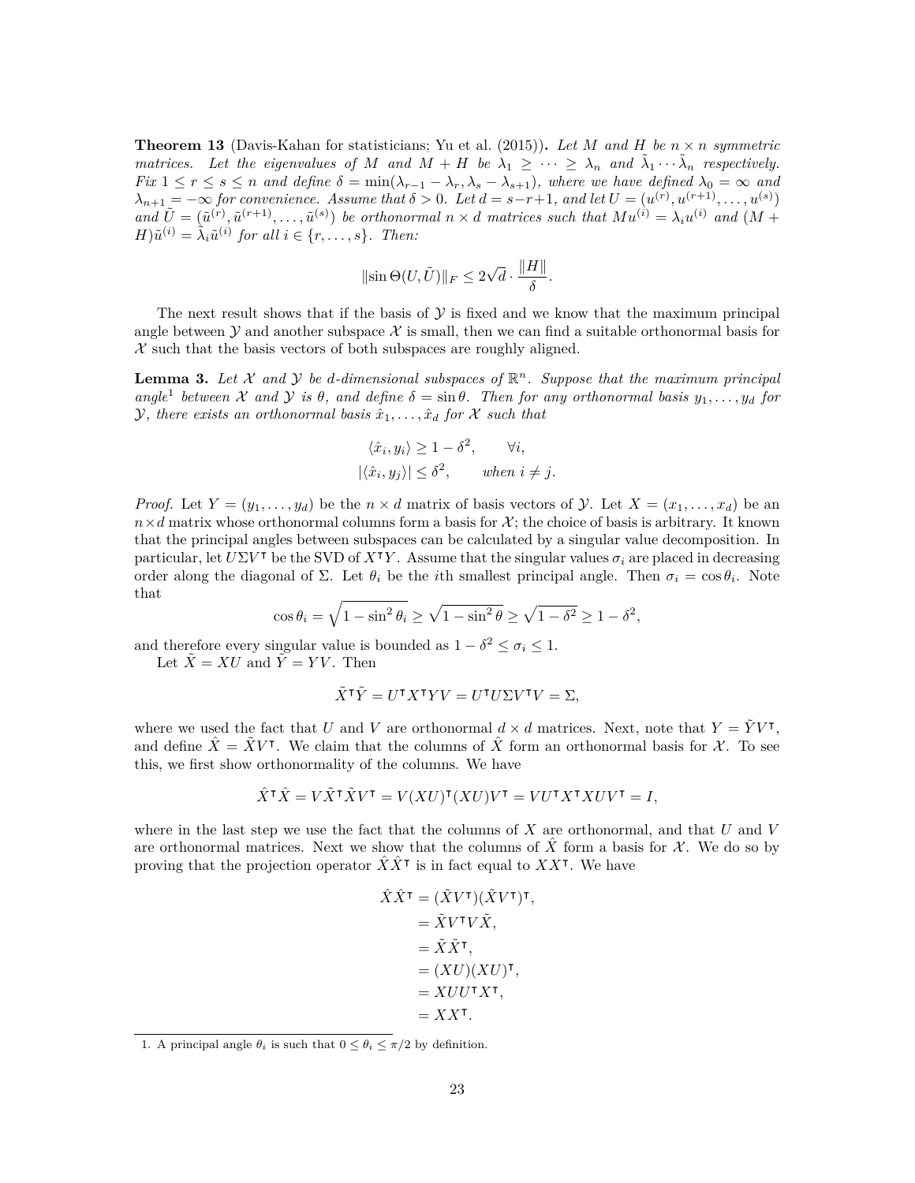**Theorem 13** (Davis-Kahan for statisticians; Yu et al. (2015))**.** *Let $M$ and $H$ be $n \times n$ symmetric matrices. Let the eigenvalues of $M$ and $M + H$ be $\lambda_1 \geq \cdots \geq \lambda_n$ and $\tilde{\lambda}_1 \cdots \tilde{\lambda}_n$ respectively. Fix $1 \leq r \leq s \leq n$ and define $\delta = \min(\lambda_{r-1} - \lambda_r, \lambda_s - \lambda_{s+1})$, where we have defined $\lambda_0 = \infty$ and $\lambda_{n+1} = -\infty$ for convenience. Assume that $\delta > 0$. Let $d = s-r+1$, and let $U = (u^{(r)}, u^{(r+1)}, \ldots, u^{(s)})$ and $\tilde{U} = (\tilde{u}^{(r)}, \tilde{u}^{(r+1)}, \ldots, \tilde{u}^{(s)})$ be orthonormal $n \times d$ matrices such that $Mu^{(i)} = \lambda_i u^{(i)}$ and $(M + H)\tilde{u}^{(i)} = \tilde{\lambda}_i \tilde{u}^{(i)}$ for all $i \in \{r, \ldots, s\}$. Then:*

$$\|\sin \Theta(U, \tilde{U})\|_F \leq 2\sqrt{d} \cdot \frac{\|H\|}{\delta}.$$

The next result shows that if the basis of $\mathcal{Y}$ is fixed and we know that the maximum principal angle between $\mathcal{Y}$ and another subspace $\mathcal{X}$ is small, then we can find a suitable orthonormal basis for $\mathcal{X}$ such that the basis vectors of both subspaces are roughly aligned.

**Lemma 3.** *Let $\mathcal{X}$ and $\mathcal{Y}$ be $d$-dimensional subspaces of $\mathbb{R}^n$. Suppose that the maximum principal angle[1] between $\mathcal{X}$ and $\mathcal{Y}$ is $\theta$, and define $\delta = \sin \theta$. Then for any orthonormal basis $y_1, \ldots, y_d$ for $\mathcal{Y}$, there exists an orthonormal basis $\hat{x}_1, \ldots, \hat{x}_d$ for $\mathcal{X}$ such that*

$$\langle \hat{x}_i, y_i \rangle \geq 1 - \delta^2, \qquad \forall i,$$
$$|\langle \hat{x}_i, y_j \rangle| \leq \delta^2, \qquad \text{when } i \neq j.$$

*Proof.* Let $Y = (y_1, \ldots, y_d)$ be the $n \times d$ matrix of basis vectors of $\mathcal{Y}$. Let $X = (x_1, \ldots, x_d)$ be an $n \times d$ matrix whose orthonormal columns form a basis for $\mathcal{X}$; the choice of basis is arbitrary. It known that the principal angles between subspaces can be calculated by a singular value decomposition. In particular, let $U \Sigma V^\intercal$ be the SVD of $X^\intercal Y$. Assume that the singular values $\sigma_i$ are placed in decreasing order along the diagonal of $\Sigma$. Let $\theta_i$ be the $i$th smallest principal angle. Then $\sigma_i = \cos \theta_i$. Note that

$$\cos \theta_i = \sqrt{1 - \sin^2 \theta_i} \geq \sqrt{1 - \sin^2 \theta} \geq \sqrt{1 - \delta^2} \geq 1 - \delta^2,$$

and therefore every singular value is bounded as $1 - \delta^2 \leq \sigma_i \leq 1$.

Let $\tilde{X} = XU$ and $\tilde{Y} = YV$. Then

$$\tilde{X}^\intercal \tilde{Y} = U^\intercal X^\intercal Y V = U^\intercal U \Sigma V^\intercal V = \Sigma,$$

where we used the fact that $U$ and $V$ are orthonormal $d \times d$ matrices. Next, note that $Y = \tilde{Y} V^\intercal$, and define $\hat{X} = \tilde{X} V^\intercal$. We claim that the columns of $\hat{X}$ form an orthonormal basis for $\mathcal{X}$. To see this, we first show orthonormality of the columns. We have

$$\hat{X}^\intercal \hat{X} = V \tilde{X}^\intercal \tilde{X} V^\intercal = V(XU)^\intercal (XU) V^\intercal = V U^\intercal X^\intercal X U V^\intercal = I,$$

where in the last step we use the fact that the columns of $X$ are orthonormal, and that $U$ and $V$ are orthonormal matrices. Next we show that the columns of $\hat{X}$ form a basis for $\mathcal{X}$. We do so by proving that the projection operator $\hat{X}\hat{X}^\intercal$ is in fact equal to $XX^\intercal$. We have

$$\begin{aligned}
\hat{X}\hat{X}^\intercal &= (\tilde{X} V^\intercal)(\tilde{X} V^\intercal)^\intercal, \\
&= \tilde{X} V^\intercal V \tilde{X}, \\
&= \tilde{X} \tilde{X}^\intercal, \\
&= (XU)(XU)^\intercal, \\
&= XUU^\intercal X^\intercal, \\
&= XX^\intercal.
\end{aligned}$$

1. A principal angle $\theta_i$ is such that $0 \leq \theta_i \leq \pi/2$ by definition.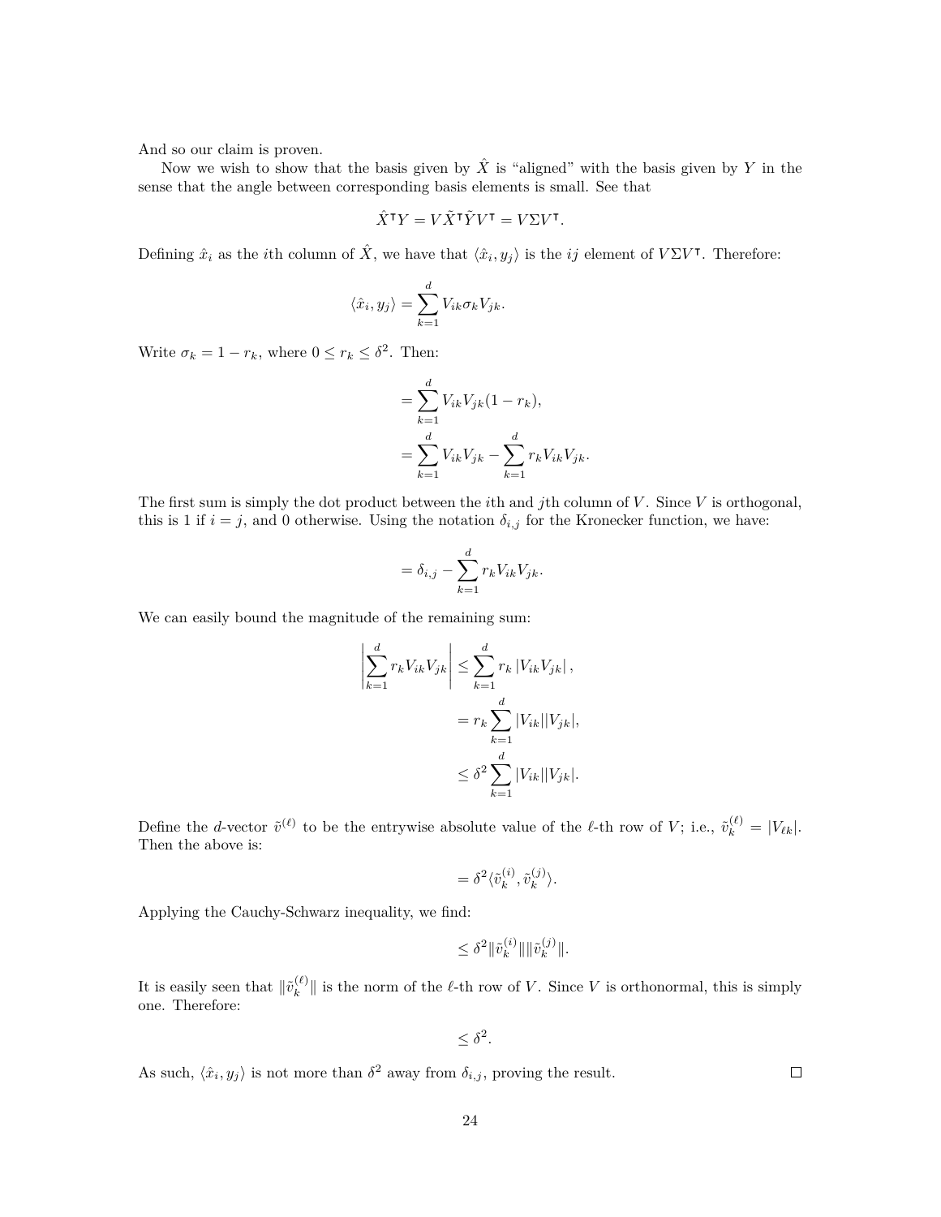And so our claim is proven.

Now we wish to show that the basis given by $\hat{X}$ is "aligned" with the basis given by $Y$ in the sense that the angle between corresponding basis elements is small. See that

$$\hat{X}^\intercal Y = V\tilde{X}^\intercal \tilde{Y} V^\intercal = V\Sigma V^\intercal.$$

Defining $\hat{x}_i$ as the $i$th column of $\hat{X}$, we have that $\langle \hat{x}_i, y_j \rangle$ is the $ij$ element of $V\Sigma V^\intercal$. Therefore:

$$\langle \hat{x}_i, y_j \rangle = \sum_{k=1}^{d} V_{ik}\sigma_k V_{jk}.$$

Write $\sigma_k = 1 - r_k$, where $0 \leq r_k \leq \delta^2$. Then:

$$\begin{aligned}
&= \sum_{k=1}^{d} V_{ik}V_{jk}(1 - r_k), \\
&= \sum_{k=1}^{d} V_{ik}V_{jk} - \sum_{k=1}^{d} r_k V_{ik}V_{jk}.
\end{aligned}$$

The first sum is simply the dot product between the $i$th and $j$th column of $V$. Since $V$ is orthogonal, this is 1 if $i = j$, and 0 otherwise. Using the notation $\delta_{i,j}$ for the Kronecker function, we have:

$$= \delta_{i,j} - \sum_{k=1}^{d} r_k V_{ik}V_{jk}.$$

We can easily bound the magnitude of the remaining sum:

$$\begin{aligned}
\left| \sum_{k=1}^{d} r_k V_{ik}V_{jk} \right| &\leq \sum_{k=1}^{d} r_k \left| V_{ik}V_{jk} \right|, \\
&= r_k \sum_{k=1}^{d} |V_{ik}||V_{jk}|, \\
&\leq \delta^2 \sum_{k=1}^{d} |V_{ik}||V_{jk}|.
\end{aligned}$$

Define the $d$-vector $\tilde{v}^{(\ell)}$ to be the entrywise absolute value of the $\ell$-th row of $V$; i.e., $\tilde{v}_k^{(\ell)} = |V_{\ell k}|$. Then the above is:

$$= \delta^2 \langle \tilde{v}_k^{(i)}, \tilde{v}_k^{(j)} \rangle.$$

Applying the Cauchy-Schwarz inequality, we find:

$$\leq \delta^2 \|\tilde{v}_k^{(i)}\| \|\tilde{v}_k^{(j)}\|.$$

It is easily seen that $\|\tilde{v}_k^{(\ell)}\|$ is the norm of the $\ell$-th row of $V$. Since $V$ is orthonormal, this is simply one. Therefore:

$$\leq \delta^2.$$

As such, $\langle \hat{x}_i, y_j \rangle$ is not more than $\delta^2$ away from $\delta_{i,j}$, proving the result. $\square$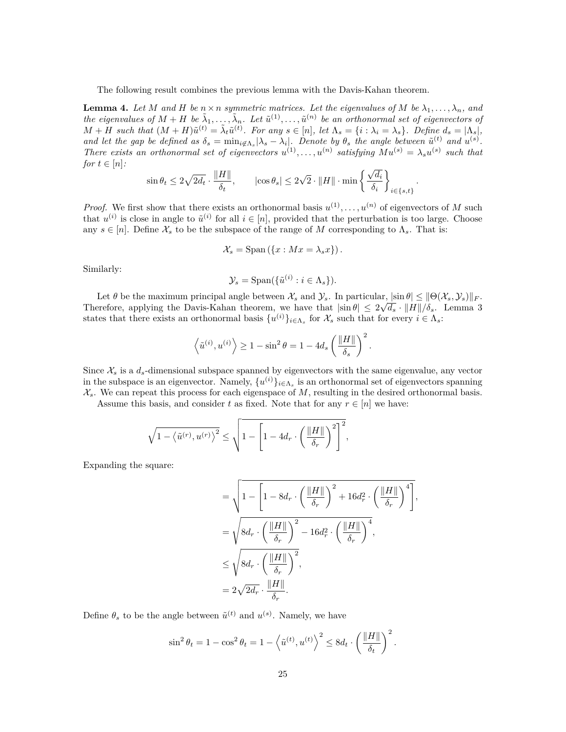The following result combines the previous lemma with the Davis-Kahan theorem.

**Lemma 4.** *Let $M$ and $H$ be $n \times n$ symmetric matrices. Let the eigenvalues of $M$ be $\lambda_1, \ldots, \lambda_n$, and the eigenvalues of $M + H$ be $\tilde{\lambda}_1, \ldots, \tilde{\lambda}_n$. Let $\tilde{u}^{(1)}, \ldots, \tilde{u}^{(n)}$ be an orthonormal set of eigenvectors of $M + H$ such that $(M + H)\tilde{u}^{(t)} = \tilde{\lambda}_t \tilde{u}^{(t)}$. For any $s \in [n]$, let $\Lambda_s = \{i : \lambda_i = \lambda_s\}$. Define $d_s = |\Lambda_s|$, and let the gap be defined as $\delta_s = \min_{i \notin \Lambda_s} |\lambda_s - \lambda_i|$. Denote by $\theta_s$ the angle between $\tilde{u}^{(t)}$ and $u^{(s)}$. There exists an orthonormal set of eigenvectors $u^{(1)}, \ldots, u^{(n)}$ satisfying $Mu^{(s)} = \lambda_s u^{(s)}$ such that for $t \in [n]$:*

$$\sin \theta_t \leq 2\sqrt{2d_t} \cdot \frac{\|H\|}{\delta_t}, \qquad |\cos \theta_s| \leq 2\sqrt{2} \cdot \|H\| \cdot \min \left\{ \frac{\sqrt{d_i}}{\delta_i} \right\}_{i \in \{s,t\}}.$$

*Proof.* We first show that there exists an orthonormal basis $u^{(1)}, \ldots, u^{(n)}$ of eigenvectors of $M$ such that $u^{(i)}$ is close in angle to $\tilde{u}^{(i)}$ for all $i \in [n]$, provided that the perturbation is too large. Choose any $s \in [n]$. Define $\mathcal{X}_s$ to be the subspace of the range of $M$ corresponding to $\Lambda_s$. That is:

$$\mathcal{X}_s = \text{Span}\left(\{x : Mx = \lambda_s x\}\right).$$

Similarly:

$$\mathcal{Y}_s = \text{Span}(\{\tilde{u}^{(i)} : i \in \Lambda_s\}).$$

Let $\theta$ be the maximum principal angle between $\mathcal{X}_s$ and $\mathcal{Y}_s$. In particular, $|\sin \theta| \leq \|\Theta(\mathcal{X}_s, \mathcal{Y}_s)\|_F$. Therefore, applying the Davis-Kahan theorem, we have that $|\sin \theta| \leq 2\sqrt{d_s} \cdot \|H\|/\delta_s$. Lemma 3 states that there exists an orthonormal basis $\{u^{(i)}\}_{i \in \Lambda_s}$ for $\mathcal{X}_s$ such that for every $i \in \Lambda_s$:

$$\left\langle \tilde{u}^{(i)}, u^{(i)} \right\rangle \geq 1 - \sin^2 \theta = 1 - 4d_s \left( \frac{\|H\|}{\delta_s} \right)^2.$$

Since $\mathcal{X}_s$ is a $d_s$-dimensional subspace spanned by eigenvectors with the same eigenvalue, any vector in the subspace is an eigenvector. Namely, $\{u^{(i)}\}_{i \in \Lambda_s}$ is an orthonormal set of eigenvectors spanning $\mathcal{X}_s$. We can repeat this process for each eigenspace of $M$, resulting in the desired orthonormal basis.

Assume this basis, and consider $t$ as fixed. Note that for any $r \in [n]$ we have:

$$\sqrt{1 - \left\langle \tilde{u}^{(r)}, u^{(r)} \right\rangle^2} \leq \sqrt{1 - \left[ 1 - 4d_r \cdot \left( \frac{\|H\|}{\delta_r} \right)^2 \right]^2},$$

Expanding the square:

$$\begin{aligned}
&= \sqrt{1 - \left[ 1 - 8d_r \cdot \left( \frac{\|H\|}{\delta_r} \right)^2 + 16d_r^2 \cdot \left( \frac{\|H\|}{\delta_r} \right)^4 \right]}, \\
&= \sqrt{8d_r \cdot \left( \frac{\|H\|}{\delta_r} \right)^2 - 16d_r^2 \cdot \left( \frac{\|H\|}{\delta_r} \right)^4}, \\
&\leq \sqrt{8d_r \cdot \left( \frac{\|H\|}{\delta_r} \right)^2}, \\
&= 2\sqrt{2d_r} \cdot \frac{\|H\|}{\delta_r}.
\end{aligned}$$

Define $\theta_s$ to be the angle between $\tilde{u}^{(t)}$ and $u^{(s)}$. Namely, we have

$$\sin^2 \theta_t = 1 - \cos^2 \theta_t = 1 - \left\langle \tilde{u}^{(t)}, u^{(t)} \right\rangle^2 \leq 8d_t \cdot \left( \frac{\|H\|}{\delta_t} \right)^2.$$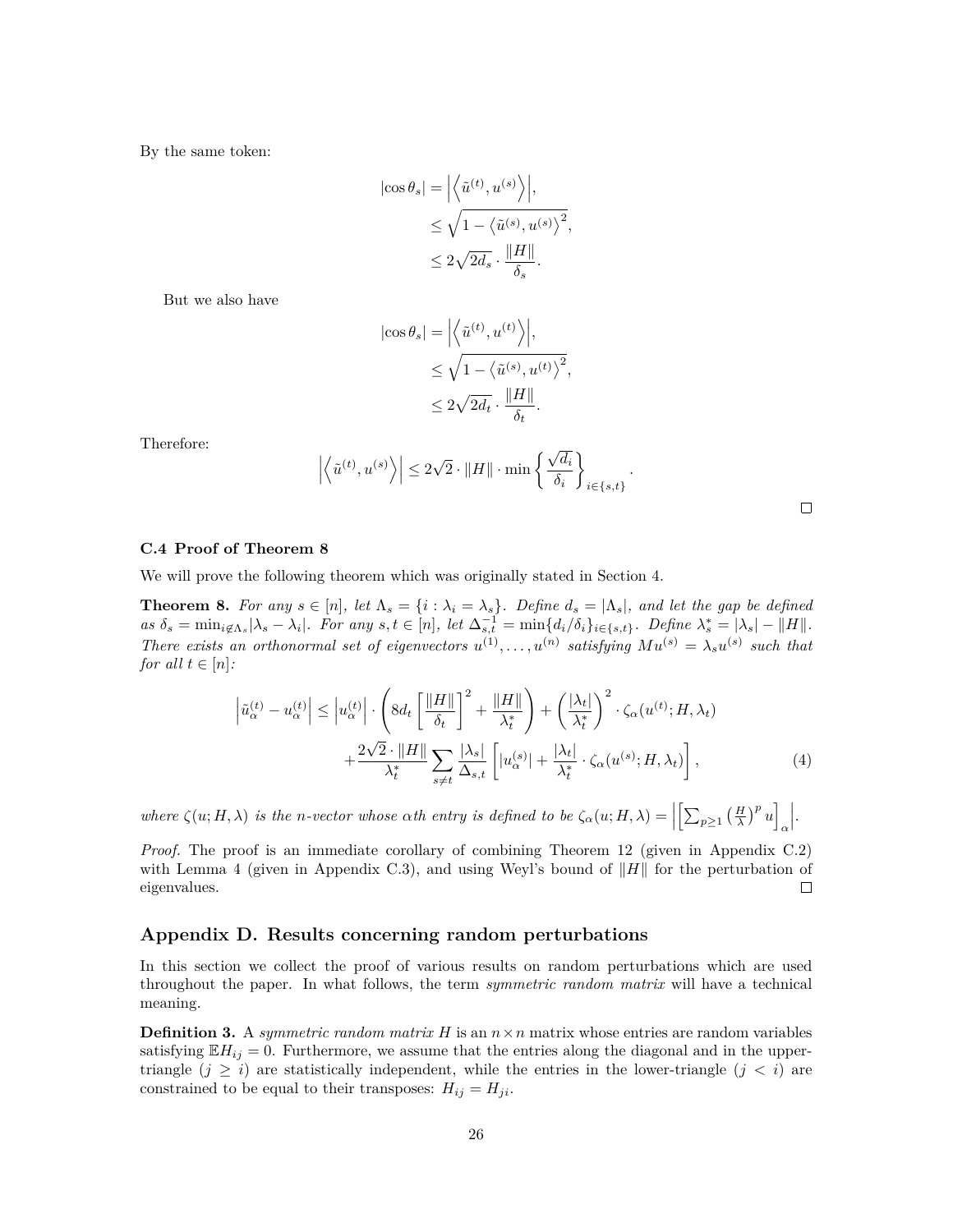By the same token:

$$
\begin{aligned}
|\cos\theta_s| &= \left|\left\langle \tilde{u}^{(t)}, u^{(s)} \right\rangle\right|, \\
&\leq \sqrt{1 - \left\langle \tilde{u}^{(s)}, u^{(s)} \right\rangle^2}, \\
&\leq 2\sqrt{2d_s} \cdot \frac{\|H\|}{\delta_s}.
\end{aligned}
$$

But we also have

$$
\begin{aligned}
|\cos\theta_s| &= \left|\left\langle \tilde{u}^{(t)}, u^{(t)} \right\rangle\right|, \\
&\leq \sqrt{1 - \left\langle \tilde{u}^{(s)}, u^{(t)} \right\rangle^2}, \\
&\leq 2\sqrt{2d_t} \cdot \frac{\|H\|}{\delta_t}.
\end{aligned}
$$

Therefore:

$$
\left|\left\langle \tilde{u}^{(t)}, u^{(s)} \right\rangle\right| \leq 2\sqrt{2} \cdot \|H\| \cdot \min\left\{ \frac{\sqrt{d_i}}{\delta_i} \right\}_{i \in \{s,t\}}.
$$

□

### C.4 Proof of Theorem 8

We will prove the following theorem which was originally stated in Section 4.

**Theorem 8.** *For any $s \in [n]$, let $\Lambda_s = \{i : \lambda_i = \lambda_s\}$. Define $d_s = |\Lambda_s|$, and let the gap be defined as $\delta_s = \min_{i \notin \Lambda_s} |\lambda_s - \lambda_i|$. For any $s, t \in [n]$, let $\Delta_{s,t}^{-1} = \min\{d_i/\delta_i\}_{i \in \{s,t\}}$. Define $\lambda_s^* = |\lambda_s| - \|H\|$. There exists an orthonormal set of eigenvectors $u^{(1)}, \ldots, u^{(n)}$ satisfying $Mu^{(s)} = \lambda_s u^{(s)}$ such that for all $t \in [n]$:*

$$
\begin{aligned}
\left|\tilde{u}_\alpha^{(t)} - u_\alpha^{(t)}\right| \leq \left|u_\alpha^{(t)}\right| \cdot \left(8d_t \left[\frac{\|H\|}{\delta_t}\right]^2 + \frac{\|H\|}{\lambda_t^*}\right) + \left(\frac{|\lambda_t|}{\lambda_t^*}\right)^2 \cdot \zeta_\alpha(u^{(t)}; H, \lambda_t) \\
+ \frac{2\sqrt{2} \cdot \|H\|}{\lambda_t^*} \sum_{s \neq t} \frac{|\lambda_s|}{\Delta_{s,t}} \left[|u_\alpha^{(s)}| + \frac{|\lambda_t|}{\lambda_t^*} \cdot \zeta_\alpha(u^{(s)}; H, \lambda_t)\right],
\end{aligned}
\tag{4}
$$

*where $\zeta(u; H, \lambda)$ is the $n$-vector whose $\alpha$th entry is defined to be $\zeta_\alpha(u; H, \lambda) = \left|\left[\sum_{p \geq 1} \left(\frac{H}{\lambda}\right)^p u\right]_\alpha\right|$.*

*Proof.* The proof is an immediate corollary of combining Theorem 12 (given in Appendix C.2) with Lemma 4 (given in Appendix C.3), and using Weyl's bound of $\|H\|$ for the perturbation of eigenvalues. □

## Appendix D. Results concerning random perturbations

In this section we collect the proof of various results on random perturbations which are used throughout the paper. In what follows, the term *symmetric random matrix* will have a technical meaning.

**Definition 3.** A *symmetric random matrix* $H$ is an $n \times n$ matrix whose entries are random variables satisfying $\mathbb{E}H_{ij} = 0$. Furthermore, we assume that the entries along the diagonal and in the upper-triangle ($j \geq i$) are statistically independent, while the entries in the lower-triangle ($j < i$) are constrained to be equal to their transposes: $H_{ij} = H_{ji}$.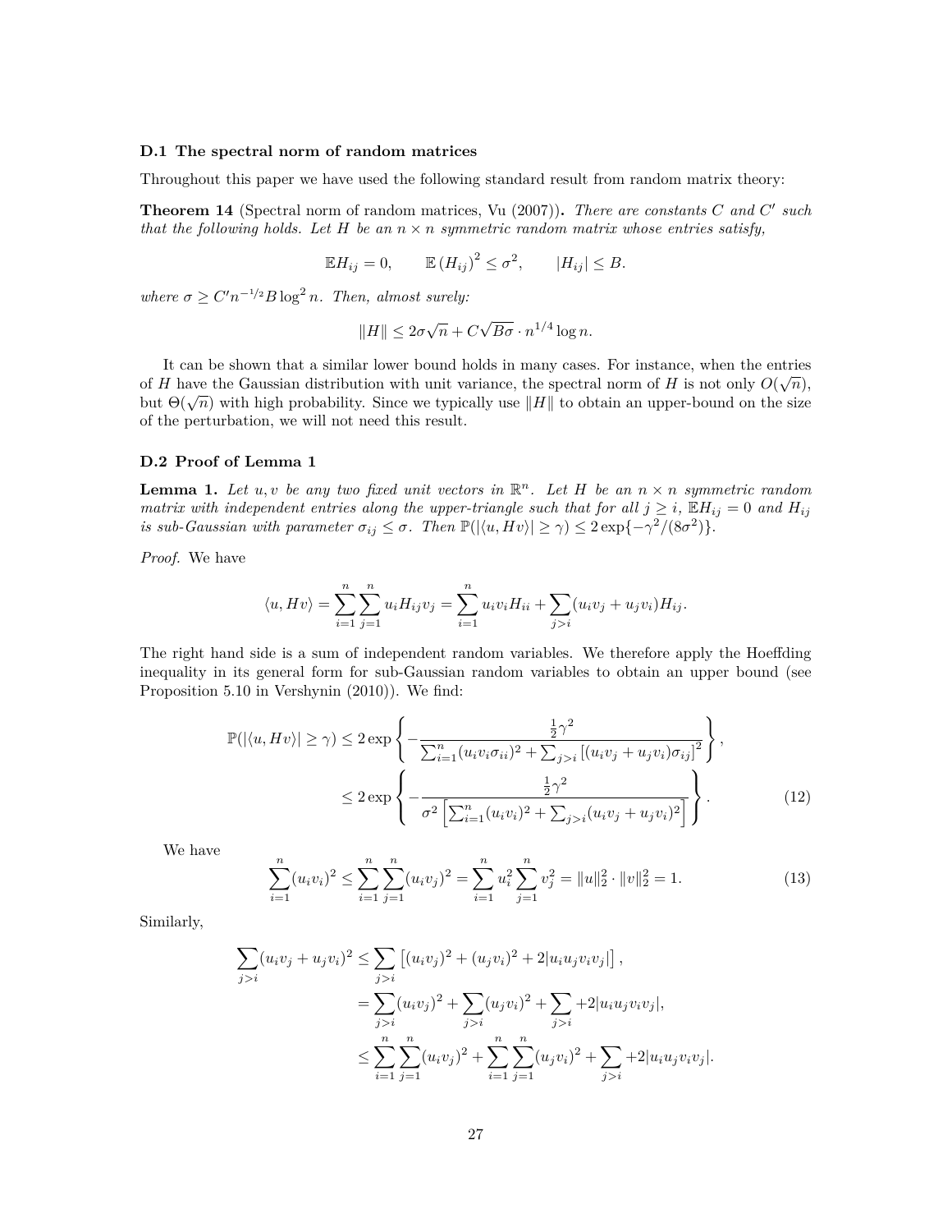### D.1 The spectral norm of random matrices

Throughout this paper we have used the following standard result from random matrix theory:

**Theorem 14** (Spectral norm of random matrices, Vu (2007))**.** *There are constants $C$ and $C'$ such that the following holds. Let $H$ be an $n \times n$ symmetric random matrix whose entries satisfy,*

$$\mathbb{E}H_{ij} = 0, \qquad \mathbb{E}\left(H_{ij}\right)^2 \leq \sigma^2, \qquad |H_{ij}| \leq B.$$

*where $\sigma \geq C' n^{-1/2} B \log^2 n$. Then, almost surely:*

$$\|H\| \leq 2\sigma\sqrt{n} + C\sqrt{B\sigma} \cdot n^{1/4} \log n.$$

It can be shown that a similar lower bound holds in many cases. For instance, when the entries of $H$ have the Gaussian distribution with unit variance, the spectral norm of $H$ is not only $O(\sqrt{n})$, but $\Theta(\sqrt{n})$ with high probability. Since we typically use $\|H\|$ to obtain an upper-bound on the size of the perturbation, we will not need this result.

### D.2 Proof of Lemma 1

**Lemma 1.** *Let $u, v$ be any two fixed unit vectors in $\mathbb{R}^n$. Let $H$ be an $n \times n$ symmetric random matrix with independent entries along the upper-triangle such that for all $j \geq i$, $\mathbb{E}H_{ij} = 0$ and $H_{ij}$ is sub-Gaussian with parameter $\sigma_{ij} \leq \sigma$. Then $\mathbb{P}(|\langle u, Hv\rangle| \geq \gamma) \leq 2\exp\{-\gamma^2/(8\sigma^2)\}$.*

*Proof.* We have

$$\langle u, Hv\rangle = \sum_{i=1}^n \sum_{j=1}^n u_i H_{ij} v_j = \sum_{i=1}^n u_i v_i H_{ii} + \sum_{j>i} (u_i v_j + u_j v_i) H_{ij}.$$

The right hand side is a sum of independent random variables. We therefore apply the Hoeffding inequality in its general form for sub-Gaussian random variables to obtain an upper bound (see Proposition 5.10 in Vershynin (2010)). We find:

$$\begin{aligned}
\mathbb{P}(|\langle u, Hv\rangle| \geq \gamma) &\leq 2\exp\left\{-\frac{\frac{1}{2}\gamma^2}{\sum_{i=1}^n (u_i v_i \sigma_{ii})^2 + \sum_{j>i}\left[(u_i v_j + u_j v_i)\sigma_{ij}\right]^2}\right\}, \\
&\leq 2\exp\left\{-\frac{\frac{1}{2}\gamma^2}{\sigma^2\left[\sum_{i=1}^n (u_i v_i)^2 + \sum_{j>i}(u_i v_j + u_j v_i)^2\right]}\right\}.
\end{aligned} \tag{12}$$

We have

$$\sum_{i=1}^n (u_i v_i)^2 \leq \sum_{i=1}^n \sum_{j=1}^n (u_i v_j)^2 = \sum_{i=1}^n u_i^2 \sum_{j=1}^n v_j^2 = \|u\|_2^2 \cdot \|v\|_2^2 = 1. \tag{13}$$

Similarly,

$$\begin{aligned}
\sum_{j>i} (u_i v_j + u_j v_i)^2 &\leq \sum_{j>i}\left[(u_i v_j)^2 + (u_j v_i)^2 + 2|u_i u_j v_i v_j|\right], \\
&= \sum_{j>i}(u_i v_j)^2 + \sum_{j>i}(u_j v_i)^2 + \sum_{j>i} +2|u_i u_j v_i v_j|, \\
&\leq \sum_{i=1}^n \sum_{j=1}^n (u_i v_j)^2 + \sum_{i=1}^n \sum_{j=1}^n (u_j v_i)^2 + \sum_{j>i} +2|u_i u_j v_i v_j|.
\end{aligned}$$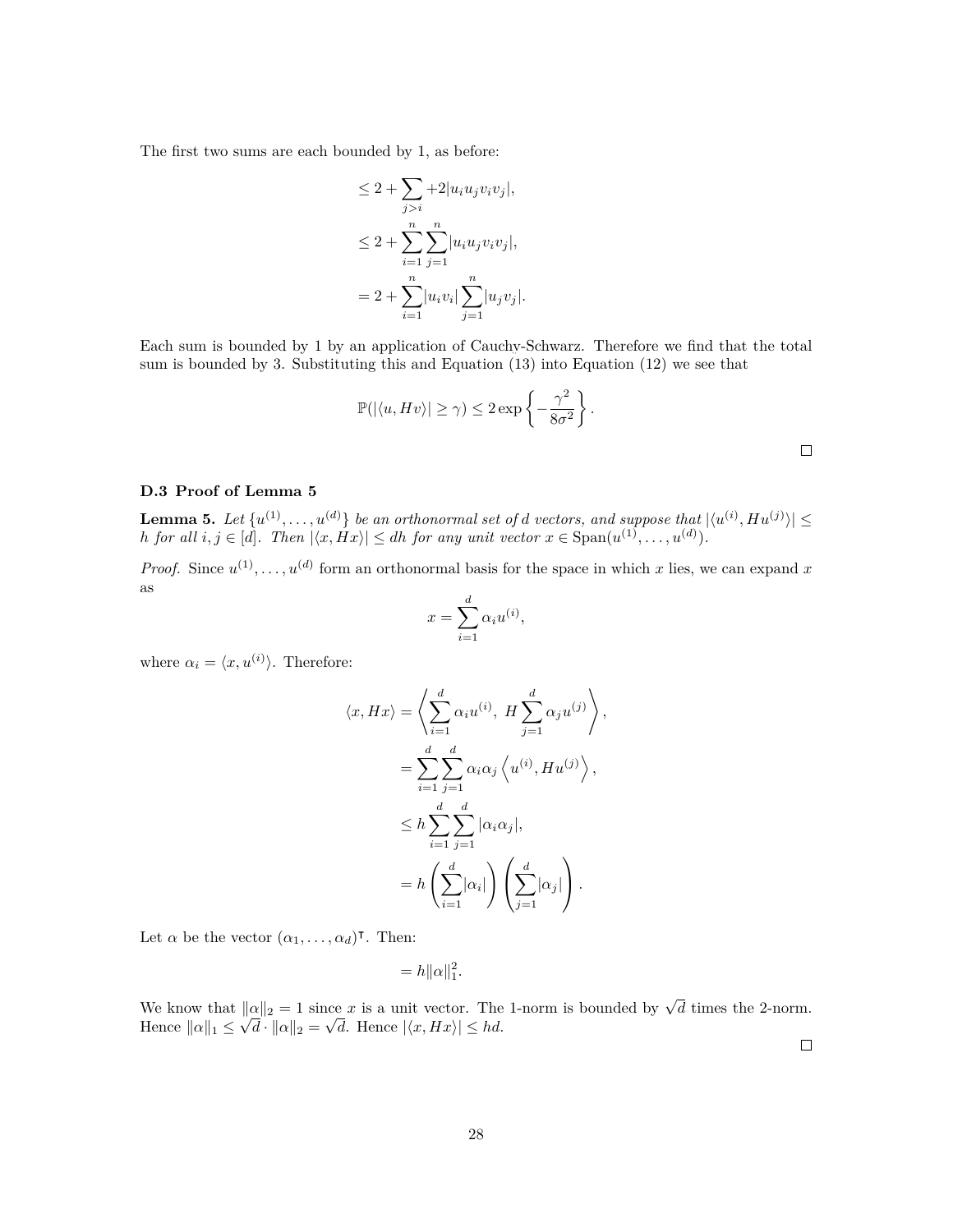The first two sums are each bounded by 1, as before:

$$
\begin{aligned}
&\leq 2 + \sum_{j>i} +2|u_i u_j v_i v_j|, \\
&\leq 2 + \sum_{i=1}^{n} \sum_{j=1}^{n} |u_i u_j v_i v_j|, \\
&= 2 + \sum_{i=1}^{n} |u_i v_i| \sum_{j=1}^{n} |u_j v_j|.
\end{aligned}
$$

Each sum is bounded by 1 by an application of Cauchy-Schwarz. Therefore we find that the total sum is bounded by 3. Substituting this and Equation (13) into Equation (12) we see that

$$
\mathbb{P}(|\langle u, Hv \rangle| \geq \gamma) \leq 2 \exp\left\{ -\frac{\gamma^2}{8\sigma^2} \right\}.
$$

□

### D.3 Proof of Lemma 5

**Lemma 5.** *Let $\{u^{(1)}, \ldots, u^{(d)}\}$ be an orthonormal set of $d$ vectors, and suppose that $|\langle u^{(i)}, Hu^{(j)} \rangle| \leq h$ for all $i, j \in [d]$. Then $|\langle x, Hx \rangle| \leq dh$ for any unit vector $x \in \mathrm{Span}(u^{(1)}, \ldots, u^{(d)})$.*

*Proof.* Since $u^{(1)}, \ldots, u^{(d)}$ form an orthonormal basis for the space in which $x$ lies, we can expand $x$ as

$$
x = \sum_{i=1}^{d} \alpha_i u^{(i)},
$$

where $\alpha_i = \langle x, u^{(i)} \rangle$. Therefore:

$$
\begin{aligned}
\langle x, Hx \rangle &= \left\langle \sum_{i=1}^{d} \alpha_i u^{(i)},\ H \sum_{j=1}^{d} \alpha_j u^{(j)} \right\rangle, \\
&= \sum_{i=1}^{d} \sum_{j=1}^{d} \alpha_i \alpha_j \left\langle u^{(i)}, Hu^{(j)} \right\rangle, \\
&\leq h \sum_{i=1}^{d} \sum_{j=1}^{d} |\alpha_i \alpha_j|, \\
&= h \left( \sum_{i=1}^{d} |\alpha_i| \right) \left( \sum_{j=1}^{d} |\alpha_j| \right).
\end{aligned}
$$

Let $\alpha$ be the vector $(\alpha_1, \ldots, \alpha_d)^\intercal$. Then:

$$
= h \|\alpha\|_1^2.
$$

We know that $\|\alpha\|_2 = 1$ since $x$ is a unit vector. The 1-norm is bounded by $\sqrt{d}$ times the 2-norm. Hence $\|\alpha\|_1 \leq \sqrt{d} \cdot \|\alpha\|_2 = \sqrt{d}$. Hence $|\langle x, Hx \rangle| \leq hd$.

□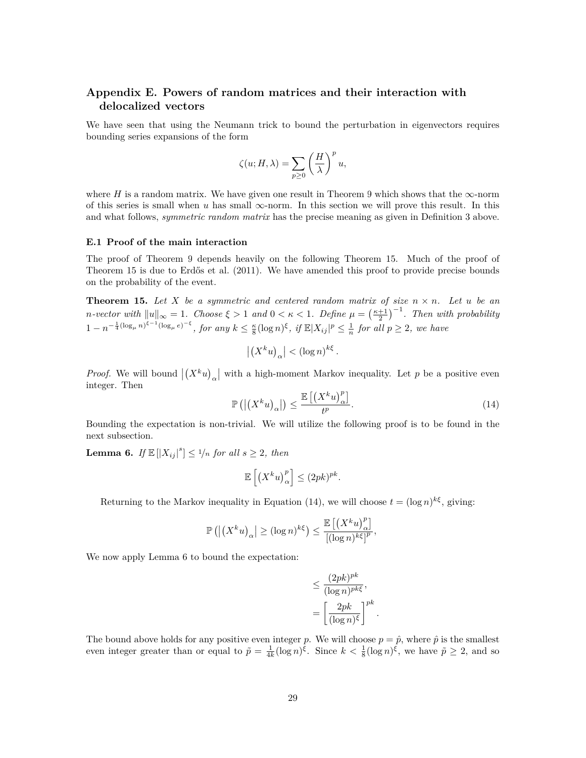## Appendix E. Powers of random matrices and their interaction with delocalized vectors

We have seen that using the Neumann trick to bound the perturbation in eigenvectors requires bounding series expansions of the form

$$\zeta(u; H, \lambda) = \sum_{p \geq 0} \left(\frac{H}{\lambda}\right)^p u,$$

where $H$ is a random matrix. We have given one result in Theorem 9 which shows that the $\infty$-norm of this series is small when $u$ has small $\infty$-norm. In this section we will prove this result. In this and what follows, *symmetric random matrix* has the precise meaning as given in Definition 3 above.

### E.1 Proof of the main interaction

The proof of Theorem 9 depends heavily on the following Theorem 15. Much of the proof of Theorem 15 is due to Erdős et al. (2011). We have amended this proof to provide precise bounds on the probability of the event.

**Theorem 15.** *Let $X$ be a symmetric and centered random matrix of size $n \times n$. Let $u$ be an $n$-vector with $\|u\|_\infty = 1$. Choose $\xi > 1$ and $0 < \kappa < 1$. Define $\mu = \left(\frac{\kappa+1}{2}\right)^{-1}$. Then with probability $1 - n^{-\frac{1}{4}(\log_\mu n)^{\xi-1}(\log_\mu e)^{-\xi}}$, for any $k \leq \frac{\kappa}{8}(\log n)^\xi$, if $\mathbb{E}|X_{ij}|^p \leq \frac{1}{n}$ for all $p \geq 2$, we have*

$$\left|\left(X^k u\right)_\alpha\right| < (\log n)^{k\xi}.$$

*Proof.* We will bound $\left|\left(X^k u\right)_\alpha\right|$ with a high-moment Markov inequality. Let $p$ be a positive even integer. Then

$$\mathbb{P}\left(\left|\left(X^k u\right)_\alpha\right|\right) \leq \frac{\mathbb{E}\left[\left(X^k u\right)_\alpha^p\right]}{t^p}. \tag{14}$$

Bounding the expectation is non-trivial. We will utilize the following proof is to be found in the next subsection.

**Lemma 6.** *If $\mathbb{E}\left[|X_{ij}|^s\right] \leq 1/n$ for all $s \geq 2$, then*

$$\mathbb{E}\left[\left(X^k u\right)_\alpha^p\right] \leq (2pk)^{pk}.$$

Returning to the Markov inequality in Equation (14), we will choose $t = (\log n)^{k\xi}$, giving:

$$\mathbb{P}\left(\left|\left(X^k u\right)_\alpha\right| \geq (\log n)^{k\xi}\right) \leq \frac{\mathbb{E}\left[\left(X^k u\right)_\alpha^p\right]}{\left[(\log n)^{k\xi}\right]^p},$$

We now apply Lemma 6 to bound the expectation:

$$\begin{aligned}
&\leq \frac{(2pk)^{pk}}{(\log n)^{pk\xi}}, \\
&= \left[\frac{2pk}{(\log n)^\xi}\right]^{pk}.
\end{aligned}$$

The bound above holds for any positive even integer $p$. We will choose $p = \hat{p}$, where $\hat{p}$ is the smallest even integer greater than or equal to $\tilde{p} = \frac{1}{4k}(\log n)^\xi$. Since $k < \frac{1}{8}(\log n)^\xi$, we have $\tilde{p} \geq 2$, and so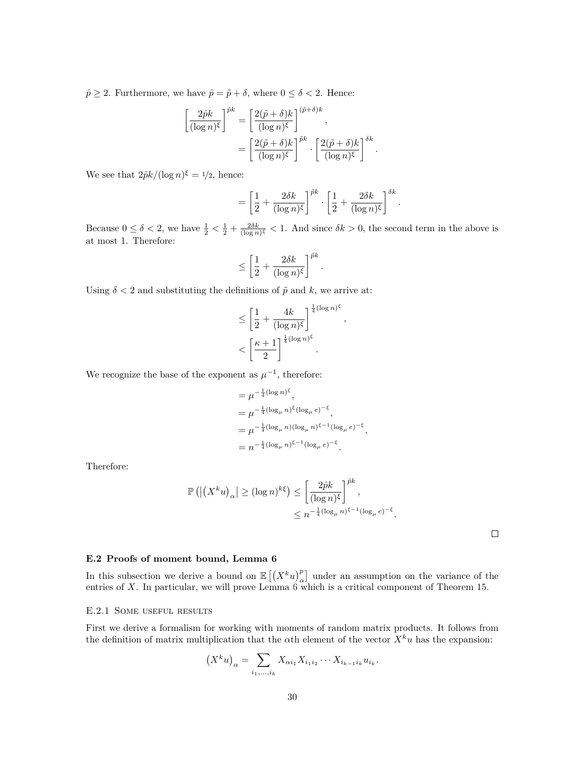$\hat{p} \geq 2$. Furthermore, we have $\hat{p} = \tilde{p} + \delta$, where $0 \leq \delta < 2$. Hence:

$$
\begin{aligned}
\left[\frac{2\hat{p}k}{(\log n)^{\xi}}\right]^{\hat{p}k} &= \left[\frac{2(\tilde{p}+\delta)k}{(\log n)^{\xi}}\right]^{(\tilde{p}+\delta)k}, \\
&= \left[\frac{2(\tilde{p}+\delta)k}{(\log n)^{\xi}}\right]^{\tilde{p}k} \cdot \left[\frac{2(\tilde{p}+\delta)k}{(\log n)^{\xi}}\right]^{\delta k}.
\end{aligned}
$$

We see that $2\tilde{p}k/(\log n)^{\xi} = 1/2$, hence:

$$
= \left[\frac{1}{2} + \frac{2\delta k}{(\log n)^{\xi}}\right]^{\tilde{p}k} \cdot \left[\frac{1}{2} + \frac{2\delta k}{(\log n)^{\xi}}\right]^{\delta k}.
$$

Because $0 \leq \delta < 2$, we have $\frac{1}{2} < \frac{1}{2} + \frac{2\delta k}{(\log n)^{\xi}} < 1$. And since $\delta k > 0$, the second term in the above is at most 1. Therefore:

$$
\leq \left[\frac{1}{2} + \frac{2\delta k}{(\log n)^{\xi}}\right]^{\tilde{p}k}.
$$

Using $\delta < 2$ and substituting the definitions of $\tilde{p}$ and $k$, we arrive at:

$$
\begin{aligned}
&\leq \left[\frac{1}{2} + \frac{4k}{(\log n)^{\xi}}\right]^{\frac{1}{4}(\log n)^{\xi}}, \\
&< \left[\frac{\kappa+1}{2}\right]^{\frac{1}{4}(\log n)^{\xi}}.
\end{aligned}
$$

We recognize the base of the exponent as $\mu^{-1}$, therefore:

$$
\begin{aligned}
&= \mu^{-\frac{1}{4}(\log n)^{\xi}}, \\
&= \mu^{-\frac{1}{4}(\log_{\mu} n)^{\xi}(\log_{\mu} e)^{-\xi}}, \\
&= \mu^{-\frac{1}{4}(\log_{\mu} n)(\log_{\mu} n)^{\xi-1}(\log_{\mu} e)^{-\xi}}, \\
&= n^{-\frac{1}{4}(\log_{\mu} n)^{\xi-1}(\log_{\mu} e)^{-\xi}}.
\end{aligned}
$$

Therefore:

$$
\begin{aligned}
\mathbb{P}\left(\left|\left(X^k u\right)_{\alpha}\right| \geq (\log n)^{k\xi}\right) &\leq \left[\frac{2\hat{p}k}{(\log n)^{\xi}}\right]^{\hat{p}k}, \\
&\leq n^{-\frac{1}{4}(\log_{\mu} n)^{\xi-1}(\log_{\mu} e)^{-\xi}}.
\end{aligned}
$$

□

### E.2 Proofs of moment bound, Lemma 6

In this subsection we derive a bound on $\mathbb{E}\left[\left(X^k u\right)_{\alpha}^{p}\right]$ under an assumption on the variance of the entries of $X$. In particular, we will prove Lemma 6 which is a critical component of Theorem 15.

#### E.2.1 Some useful results

First we derive a formalism for working with moments of random matrix products. It follows from the definition of matrix multiplication that the $\alpha$th element of the vector $X^k u$ has the expansion:

$$
\left(X^k u\right)_{\alpha} = \sum_{i_1,\ldots,i_k} X_{\alpha i_1} X_{i_1 i_2} \cdots X_{i_{k-1} i_k} u_{i_k}.
$$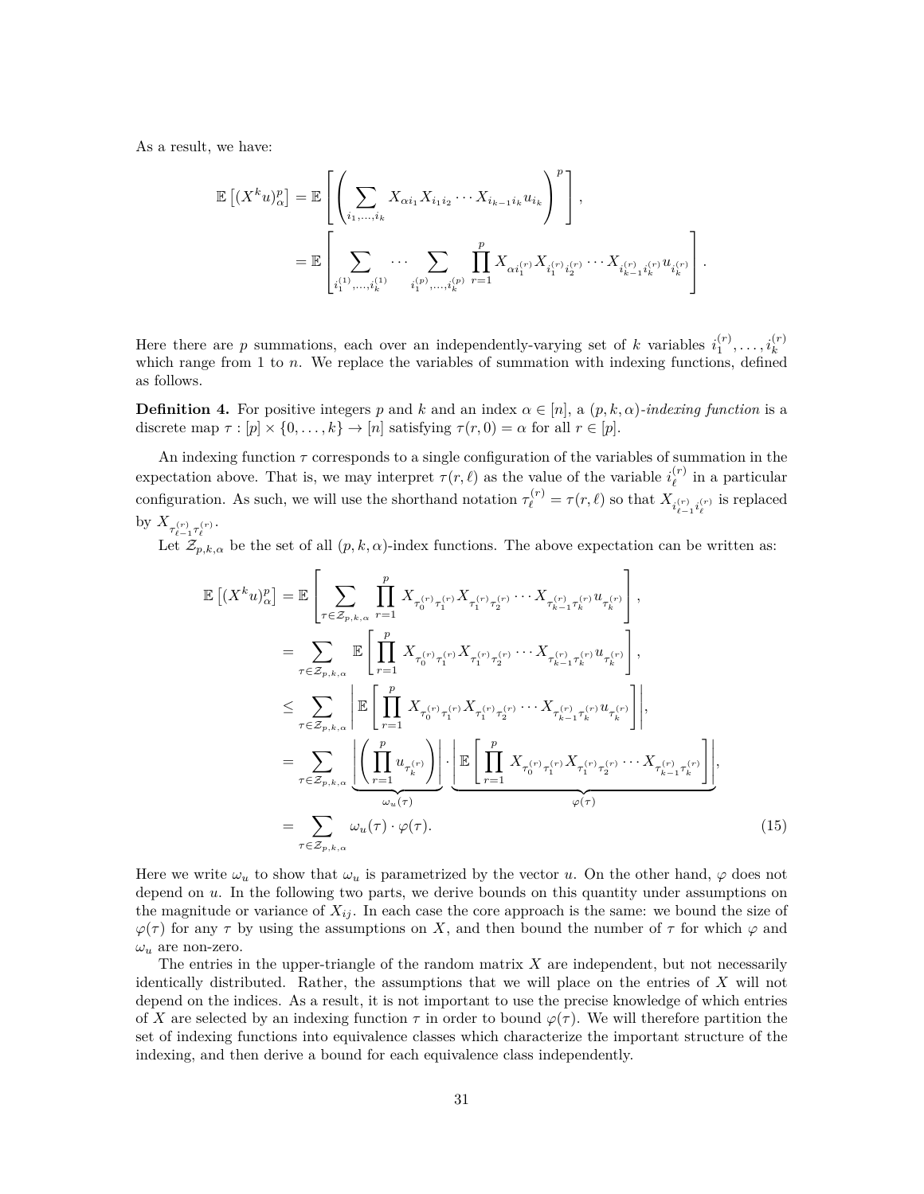As a result, we have:

$$
\begin{aligned}
\mathbb{E}\left[(X^k u)_\alpha^p\right] &= \mathbb{E}\left[\left(\sum_{i_1,\ldots,i_k} X_{\alpha i_1} X_{i_1 i_2} \cdots X_{i_{k-1} i_k} u_{i_k}\right)^p\right], \\
&= \mathbb{E}\left[\sum_{i_1^{(1)},\ldots,i_k^{(1)}} \cdots \sum_{i_1^{(p)},\ldots,i_k^{(p)}} \prod_{r=1}^{p} X_{\alpha i_1^{(r)}} X_{i_1^{(r)} i_2^{(r)}} \cdots X_{i_{k-1}^{(r)} i_k^{(r)}} u_{i_k^{(r)}}\right].
\end{aligned}
$$

Here there are $p$ summations, each over an independently-varying set of $k$ variables $i_1^{(r)}, \ldots, i_k^{(r)}$ which range from 1 to $n$. We replace the variables of summation with indexing functions, defined as follows.

**Definition 4.** For positive integers $p$ and $k$ and an index $\alpha \in [n]$, a $(p,k,\alpha)$-*indexing function* is a discrete map $\tau : [p] \times \{0, \ldots, k\} \to [n]$ satisfying $\tau(r, 0) = \alpha$ for all $r \in [p]$.

An indexing function $\tau$ corresponds to a single configuration of the variables of summation in the expectation above. That is, we may interpret $\tau(r, \ell)$ as the value of the variable $i_\ell^{(r)}$ in a particular configuration. As such, we will use the shorthand notation $\tau_\ell^{(r)} = \tau(r, \ell)$ so that $X_{i_{\ell-1}^{(r)} i_\ell^{(r)}}$ is replaced by $X_{\tau_{\ell-1}^{(r)} \tau_\ell^{(r)}}$.

Let $\mathcal{Z}_{p,k,\alpha}$ be the set of all $(p,k,\alpha)$-index functions. The above expectation can be written as:

$$
\begin{aligned}
\mathbb{E}\left[(X^k u)_\alpha^p\right] &= \mathbb{E}\left[\sum_{\tau \in \mathcal{Z}_{p,k,\alpha}} \prod_{r=1}^{p} X_{\tau_0^{(r)} \tau_1^{(r)}} X_{\tau_1^{(r)} \tau_2^{(r)}} \cdots X_{\tau_{k-1}^{(r)} \tau_k^{(r)}} u_{\tau_k^{(r)}}\right], \\
&= \sum_{\tau \in \mathcal{Z}_{p,k,\alpha}} \mathbb{E}\left[\prod_{r=1}^{p} X_{\tau_0^{(r)} \tau_1^{(r)}} X_{\tau_1^{(r)} \tau_2^{(r)}} \cdots X_{\tau_{k-1}^{(r)} \tau_k^{(r)}} u_{\tau_k^{(r)}}\right], \\
&\leq \sum_{\tau \in \mathcal{Z}_{p,k,\alpha}} \left|\mathbb{E}\left[\prod_{r=1}^{p} X_{\tau_0^{(r)} \tau_1^{(r)}} X_{\tau_1^{(r)} \tau_2^{(r)}} \cdots X_{\tau_{k-1}^{(r)} \tau_k^{(r)}} u_{\tau_k^{(r)}}\right]\right|, \\
&= \sum_{\tau \in \mathcal{Z}_{p,k,\alpha}} \underbrace{\left|\left(\prod_{r=1}^{p} u_{\tau_k^{(r)}}\right)\right|}_{\omega_u(\tau)} \cdot \underbrace{\left|\mathbb{E}\left[\prod_{r=1}^{p} X_{\tau_0^{(r)} \tau_1^{(r)}} X_{\tau_1^{(r)} \tau_2^{(r)}} \cdots X_{\tau_{k-1}^{(r)} \tau_k^{(r)}}\right]\right|}_{\varphi(\tau)}, \\
&= \sum_{\tau \in \mathcal{Z}_{p,k,\alpha}} \omega_u(\tau) \cdot \varphi(\tau).
\end{aligned}
\tag{15}
$$

Here we write $\omega_u$ to show that $\omega_u$ is parametrized by the vector $u$. On the other hand, $\varphi$ does not depend on $u$. In the following two parts, we derive bounds on this quantity under assumptions on the magnitude or variance of $X_{ij}$. In each case the core approach is the same: we bound the size of $\varphi(\tau)$ for any $\tau$ by using the assumptions on $X$, and then bound the number of $\tau$ for which $\varphi$ and $\omega_u$ are non-zero.

The entries in the upper-triangle of the random matrix $X$ are independent, but not necessarily identically distributed. Rather, the assumptions that we will place on the entries of $X$ will not depend on the indices. As a result, it is not important to use the precise knowledge of which entries of $X$ are selected by an indexing function $\tau$ in order to bound $\varphi(\tau)$. We will therefore partition the set of indexing functions into equivalence classes which characterize the important structure of the indexing, and then derive a bound for each equivalence class independently.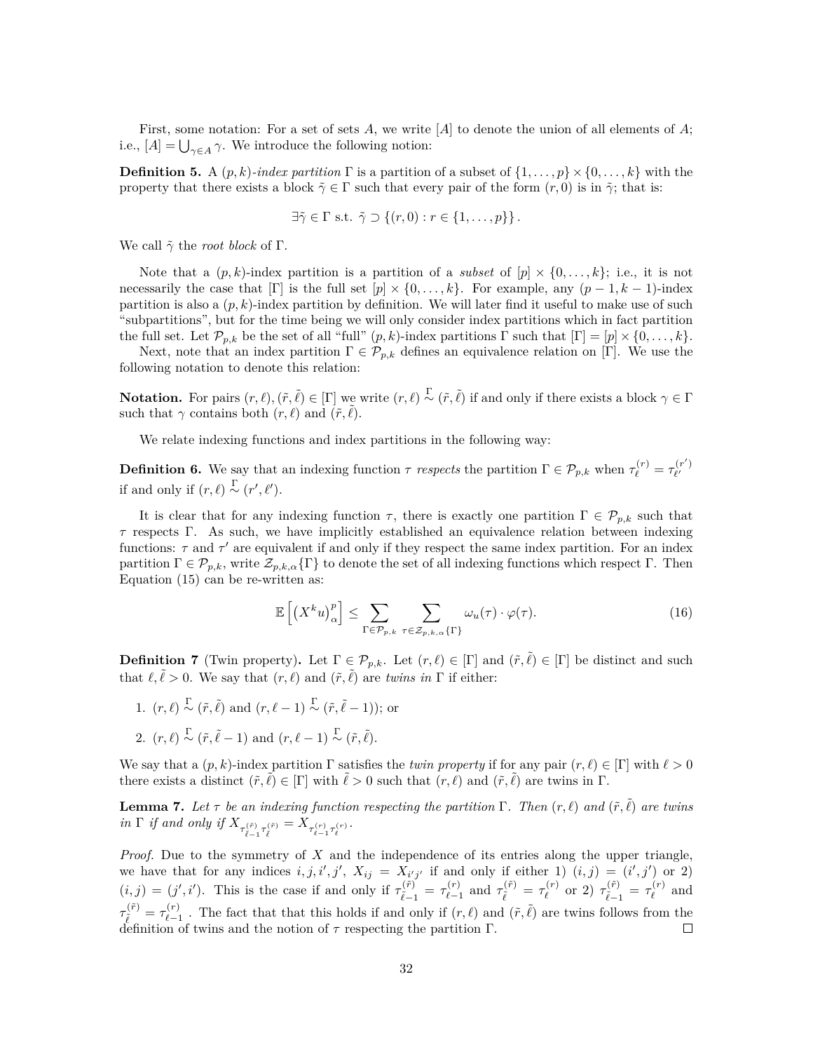First, some notation: For a set of sets $A$, we write $[A]$ to denote the union of all elements of $A$; i.e., $[A] = \bigcup_{\gamma \in A} \gamma$. We introduce the following notion:

**Definition 5.** A $(p,k)$*-index partition* $\Gamma$ is a partition of a subset of $\{1,\ldots,p\} \times \{0,\ldots,k\}$ with the property that there exists a block $\tilde{\gamma} \in \Gamma$ such that every pair of the form $(r,0)$ is in $\tilde{\gamma}$; that is:

$$\exists \tilde{\gamma} \in \Gamma \text{ s.t. } \tilde{\gamma} \supset \{(r,0) : r \in \{1,\ldots,p\}\}.$$

We call $\tilde{\gamma}$ the *root block* of $\Gamma$.

Note that a $(p,k)$-index partition is a partition of a *subset* of $[p] \times \{0,\ldots,k\}$; i.e., it is not necessarily the case that $[\Gamma]$ is the full set $[p] \times \{0,\ldots,k\}$. For example, any $(p-1,k-1)$-index partition is also a $(p,k)$-index partition by definition. We will later find it useful to make use of such "subpartitions", but for the time being we will only consider index partitions which in fact partition the full set. Let $\mathcal{P}_{p,k}$ be the set of all "full" $(p,k)$-index partitions $\Gamma$ such that $[\Gamma] = [p] \times \{0,\ldots,k\}$.

Next, note that an index partition $\Gamma \in \mathcal{P}_{p,k}$ defines an equivalence relation on $[\Gamma]$. We use the following notation to denote this relation:

**Notation.** For pairs $(r,\ell), (\tilde{r},\tilde{\ell}) \in [\Gamma]$ we write $(r,\ell) \overset{\Gamma}{\sim} (\tilde{r},\tilde{\ell})$ if and only if there exists a block $\gamma \in \Gamma$ such that $\gamma$ contains both $(r,\ell)$ and $(\tilde{r},\tilde{\ell})$.

We relate indexing functions and index partitions in the following way:

**Definition 6.** We say that an indexing function $\tau$ *respects* the partition $\Gamma \in \mathcal{P}_{p,k}$ when $\tau_\ell^{(r)} = \tau_{\ell'}^{(r')}$ if and only if $(r,\ell) \overset{\Gamma}{\sim} (r',\ell')$.

It is clear that for any indexing function $\tau$, there is exactly one partition $\Gamma \in \mathcal{P}_{p,k}$ such that $\tau$ respects $\Gamma$. As such, we have implicitly established an equivalence relation between indexing functions: $\tau$ and $\tau'$ are equivalent if and only if they respect the same index partition. For an index partition $\Gamma \in \mathcal{P}_{p,k}$, write $\mathcal{Z}_{p,k,\alpha}\{\Gamma\}$ to denote the set of all indexing functions which respect $\Gamma$. Then Equation (15) can be re-written as:

$$\mathbb{E}\left[\left(X^k u\right)_\alpha^p\right] \leq \sum_{\Gamma \in \mathcal{P}_{p,k}} \sum_{\tau \in \mathcal{Z}_{p,k,\alpha}\{\Gamma\}} \omega_u(\tau) \cdot \varphi(\tau). \tag{16}$$

**Definition 7** (Twin property)**.** Let $\Gamma \in \mathcal{P}_{p,k}$. Let $(r,\ell) \in [\Gamma]$ and $(\tilde{r},\tilde{\ell}) \in [\Gamma]$ be distinct and such that $\ell, \tilde{\ell} > 0$. We say that $(r,\ell)$ and $(\tilde{r},\tilde{\ell})$ are *twins in* $\Gamma$ if either:

1. $(r,\ell) \overset{\Gamma}{\sim} (\tilde{r},\tilde{\ell})$ and $(r,\ell-1) \overset{\Gamma}{\sim} (\tilde{r},\tilde{\ell}-1)$; or
2. $(r,\ell) \overset{\Gamma}{\sim} (\tilde{r},\tilde{\ell}-1)$ and $(r,\ell-1) \overset{\Gamma}{\sim} (\tilde{r},\tilde{\ell})$.

We say that a $(p,k)$-index partition $\Gamma$ satisfies the *twin property* if for any pair $(r,\ell) \in [\Gamma]$ with $\ell > 0$ there exists a distinct $(\tilde{r},\tilde{\ell}) \in [\Gamma]$ with $\tilde{\ell} > 0$ such that $(r,\ell)$ and $(\tilde{r},\tilde{\ell})$ are twins in $\Gamma$.

**Lemma 7.** *Let $\tau$ be an indexing function respecting the partition $\Gamma$. Then $(r,\ell)$ and $(\tilde{r},\tilde{\ell})$ are twins in $\Gamma$ if and only if $X_{\tau_{\tilde{\ell}-1}^{(\tilde{r})}\tau_{\tilde{\ell}}^{(\tilde{r})}} = X_{\tau_{\ell-1}^{(r)}\tau_\ell^{(r)}}$.*

*Proof.* Due to the symmetry of $X$ and the independence of its entries along the upper triangle, we have that for any indices $i,j,i',j'$, $X_{ij} = X_{i'j'}$ if and only if either 1) $(i,j) = (i',j')$ or 2) $(i,j) = (j',i')$. This is the case if and only if $\tau_{\tilde{\ell}-1}^{(\tilde{r})} = \tau_{\ell-1}^{(r)}$ and $\tau_{\tilde{\ell}}^{(\tilde{r})} = \tau_\ell^{(r)}$ or 2) $\tau_{\tilde{\ell}-1}^{(\tilde{r})} = \tau_\ell^{(r)}$ and $\tau_{\tilde{\ell}}^{(\tilde{r})} = \tau_{\ell-1}^{(r)}$. The fact that that this holds if and only if $(r,\ell)$ and $(\tilde{r},\tilde{\ell})$ are twins follows from the definition of twins and the notion of $\tau$ respecting the partition $\Gamma$. ∎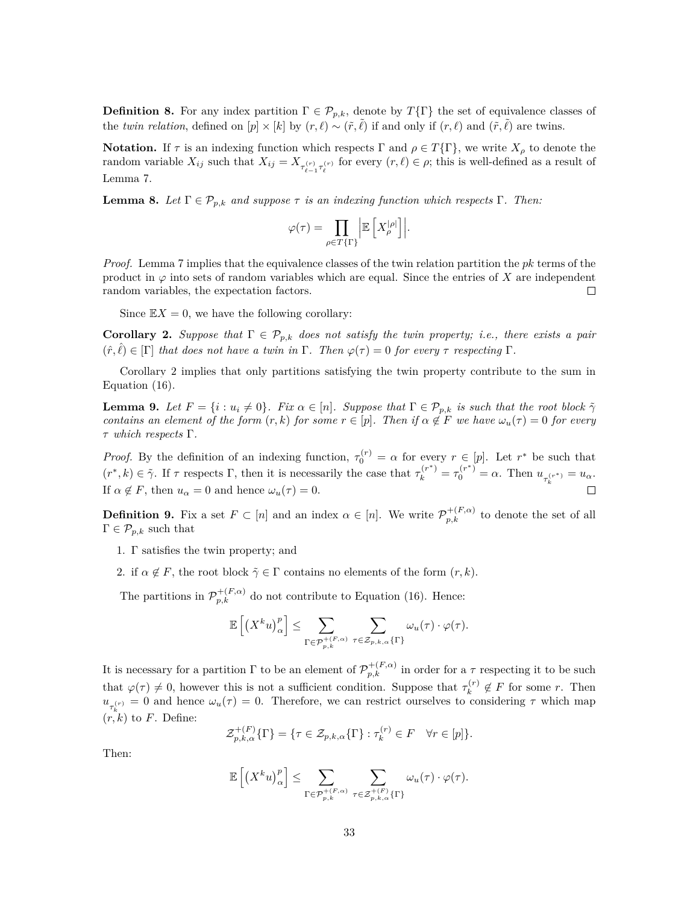**Definition 8.** For any index partition $\Gamma \in \mathcal{P}_{p,k}$, denote by $T\{\Gamma\}$ the set of equivalence classes of the *twin relation*, defined on $[p] \times [k]$ by $(r, \ell) \sim (\tilde{r}, \tilde{\ell})$ if and only if $(r, \ell)$ and $(\tilde{r}, \tilde{\ell})$ are twins.

**Notation.** If $\tau$ is an indexing function which respects $\Gamma$ and $\rho \in T\{\Gamma\}$, we write $X_\rho$ to denote the random variable $X_{ij}$ such that $X_{ij} = X_{\tau^{(r)}_{\ell-1}\tau^{(r)}_{\ell}}$ for every $(r, \ell) \in \rho$; this is well-defined as a result of Lemma 7.

**Lemma 8.** *Let $\Gamma \in \mathcal{P}_{p,k}$ and suppose $\tau$ is an indexing function which respects $\Gamma$. Then:*

$$\varphi(\tau) = \prod_{\rho \in T\{\Gamma\}} \left| \mathbb{E}\left[ X_\rho^{|\rho|} \right] \right|.$$

*Proof.* Lemma 7 implies that the equivalence classes of the twin relation partition the $pk$ terms of the product in $\varphi$ into sets of random variables which are equal. Since the entries of $X$ are independent random variables, the expectation factors. $\square$

Since $\mathbb{E}X = 0$, we have the following corollary:

**Corollary 2.** *Suppose that $\Gamma \in \mathcal{P}_{p,k}$ does not satisfy the twin property; i.e., there exists a pair $(\hat{r}, \hat{\ell}) \in [\Gamma]$ that does not have a twin in $\Gamma$. Then $\varphi(\tau) = 0$ for every $\tau$ respecting $\Gamma$.*

Corollary 2 implies that only partitions satisfying the twin property contribute to the sum in Equation (16).

**Lemma 9.** *Let $F = \{i : u_i \neq 0\}$. Fix $\alpha \in [n]$. Suppose that $\Gamma \in \mathcal{P}_{p,k}$ is such that the root block $\tilde{\gamma}$ contains an element of the form $(r, k)$ for some $r \in [p]$. Then if $\alpha \notin F$ we have $\omega_u(\tau) = 0$ for every $\tau$ which respects $\Gamma$.*

*Proof.* By the definition of an indexing function, $\tau^{(r)}_0 = \alpha$ for every $r \in [p]$. Let $r^*$ be such that $(r^*, k) \in \tilde{\gamma}$. If $\tau$ respects $\Gamma$, then it is necessarily the case that $\tau^{(r^*)}_k = \tau^{(r^*)}_0 = \alpha$. Then $u_{\tau^{(r^*)}_k} = u_\alpha$. If $\alpha \notin F$, then $u_\alpha = 0$ and hence $\omega_u(\tau) = 0$. $\square$

**Definition 9.** Fix a set $F \subset [n]$ and an index $\alpha \in [n]$. We write $\mathcal{P}^{+(F,\alpha)}_{p,k}$ to denote the set of all $\Gamma \in \mathcal{P}_{p,k}$ such that

1. $\Gamma$ satisfies the twin property; and
2. if $\alpha \notin F$, the root block $\tilde{\gamma} \in \Gamma$ contains no elements of the form $(r, k)$.

The partitions in $\mathcal{P}^{+(F,\alpha)}_{p,k}$ do not contribute to Equation (16). Hence:

$$\mathbb{E}\left[ \left( X^k u \right)^p_\alpha \right] \leq \sum_{\Gamma \in \mathcal{P}^{+(F,\alpha)}_{p,k}} \sum_{\tau \in \mathcal{Z}_{p,k,\alpha}\{\Gamma\}} \omega_u(\tau) \cdot \varphi(\tau).$$

It is necessary for a partition $\Gamma$ to be an element of $\mathcal{P}^{+(F,\alpha)}_{p,k}$ in order for a $\tau$ respecting it to be such that $\varphi(\tau) \neq 0$, however this is not a sufficient condition. Suppose that $\tau^{(r)}_k \notin F$ for some $r$. Then $u_{\tau^{(r)}_k} = 0$ and hence $\omega_u(\tau) = 0$. Therefore, we can restrict ourselves to considering $\tau$ which map $(r, k)$ to $F$. Define:

$$\mathcal{Z}^{+(F)}_{p,k,\alpha}\{\Gamma\} = \{\tau \in \mathcal{Z}_{p,k,\alpha}\{\Gamma\} : \tau^{(r)}_k \in F \quad \forall r \in [p]\}.$$

Then:

$$\mathbb{E}\left[ \left( X^k u \right)^p_\alpha \right] \leq \sum_{\Gamma \in \mathcal{P}^{+(F,\alpha)}_{p,k}} \sum_{\tau \in \mathcal{Z}^{+(F)}_{p,k,\alpha}\{\Gamma\}} \omega_u(\tau) \cdot \varphi(\tau).$$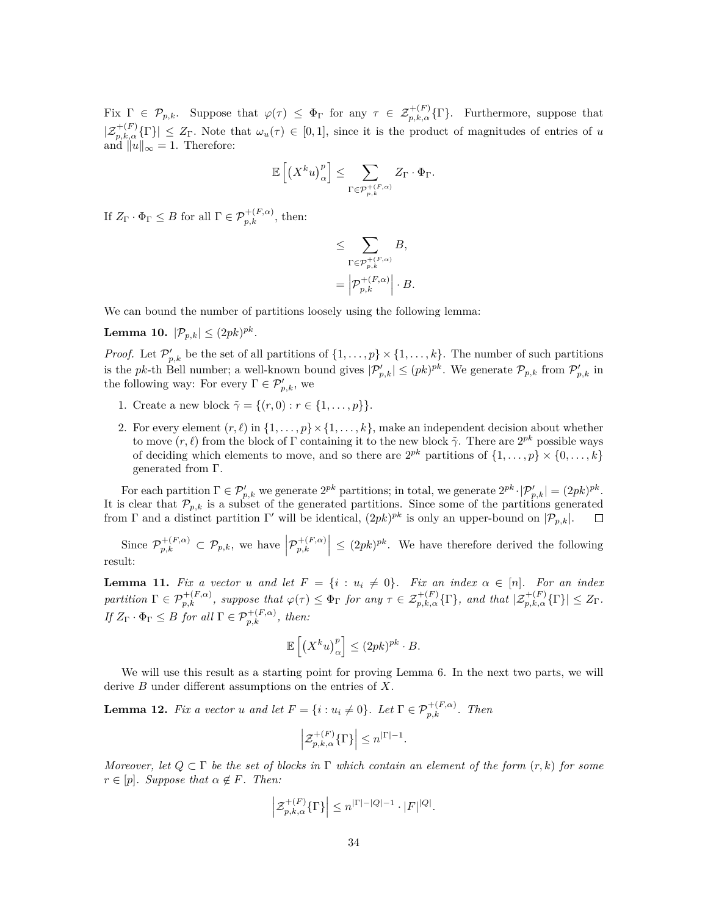Fix $\Gamma \in \mathcal{P}_{p,k}$. Suppose that $\varphi(\tau) \leq \Phi_\Gamma$ for any $\tau \in \mathcal{Z}^{+(F)}_{p,k,\alpha}\{\Gamma\}$. Furthermore, suppose that $|\mathcal{Z}^{+(F)}_{p,k,\alpha}\{\Gamma\}| \leq Z_\Gamma$. Note that $\omega_u(\tau) \in [0,1]$, since it is the product of magnitudes of entries of $u$ and $\|u\|_\infty = 1$. Therefore:

$$\mathbb{E}\left[\left(X^k u\right)^p_\alpha\right] \leq \sum_{\Gamma \in \mathcal{P}^{+(F,\alpha)}_{p,k}} Z_\Gamma \cdot \Phi_\Gamma.$$

If $Z_\Gamma \cdot \Phi_\Gamma \leq B$ for all $\Gamma \in \mathcal{P}^{+(F,\alpha)}_{p,k}$, then:

$$\begin{aligned}
&\leq \sum_{\Gamma \in \mathcal{P}^{+(F,\alpha)}_{p,k}} B, \\
&= \left|\mathcal{P}^{+(F,\alpha)}_{p,k}\right| \cdot B.
\end{aligned}$$

We can bound the number of partitions loosely using the following lemma:

**Lemma 10.** $|\mathcal{P}_{p,k}| \leq (2pk)^{pk}$.

*Proof.* Let $\mathcal{P}'_{p,k}$ be the set of all partitions of $\{1,\ldots,p\} \times \{1,\ldots,k\}$. The number of such partitions is the $pk$-th Bell number; a well-known bound gives $|\mathcal{P}'_{p,k}| \leq (pk)^{pk}$. We generate $\mathcal{P}_{p,k}$ from $\mathcal{P}'_{p,k}$ in the following way: For every $\Gamma \in \mathcal{P}'_{p,k}$, we

1. Create a new block $\tilde{\gamma} = \{(r,0) : r \in \{1,\ldots,p\}\}$.
2. For every element $(r,\ell)$ in $\{1,\ldots,p\} \times \{1,\ldots,k\}$, make an independent decision about whether to move $(r,\ell)$ from the block of $\Gamma$ containing it to the new block $\tilde{\gamma}$. There are $2^{pk}$ possible ways of deciding which elements to move, and so there are $2^{pk}$ partitions of $\{1,\ldots,p\} \times \{0,\ldots,k\}$ generated from $\Gamma$.

For each partition $\Gamma \in \mathcal{P}'_{p,k}$ we generate $2^{pk}$ partitions; in total, we generate $2^{pk} \cdot |\mathcal{P}'_{p,k}| = (2pk)^{pk}$. It is clear that $\mathcal{P}_{p,k}$ is a subset of the generated partitions. Since some of the partitions generated from $\Gamma$ and a distinct partition $\Gamma'$ will be identical, $(2pk)^{pk}$ is only an upper-bound on $|\mathcal{P}_{p,k}|$. $\square$

Since $\mathcal{P}^{+(F,\alpha)}_{p,k} \subset \mathcal{P}_{p,k}$, we have $\left|\mathcal{P}^{+(F,\alpha)}_{p,k}\right| \leq (2pk)^{pk}$. We have therefore derived the following result:

**Lemma 11.** *Fix a vector $u$ and let $F = \{i : u_i \neq 0\}$. Fix an index $\alpha \in [n]$. For an index partition $\Gamma \in \mathcal{P}^{+(F,\alpha)}_{p,k}$, suppose that $\varphi(\tau) \leq \Phi_\Gamma$ for any $\tau \in \mathcal{Z}^{+(F)}_{p,k,\alpha}\{\Gamma\}$, and that $|\mathcal{Z}^{+(F)}_{p,k,\alpha}\{\Gamma\}| \leq Z_\Gamma$. If $Z_\Gamma \cdot \Phi_\Gamma \leq B$ for all $\Gamma \in \mathcal{P}^{+(F,\alpha)}_{p,k}$, then:*

$$\mathbb{E}\left[\left(X^k u\right)^p_\alpha\right] \leq (2pk)^{pk} \cdot B.$$

We will use this result as a starting point for proving Lemma 6. In the next two parts, we will derive $B$ under different assumptions on the entries of $X$.

**Lemma 12.** *Fix a vector $u$ and let $F = \{i : u_i \neq 0\}$. Let $\Gamma \in \mathcal{P}^{+(F,\alpha)}_{p,k}$. Then*

$$\left|\mathcal{Z}^{+(F)}_{p,k,\alpha}\{\Gamma\}\right| \leq n^{|\Gamma|-1}.$$

*Moreover, let $Q \subset \Gamma$ be the set of blocks in $\Gamma$ which contain an element of the form $(r,k)$ for some $r \in [p]$. Suppose that $\alpha \notin F$. Then:*

$$\left|\mathcal{Z}^{+(F)}_{p,k,\alpha}\{\Gamma\}\right| \leq n^{|\Gamma|-|Q|-1} \cdot |F|^{|Q|}.$$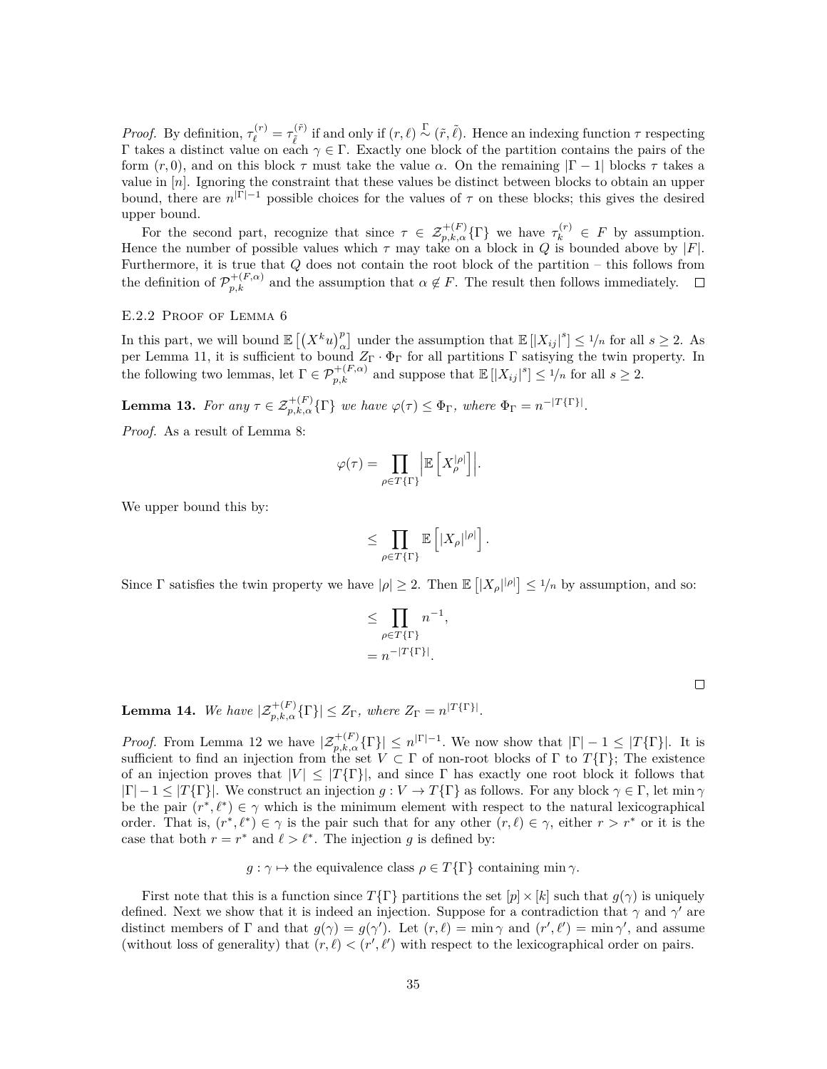*Proof.* By definition, $\tau_\ell^{(r)} = \tau_{\tilde{\ell}}^{(\tilde{r})}$ if and only if $(r, \ell) \overset{\Gamma}{\sim} (\tilde{r}, \tilde{\ell})$. Hence an indexing function $\tau$ respecting $\Gamma$ takes a distinct value on each $\gamma \in \Gamma$. Exactly one block of the partition contains the pairs of the form $(r, 0)$, and on this block $\tau$ must take the value $\alpha$. On the remaining $|\Gamma - 1|$ blocks $\tau$ takes a value in $[n]$. Ignoring the constraint that these values be distinct between blocks to obtain an upper bound, there are $n^{|\Gamma|-1}$ possible choices for the values of $\tau$ on these blocks; this gives the desired upper bound.

For the second part, recognize that since $\tau \in \mathcal{Z}_{p,k,\alpha}^{+(F)}\{\Gamma\}$ we have $\tau_k^{(r)} \in F$ by assumption. Hence the number of possible values which $\tau$ may take on a block in $Q$ is bounded above by $|F|$. Furthermore, it is true that $Q$ does not contain the root block of the partition – this follows from the definition of $\mathcal{P}_{p,k}^{+(F,\alpha)}$ and the assumption that $\alpha \notin F$. The result then follows immediately. $\square$

### E.2.2 Proof of Lemma 6

In this part, we will bound $\mathbb{E}\left[\left(X^k u\right)_\alpha^p\right]$ under the assumption that $\mathbb{E}\left[|X_{ij}|^s\right] \leq 1/n$ for all $s \geq 2$. As per Lemma 11, it is sufficient to bound $Z_\Gamma \cdot \Phi_\Gamma$ for all partitions $\Gamma$ satisying the twin property. In the following two lemmas, let $\Gamma \in \mathcal{P}_{p,k}^{+(F,\alpha)}$ and suppose that $\mathbb{E}\left[|X_{ij}|^s\right] \leq 1/n$ for all $s \geq 2$.

**Lemma 13.** *For any $\tau \in \mathcal{Z}_{p,k,\alpha}^{+(F)}\{\Gamma\}$ we have $\varphi(\tau) \leq \Phi_\Gamma$, where $\Phi_\Gamma = n^{-|T\{\Gamma\}|}$.*

*Proof.* As a result of Lemma 8:

$$\varphi(\tau) = \prod_{\rho \in T\{\Gamma\}} \left| \mathbb{E}\left[X_\rho^{|\rho|}\right] \right|.$$

We upper bound this by:

$$\leq \prod_{\rho \in T\{\Gamma\}} \mathbb{E}\left[|X_\rho|^{|\rho|}\right].$$

Since $\Gamma$ satisfies the twin property we have $|\rho| \geq 2$. Then $\mathbb{E}\left[|X_\rho|^{|\rho|}\right] \leq 1/n$ by assumption, and so:

$$\leq \prod_{\rho \in T\{\Gamma\}} n^{-1},$$
$$= n^{-|T\{\Gamma\}|}.$$

$\square$

**Lemma 14.** *We have $|\mathcal{Z}_{p,k,\alpha}^{+(F)}\{\Gamma\}| \leq Z_\Gamma$, where $Z_\Gamma = n^{|T\{\Gamma\}|}$.*

*Proof.* From Lemma 12 we have $|\mathcal{Z}_{p,k,\alpha}^{+(F)}\{\Gamma\}| \leq n^{|\Gamma|-1}$. We now show that $|\Gamma| - 1 \leq |T\{\Gamma\}|$. It is sufficient to find an injection from the set $V \subset \Gamma$ of non-root blocks of $\Gamma$ to $T\{\Gamma\}$; The existence of an injection proves that $|V| \leq |T\{\Gamma\}|$, and since $\Gamma$ has exactly one root block it follows that $|\Gamma| - 1 \leq |T\{\Gamma\}|$. We construct an injection $g : V \to T\{\Gamma\}$ as follows. For any block $\gamma \in \Gamma$, let $\min \gamma$ be the pair $(r^*, \ell^*) \in \gamma$ which is the minimum element with respect to the natural lexicographical order. That is, $(r^*, \ell^*) \in \gamma$ is the pair such that for any other $(r, \ell) \in \gamma$, either $r > r^*$ or it is the case that both $r = r^*$ and $\ell > \ell^*$. The injection $g$ is defined by:

$$g : \gamma \mapsto \text{the equivalence class } \rho \in T\{\Gamma\} \text{ containing } \min \gamma.$$

First note that this is a function since $T\{\Gamma\}$ partitions the set $[p] \times [k]$ such that $g(\gamma)$ is uniquely defined. Next we show that it is indeed an injection. Suppose for a contradiction that $\gamma$ and $\gamma'$ are distinct members of $\Gamma$ and that $g(\gamma) = g(\gamma')$. Let $(r, \ell) = \min \gamma$ and $(r', \ell') = \min \gamma'$, and assume (without loss of generality) that $(r, \ell) < (r', \ell')$ with respect to the lexicographical order on pairs.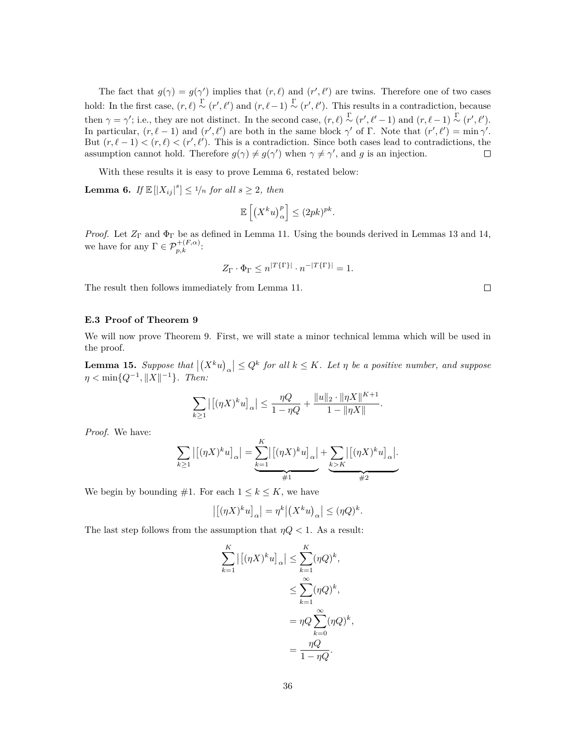The fact that $g(\gamma) = g(\gamma')$ implies that $(r, \ell)$ and $(r', \ell')$ are twins. Therefore one of two cases hold: In the first case, $(r, \ell) \overset{\Gamma}{\sim} (r', \ell')$ and $(r, \ell - 1) \overset{\Gamma}{\sim} (r', \ell')$. This results in a contradiction, because then $\gamma = \gamma'$; i.e., they are not distinct. In the second case, $(r, \ell) \overset{\Gamma}{\sim} (r', \ell' - 1)$ and $(r, \ell - 1) \overset{\Gamma}{\sim} (r', \ell')$. In particular, $(r, \ell - 1)$ and $(r', \ell')$ are both in the same block $\gamma'$ of $\Gamma$. Note that $(r', \ell') = \min \gamma'$. But $(r, \ell - 1) < (r, \ell) < (r', \ell')$. This is a contradiction. Since both cases lead to contradictions, the assumption cannot hold. Therefore $g(\gamma) \neq g(\gamma')$ when $\gamma \neq \gamma'$, and $g$ is an injection. ∎

With these results it is easy to prove Lemma 6, restated below:

**Lemma 6.** *If $\mathbb{E}[|X_{ij}|^s] \leq 1/n$ for all $s \geq 2$, then*

$$\mathbb{E}\left[\left(X^k u\right)_\alpha^p\right] \leq (2pk)^{pk}.$$

*Proof.* Let $Z_\Gamma$ and $\Phi_\Gamma$ be as defined in Lemma 11. Using the bounds derived in Lemmas 13 and 14, we have for any $\Gamma \in \mathcal{P}_{p,k}^{+(F,\alpha)}$:

$$Z_\Gamma \cdot \Phi_\Gamma \leq n^{|T\{\Gamma\}|} \cdot n^{-|T\{\Gamma\}|} = 1.$$

The result then follows immediately from Lemma 11. ∎

### E.3 Proof of Theorem 9

We will now prove Theorem 9. First, we will state a minor technical lemma which will be used in the proof.

**Lemma 15.** *Suppose that $\left|\left(X^k u\right)_\alpha\right| \leq Q^k$ for all $k \leq K$. Let $\eta$ be a positive number, and suppose $\eta < \min\{Q^{-1}, \|X\|^{-1}\}$. Then:*

$$\sum_{k \geq 1} \left|\left[(\eta X)^k u\right]_\alpha\right| \leq \frac{\eta Q}{1 - \eta Q} + \frac{\|u\|_2 \cdot \|\eta X\|^{K+1}}{1 - \|\eta X\|}.$$

*Proof.* We have:

$$\sum_{k \geq 1} \left|\left[(\eta X)^k u\right]_\alpha\right| = \underbrace{\sum_{k=1}^{K} \left|\left[(\eta X)^k u\right]_\alpha\right|}_{\#1} + \underbrace{\sum_{k > K} \left|\left[(\eta X)^k u\right]_\alpha\right|}_{\#2}.$$

We begin by bounding #1. For each $1 \leq k \leq K$, we have

$$\left|\left[(\eta X)^k u\right]_\alpha\right| = \eta^k \left|\left(X^k u\right)_\alpha\right| \leq (\eta Q)^k.$$

The last step follows from the assumption that $\eta Q < 1$. As a result:

$$\begin{aligned}
\sum_{k=1}^{K} \left|\left[(\eta X)^k u\right]_\alpha\right| &\leq \sum_{k=1}^{K} (\eta Q)^k, \\
&\leq \sum_{k=1}^{\infty} (\eta Q)^k, \\
&= \eta Q \sum_{k=0}^{\infty} (\eta Q)^k, \\
&= \frac{\eta Q}{1 - \eta Q}.
\end{aligned}$$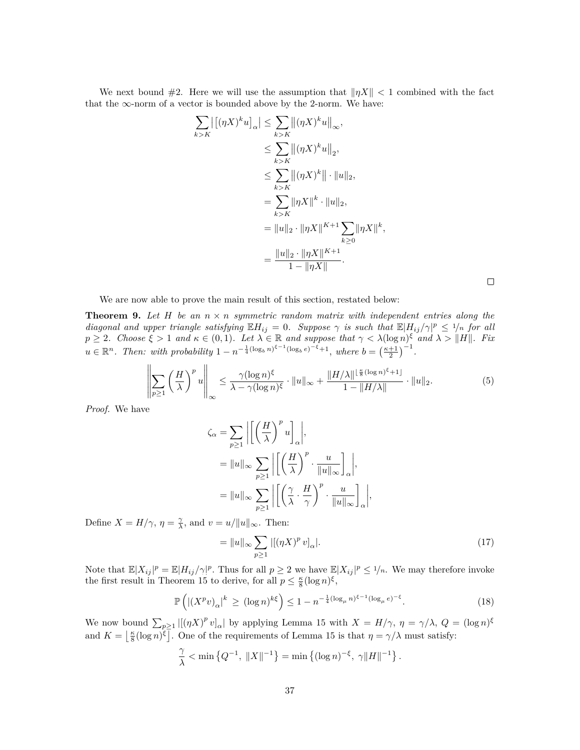We next bound #2. Here we will use the assumption that $\|\eta X\| < 1$ combined with the fact that the $\infty$-norm of a vector is bounded above by the 2-norm. We have:

$$
\begin{aligned}
\sum_{k>K} \left| \left[ (\eta X)^k u \right]_\alpha \right| &\leq \sum_{k>K} \left\| (\eta X)^k u \right\|_\infty, \\
&\leq \sum_{k>K} \left\| (\eta X)^k u \right\|_2, \\
&\leq \sum_{k>K} \left\| (\eta X)^k \right\| \cdot \|u\|_2, \\
&= \sum_{k>K} \|\eta X\|^k \cdot \|u\|_2, \\
&= \|u\|_2 \cdot \|\eta X\|^{K+1} \sum_{k\geq 0} \|\eta X\|^k, \\
&= \frac{\|u\|_2 \cdot \|\eta X\|^{K+1}}{1 - \|\eta X\|}.
\end{aligned}
$$

□

We are now able to prove the main result of this section, restated below:

**Theorem 9.** *Let $H$ be an $n \times n$ symmetric random matrix with independent entries along the diagonal and upper triangle satisfying $\mathbb{E}H_{ij} = 0$. Suppose $\gamma$ is such that $\mathbb{E}|H_{ij}/\gamma|^p \leq 1/n$ for all $p \geq 2$. Choose $\xi > 1$ and $\kappa \in (0, 1)$. Let $\lambda \in \mathbb{R}$ and suppose that $\gamma < \lambda(\log n)^\xi$ and $\lambda > \|H\|$. Fix $u \in \mathbb{R}^n$. Then: with probability $1 - n^{-\frac{1}{4}(\log_b n)^{\xi-1}(\log_b e)^{-\xi}+1}$, where $b = \left(\frac{\kappa+1}{2}\right)^{-1}$.*

$$
\left\| \sum_{p\geq 1} \left( \frac{H}{\lambda} \right)^p u \right\|_\infty \leq \frac{\gamma(\log n)^\xi}{\lambda - \gamma(\log n)^\xi} \cdot \|u\|_\infty + \frac{\|H/\lambda\|^{\lfloor \frac{\kappa}{8}(\log n)^\xi + 1 \rfloor}}{1 - \|H/\lambda\|} \cdot \|u\|_2. \tag{5}
$$

*Proof.* We have

$$
\begin{aligned}
\zeta_\alpha &= \sum_{p\geq 1} \left| \left[ \left( \frac{H}{\lambda} \right)^p u \right]_\alpha \right|, \\
&= \|u\|_\infty \sum_{p\geq 1} \left| \left[ \left( \frac{H}{\lambda} \right)^p \cdot \frac{u}{\|u\|_\infty} \right]_\alpha \right|, \\
&= \|u\|_\infty \sum_{p\geq 1} \left| \left[ \left( \frac{\gamma}{\lambda} \cdot \frac{H}{\gamma} \right)^p \cdot \frac{u}{\|u\|_\infty} \right]_\alpha \right|,
\end{aligned}
$$

Define $X = H/\gamma$, $\eta = \frac{\gamma}{\lambda}$, and $v = u/\|u\|_\infty$. Then:

$$
= \|u\|_\infty \sum_{p\geq 1} |[(\eta X)^p v]_\alpha|. \tag{17}
$$

Note that $\mathbb{E}|X_{ij}|^p = \mathbb{E}|H_{ij}/\gamma|^p$. Thus for all $p \geq 2$ we have $\mathbb{E}|X_{ij}|^p \leq 1/n$. We may therefore invoke the first result in Theorem 15 to derive, for all $p \leq \frac{\kappa}{8}(\log n)^\xi$,

$$
\mathbb{P}\left( |(X^p v)_\alpha|^k \geq (\log n)^{k\xi} \right) \leq 1 - n^{-\frac{1}{4}(\log_\mu n)^{\xi-1}(\log_\mu e)^{-\xi}}. \tag{18}
$$

We now bound $\sum_{p\geq 1} |[(\eta X)^p v]_\alpha|$ by applying Lemma 15 with $X = H/\gamma$, $\eta = \gamma/\lambda$, $Q = (\log n)^\xi$ and $K = \left\lfloor \frac{\kappa}{8}(\log n)^\xi \right\rfloor$. One of the requirements of Lemma 15 is that $\eta = \gamma/\lambda$ must satisfy:

$$
\frac{\gamma}{\lambda} < \min\left\{ Q^{-1},\ \|X\|^{-1} \right\} = \min\left\{ (\log n)^{-\xi},\ \gamma\|H\|^{-1} \right\}.
$$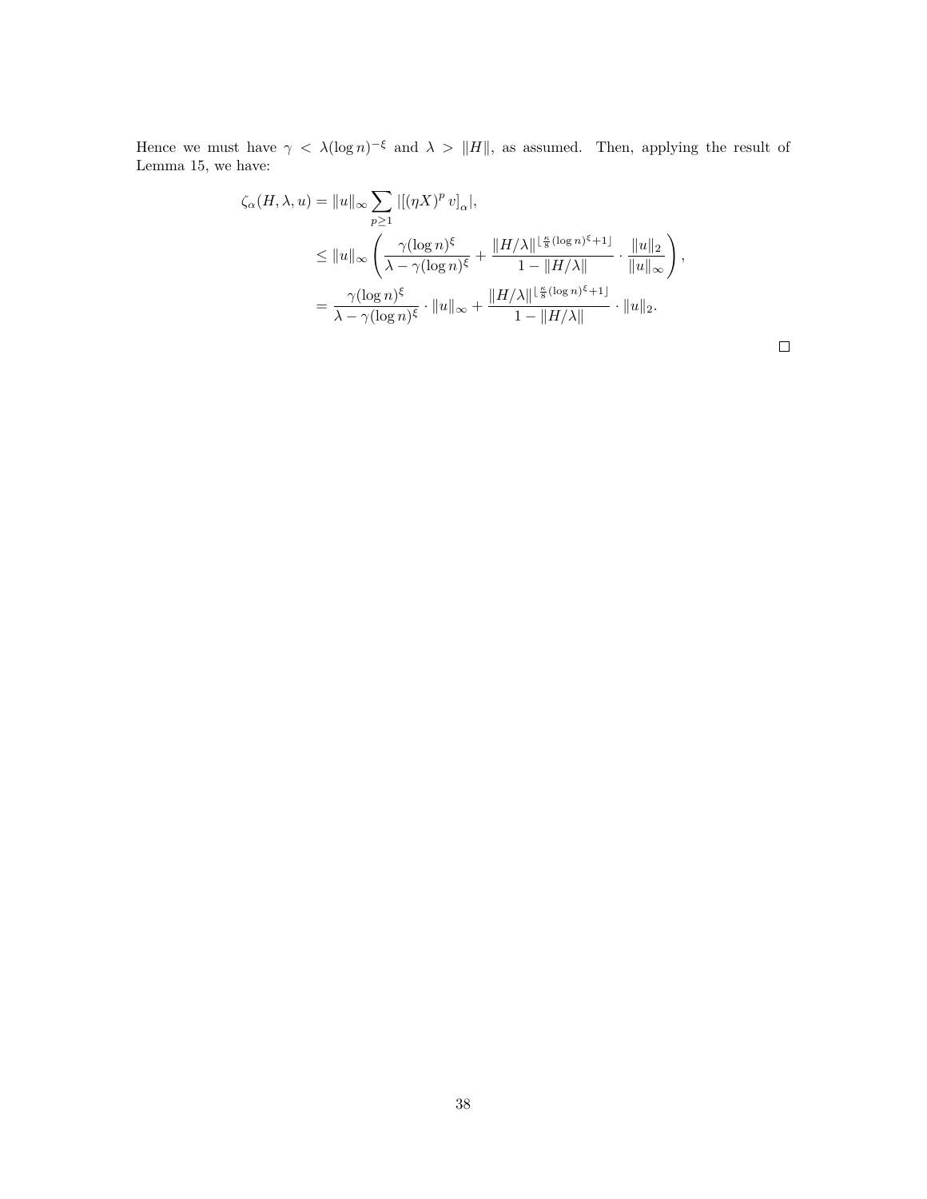Hence we must have $\gamma < \lambda(\log n)^{-\xi}$ and $\lambda > \|H\|$, as assumed. Then, applying the result of Lemma 15, we have:

$$
\begin{aligned}
\zeta_\alpha(H, \lambda, u) &= \|u\|_\infty \sum_{p \geq 1} |[(\eta X)^p \, v]_\alpha|, \\
&\leq \|u\|_\infty \left( \frac{\gamma(\log n)^\xi}{\lambda - \gamma(\log n)^\xi} + \frac{\|H/\lambda\|^{\lfloor \frac{\kappa}{8}(\log n)^\xi + 1 \rfloor}}{1 - \|H/\lambda\|} \cdot \frac{\|u\|_2}{\|u\|_\infty} \right), \\
&= \frac{\gamma(\log n)^\xi}{\lambda - \gamma(\log n)^\xi} \cdot \|u\|_\infty + \frac{\|H/\lambda\|^{\lfloor \frac{\kappa}{8}(\log n)^\xi + 1 \rfloor}}{1 - \|H/\lambda\|} \cdot \|u\|_2.
\end{aligned}
$$

$\square$